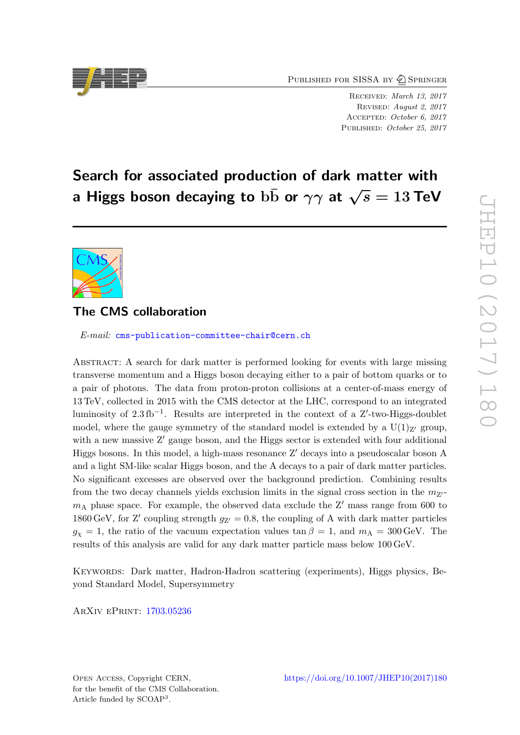Published for SISSA by Springer

Received: *March 13, 2017*
Revised: *August 2, 2017*
Accepted: *October 6, 2017*
Published: *October 25, 2017*

# Search for associated production of dark matter with a Higgs boson decaying to $\mathrm{b\bar{b}}$ or $\gamma\gamma$ at $\sqrt{s} = 13$ TeV

## The CMS collaboration

*E-mail:* cms-publication-committee-chair@cern.ch

Abstract: A search for dark matter is performed looking for events with large missing transverse momentum and a Higgs boson decaying either to a pair of bottom quarks or to a pair of photons. The data from proton-proton collisions at a center-of-mass energy of 13 TeV, collected in 2015 with the CMS detector at the LHC, correspond to an integrated luminosity of $2.3\,\mathrm{fb}^{-1}$. Results are interpreted in the context of a Z′-two-Higgs-doublet model, where the gauge symmetry of the standard model is extended by a $\mathrm{U(1)_{Z'}}$ group, with a new massive Z′ gauge boson, and the Higgs sector is extended with four additional Higgs bosons. In this model, a high-mass resonance Z′ decays into a pseudoscalar boson A and a light SM-like scalar Higgs boson, and the A decays to a pair of dark matter particles. No significant excesses are observed over the background prediction. Combining results from the two decay channels yields exclusion limits in the signal cross section in the $m_{\mathrm{Z'}}$-$m_{\mathrm{A}}$ phase space. For example, the observed data exclude the Z′ mass range from 600 to 1860 GeV, for Z′ coupling strength $g_{\mathrm{Z'}} = 0.8$, the coupling of A with dark matter particles $g_\chi = 1$, the ratio of the vacuum expectation values $\tan\beta = 1$, and $m_{\mathrm{A}} = 300$ GeV. The results of this analysis are valid for any dark matter particle mass below 100 GeV.

Keywords: Dark matter, Hadron-Hadron scattering (experiments), Higgs physics, Beyond Standard Model, Supersymmetry

ArXiv ePrint: 1703.05236

Open Access, Copyright CERN, for the benefit of the CMS Collaboration. Article funded by SCOAP[3].

https://doi.org/10.1007/JHEP10(2017)180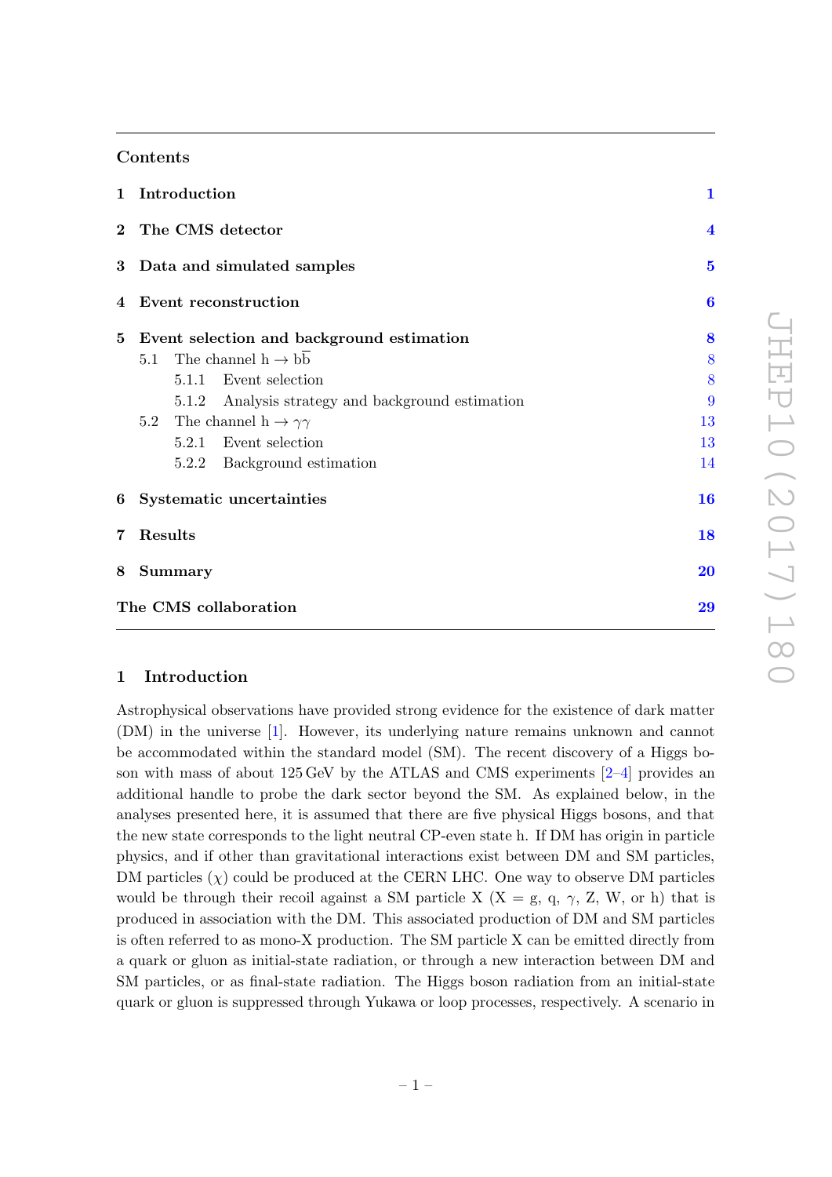## Contents

| | | |
|---|---|---|
| **1** | **Introduction** | **1** |
| **2** | **The CMS detector** | **4** |
| **3** | **Data and simulated samples** | **5** |
| **4** | **Event reconstruction** | **6** |
| **5** | **Event selection and background estimation** | **8** |
| | 5.1 The channel $h \to b\overline{b}$ | 8 |
| | 5.1.1 Event selection | 8 |
| | 5.1.2 Analysis strategy and background estimation | 9 |
| | 5.2 The channel $h \to \gamma\gamma$ | 13 |
| | 5.2.1 Event selection | 13 |
| | 5.2.2 Background estimation | 14 |
| **6** | **Systematic uncertainties** | **16** |
| **7** | **Results** | **18** |
| **8** | **Summary** | **20** |
| | **The CMS collaboration** | **29** |

## 1 Introduction

Astrophysical observations have provided strong evidence for the existence of dark matter (DM) in the universe [1]. However, its underlying nature remains unknown and cannot be accommodated within the standard model (SM). The recent discovery of a Higgs boson with mass of about 125 GeV by the ATLAS and CMS experiments [2–4] provides an additional handle to probe the dark sector beyond the SM. As explained below, in the analyses presented here, it is assumed that there are five physical Higgs bosons, and that the new state corresponds to the light neutral CP-even state h. If DM has origin in particle physics, and if other than gravitational interactions exist between DM and SM particles, DM particles ($\chi$) could be produced at the CERN LHC. One way to observe DM particles would be through their recoil against a SM particle X (X = g, q, $\gamma$, Z, W, or h) that is produced in association with the DM. This associated production of DM and SM particles is often referred to as mono-X production. The SM particle X can be emitted directly from a quark or gluon as initial-state radiation, or through a new interaction between DM and SM particles, or as final-state radiation. The Higgs boson radiation from an initial-state quark or gluon is suppressed through Yukawa or loop processes, respectively. A scenario in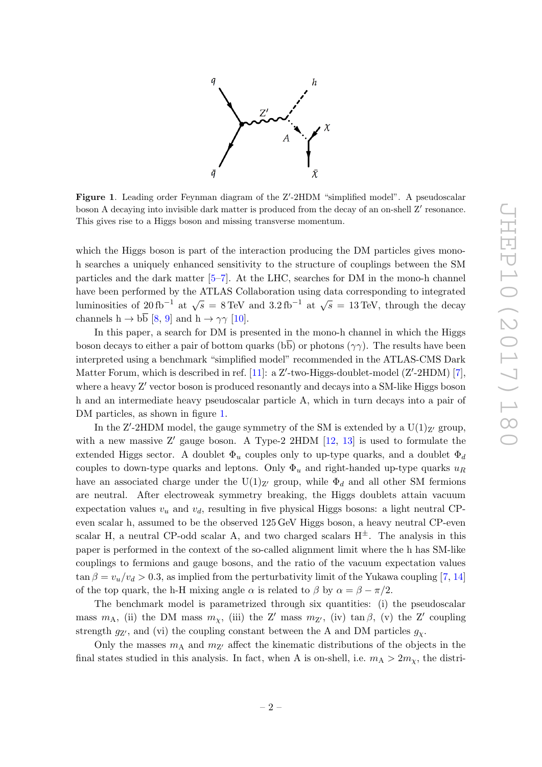**Figure 1**. Leading order Feynman diagram of the Z′-2HDM "simplified model". A pseudoscalar boson A decaying into invisible dark matter is produced from the decay of an on-shell Z′ resonance. This gives rise to a Higgs boson and missing transverse momentum.

which the Higgs boson is part of the interaction producing the DM particles gives mono-h searches a uniquely enhanced sensitivity to the structure of couplings between the SM particles and the dark matter [5–7]. At the LHC, searches for DM in the mono-h channel have been performed by the ATLAS Collaboration using data corresponding to integrated luminosities of $20\,\mathrm{fb}^{-1}$ at $\sqrt{s} = 8\,\mathrm{TeV}$ and $3.2\,\mathrm{fb}^{-1}$ at $\sqrt{s} = 13\,\mathrm{TeV}$, through the decay channels $\mathrm{h} \to \mathrm{b\overline{b}}$ [8, 9] and $\mathrm{h} \to \gamma\gamma$ [10].

In this paper, a search for DM is presented in the mono-h channel in which the Higgs boson decays to either a pair of bottom quarks ($\mathrm{b\overline{b}}$) or photons ($\gamma\gamma$). The results have been interpreted using a benchmark "simplified model" recommended in the ATLAS-CMS Dark Matter Forum, which is described in ref. [11]: a Z′-two-Higgs-doublet-model (Z′-2HDM) [7], where a heavy Z′ vector boson is produced resonantly and decays into a SM-like Higgs boson h and an intermediate heavy pseudoscalar particle A, which in turn decays into a pair of DM particles, as shown in figure 1.

In the Z′-2HDM model, the gauge symmetry of the SM is extended by a $\mathrm{U(1)_{Z'}}$ group, with a new massive Z′ gauge boson. A Type-2 2HDM [12, 13] is used to formulate the extended Higgs sector. A doublet $\Phi_u$ couples only to up-type quarks, and a doublet $\Phi_d$ couples to down-type quarks and leptons. Only $\Phi_u$ and right-handed up-type quarks $u_R$ have an associated charge under the $\mathrm{U(1)_{Z'}}$ group, while $\Phi_d$ and all other SM fermions are neutral. After electroweak symmetry breaking, the Higgs doublets attain vacuum expectation values $v_u$ and $v_d$, resulting in five physical Higgs bosons: a light neutral CP-even scalar h, assumed to be the observed 125 GeV Higgs boson, a heavy neutral CP-even scalar H, a neutral CP-odd scalar A, and two charged scalars $\mathrm{H^{\pm}}$. The analysis in this paper is performed in the context of the so-called alignment limit where the h has SM-like couplings to fermions and gauge bosons, and the ratio of the vacuum expectation values $\tan\beta = v_u/v_d > 0.3$, as implied from the perturbativity limit of the Yukawa coupling [7, 14] of the top quark, the h-H mixing angle $\alpha$ is related to $\beta$ by $\alpha = \beta - \pi/2$.

The benchmark model is parametrized through six quantities: (i) the pseudoscalar mass $m_{\mathrm{A}}$, (ii) the DM mass $m_\chi$, (iii) the Z′ mass $m_{\mathrm{Z'}}$, (iv) $\tan\beta$, (v) the Z′ coupling strength $g_{\mathrm{Z'}}$, and (vi) the coupling constant between the A and DM particles $g_\chi$.

Only the masses $m_{\mathrm{A}}$ and $m_{\mathrm{Z'}}$ affect the kinematic distributions of the objects in the final states studied in this analysis. In fact, when A is on-shell, i.e. $m_{\mathrm{A}} > 2m_\chi$, the distri-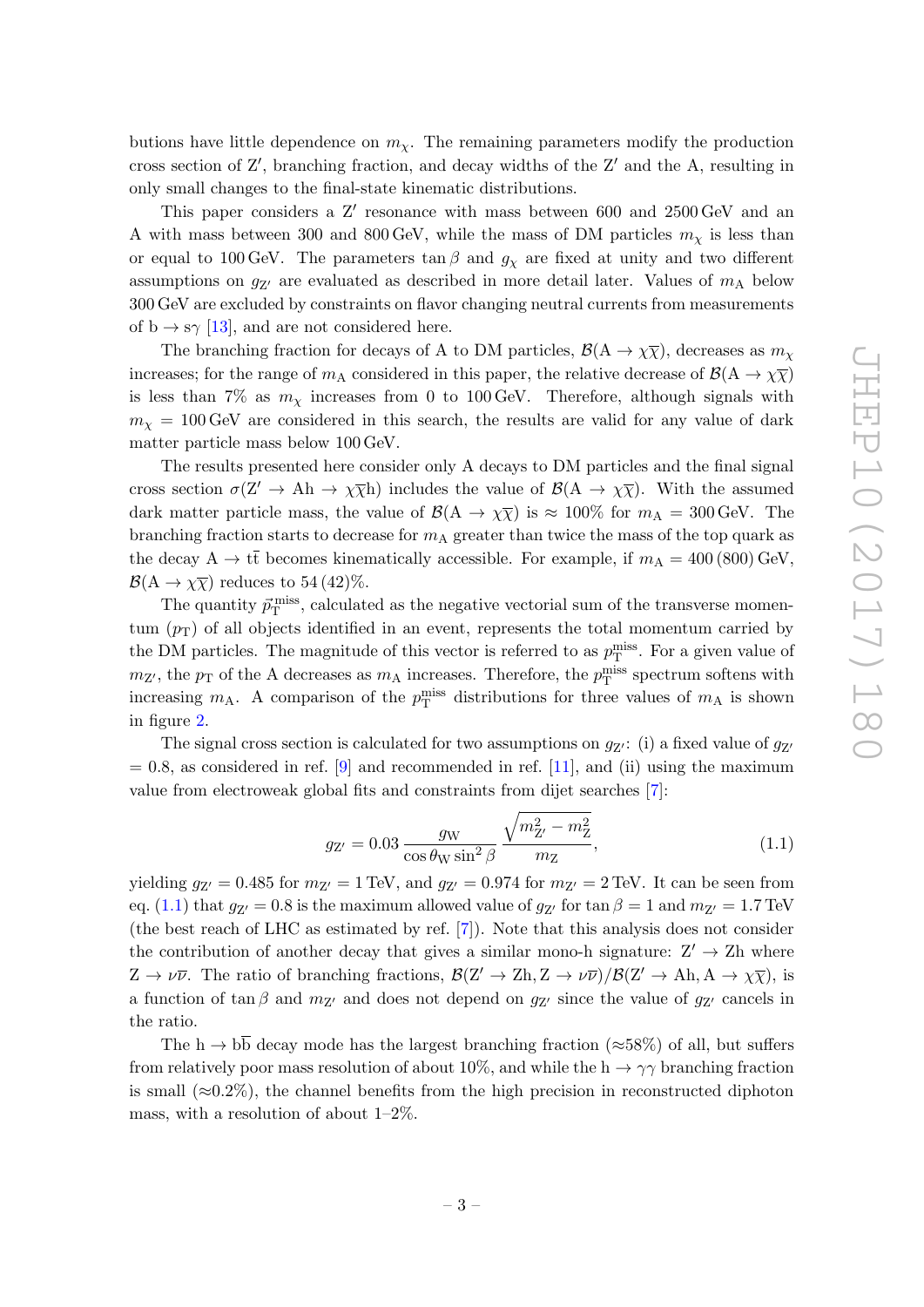butions have little dependence on $m_\chi$. The remaining parameters modify the production cross section of $\mathrm{Z'}$, branching fraction, and decay widths of the $\mathrm{Z'}$ and the A, resulting in only small changes to the final-state kinematic distributions.

This paper considers a $\mathrm{Z'}$ resonance with mass between 600 and 2500 GeV and an A with mass between 300 and 800 GeV, while the mass of DM particles $m_\chi$ is less than or equal to 100 GeV. The parameters $\tan\beta$ and $g_\chi$ are fixed at unity and two different assumptions on $g_{\mathrm{Z'}}$ are evaluated as described in more detail later. Values of $m_{\mathrm{A}}$ below 300 GeV are excluded by constraints on flavor changing neutral currents from measurements of $\mathrm{b} \to \mathrm{s}\gamma$ [13], and are not considered here.

The branching fraction for decays of A to DM particles, $\mathcal{B}(\mathrm{A} \to \chi\overline{\chi})$, decreases as $m_\chi$ increases; for the range of $m_{\mathrm{A}}$ considered in this paper, the relative decrease of $\mathcal{B}(\mathrm{A} \to \chi\overline{\chi})$ is less than 7% as $m_\chi$ increases from 0 to 100 GeV. Therefore, although signals with $m_\chi = 100\,\mathrm{GeV}$ are considered in this search, the results are valid for any value of dark matter particle mass below 100 GeV.

The results presented here consider only A decays to DM particles and the final signal cross section $\sigma(\mathrm{Z'} \to \mathrm{Ah} \to \chi\overline{\chi}\mathrm{h})$ includes the value of $\mathcal{B}(\mathrm{A} \to \chi\overline{\chi})$. With the assumed dark matter particle mass, the value of $\mathcal{B}(\mathrm{A} \to \chi\overline{\chi})$ is $\approx 100\%$ for $m_{\mathrm{A}} = 300\,\mathrm{GeV}$. The branching fraction starts to decrease for $m_{\mathrm{A}}$ greater than twice the mass of the top quark as the decay $\mathrm{A} \to \mathrm{t}\overline{\mathrm{t}}$ becomes kinematically accessible. For example, if $m_{\mathrm{A}} = 400\,(800)\,\mathrm{GeV}$, $\mathcal{B}(\mathrm{A} \to \chi\overline{\chi})$ reduces to 54 (42)%.

The quantity $\vec{p}_{\mathrm{T}}^{\,\mathrm{miss}}$, calculated as the negative vectorial sum of the transverse momentum ($p_{\mathrm{T}}$) of all objects identified in an event, represents the total momentum carried by the DM particles. The magnitude of this vector is referred to as $p_{\mathrm{T}}^{\mathrm{miss}}$. For a given value of $m_{\mathrm{Z'}}$, the $p_{\mathrm{T}}$ of the A decreases as $m_{\mathrm{A}}$ increases. Therefore, the $p_{\mathrm{T}}^{\mathrm{miss}}$ spectrum softens with increasing $m_{\mathrm{A}}$. A comparison of the $p_{\mathrm{T}}^{\mathrm{miss}}$ distributions for three values of $m_{\mathrm{A}}$ is shown in figure 2.

The signal cross section is calculated for two assumptions on $g_{\mathrm{Z'}}$: (i) a fixed value of $g_{\mathrm{Z'}} = 0.8$, as considered in ref. [9] and recommended in ref. [11], and (ii) using the maximum value from electroweak global fits and constraints from dijet searches [7]:

$$g_{\mathrm{Z'}} = 0.03\,\frac{g_{\mathrm{W}}}{\cos\theta_{\mathrm{W}}\sin^2\beta}\,\frac{\sqrt{m_{\mathrm{Z'}}^2 - m_{\mathrm{Z}}^2}}{m_{\mathrm{Z}}}, \tag{1.1}$$

yielding $g_{\mathrm{Z'}} = 0.485$ for $m_{\mathrm{Z'}} = 1\,\mathrm{TeV}$, and $g_{\mathrm{Z'}} = 0.974$ for $m_{\mathrm{Z'}} = 2\,\mathrm{TeV}$. It can be seen from eq. (1.1) that $g_{\mathrm{Z'}} = 0.8$ is the maximum allowed value of $g_{\mathrm{Z'}}$ for $\tan\beta = 1$ and $m_{\mathrm{Z'}} = 1.7\,\mathrm{TeV}$ (the best reach of LHC as estimated by ref. [7]). Note that this analysis does not consider the contribution of another decay that gives a similar mono-h signature: $\mathrm{Z'} \to \mathrm{Zh}$ where $\mathrm{Z} \to \nu\overline{\nu}$. The ratio of branching fractions, $\mathcal{B}(\mathrm{Z'} \to \mathrm{Zh}, \mathrm{Z} \to \nu\overline{\nu})/\mathcal{B}(\mathrm{Z'} \to \mathrm{Ah}, \mathrm{A} \to \chi\overline{\chi})$, is a function of $\tan\beta$ and $m_{\mathrm{Z'}}$ and does not depend on $g_{\mathrm{Z'}}$ since the value of $g_{\mathrm{Z'}}$ cancels in the ratio.

The $\mathrm{h} \to \mathrm{b}\overline{\mathrm{b}}$ decay mode has the largest branching fraction ($\approx$58%) of all, but suffers from relatively poor mass resolution of about 10%, and while the $\mathrm{h} \to \gamma\gamma$ branching fraction is small ($\approx$0.2%), the channel benefits from the high precision in reconstructed diphoton mass, with a resolution of about 1–2%.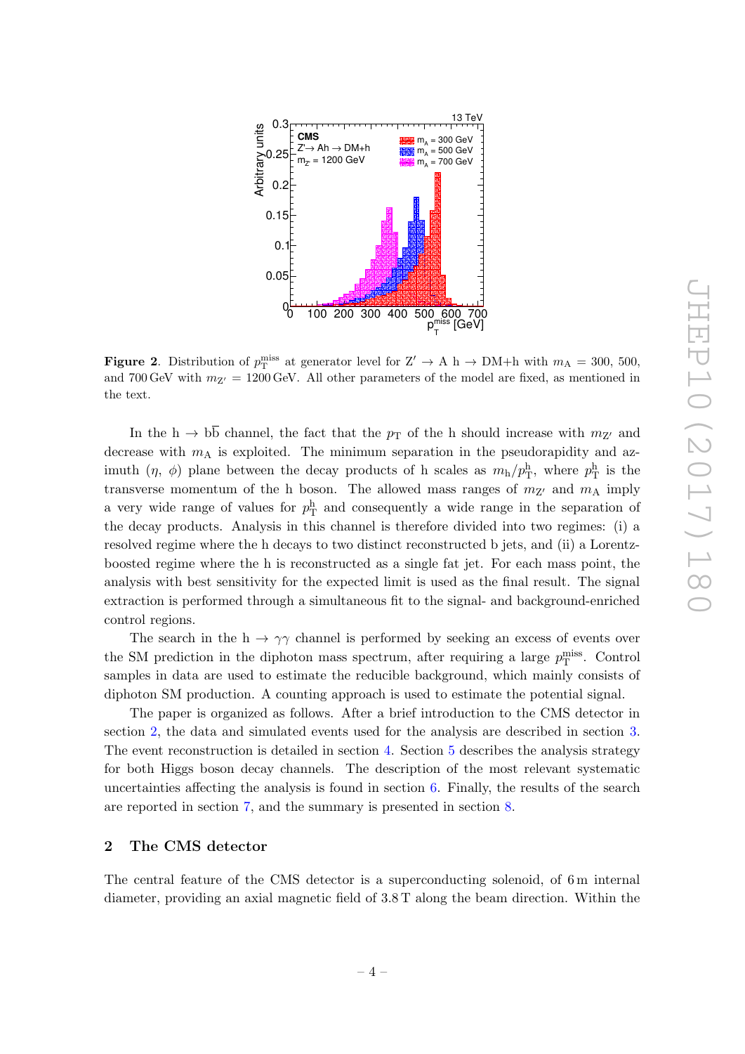**Figure 2**. Distribution of $p_{\mathrm{T}}^{\mathrm{miss}}$ at generator level for $\mathrm{Z}' \to \mathrm{A\ h} \to \mathrm{DM{+}h}$ with $m_{\mathrm{A}} = 300$, 500, and 700 GeV with $m_{\mathrm{Z}'} = 1200$ GeV. All other parameters of the model are fixed, as mentioned in the text.

In the $\mathrm{h} \to \mathrm{b\bar{b}}$ channel, the fact that the $p_{\mathrm{T}}$ of the h should increase with $m_{\mathrm{Z}'}$ and decrease with $m_{\mathrm{A}}$ is exploited. The minimum separation in the pseudorapidity and azimuth ($\eta$, $\phi$) plane between the decay products of h scales as $m_{\mathrm{h}}/p_{\mathrm{T}}^{\mathrm{h}}$, where $p_{\mathrm{T}}^{\mathrm{h}}$ is the transverse momentum of the h boson. The allowed mass ranges of $m_{\mathrm{Z}'}$ and $m_{\mathrm{A}}$ imply a very wide range of values for $p_{\mathrm{T}}^{\mathrm{h}}$ and consequently a wide range in the separation of the decay products. Analysis in this channel is therefore divided into two regimes: (i) a resolved regime where the h decays to two distinct reconstructed b jets, and (ii) a Lorentz-boosted regime where the h is reconstructed as a single fat jet. For each mass point, the analysis with best sensitivity for the expected limit is used as the final result. The signal extraction is performed through a simultaneous fit to the signal- and background-enriched control regions.

The search in the $\mathrm{h} \to \gamma\gamma$ channel is performed by seeking an excess of events over the SM prediction in the diphoton mass spectrum, after requiring a large $p_{\mathrm{T}}^{\mathrm{miss}}$. Control samples in data are used to estimate the reducible background, which mainly consists of diphoton SM production. A counting approach is used to estimate the potential signal.

The paper is organized as follows. After a brief introduction to the CMS detector in section 2, the data and simulated events used for the analysis are described in section 3. The event reconstruction is detailed in section 4. Section 5 describes the analysis strategy for both Higgs boson decay channels. The description of the most relevant systematic uncertainties affecting the analysis is found in section 6. Finally, the results of the search are reported in section 7, and the summary is presented in section 8.

## 2 The CMS detector

The central feature of the CMS detector is a superconducting solenoid, of 6 m internal diameter, providing an axial magnetic field of 3.8 T along the beam direction. Within the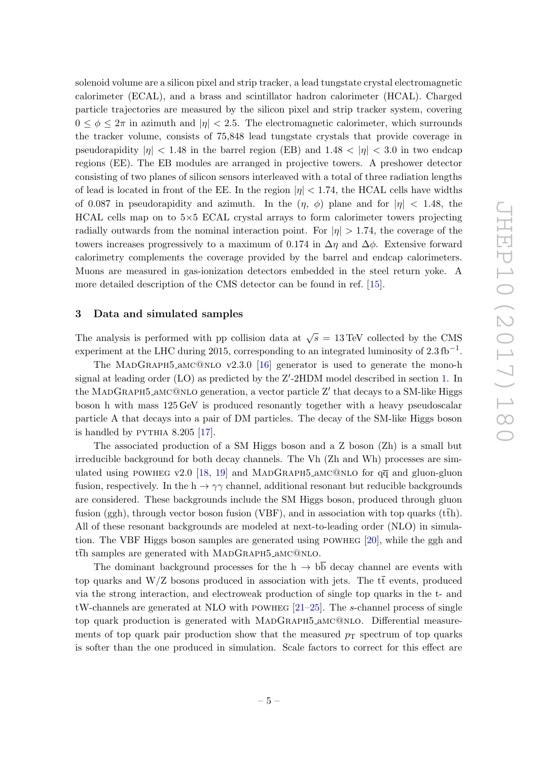solenoid volume are a silicon pixel and strip tracker, a lead tungstate crystal electromagnetic calorimeter (ECAL), and a brass and scintillator hadron calorimeter (HCAL). Charged particle trajectories are measured by the silicon pixel and strip tracker system, covering $0 \leq \phi \leq 2\pi$ in azimuth and $|\eta| < 2.5$. The electromagnetic calorimeter, which surrounds the tracker volume, consists of 75,848 lead tungstate crystals that provide coverage in pseudorapidity $|\eta| < 1.48$ in the barrel region (EB) and $1.48 < |\eta| < 3.0$ in two endcap regions (EE). The EB modules are arranged in projective towers. A preshower detector consisting of two planes of silicon sensors interleaved with a total of three radiation lengths of lead is located in front of the EE. In the region $|\eta| < 1.74$, the HCAL cells have widths of 0.087 in pseudorapidity and azimuth. In the $(\eta, \phi)$ plane and for $|\eta| < 1.48$, the HCAL cells map on to 5×5 ECAL crystal arrays to form calorimeter towers projecting radially outwards from the nominal interaction point. For $|\eta| > 1.74$, the coverage of the towers increases progressively to a maximum of 0.174 in $\Delta\eta$ and $\Delta\phi$. Extensive forward calorimetry complements the coverage provided by the barrel and endcap calorimeters. Muons are measured in gas-ionization detectors embedded in the steel return yoke. A more detailed description of the CMS detector can be found in ref. [15].

## 3 Data and simulated samples

The analysis is performed with pp collision data at $\sqrt{s} = 13\,\text{TeV}$ collected by the CMS experiment at the LHC during 2015, corresponding to an integrated luminosity of $2.3\,\text{fb}^{-1}$.

The MadGraph5_aMC@NLO v2.3.0 [16] generator is used to generate the mono-h signal at leading order (LO) as predicted by the Z′-2HDM model described in section 1. In the MadGraph5_aMC@NLO generation, a vector particle Z′ that decays to a SM-like Higgs boson h with mass 125 GeV is produced resonantly together with a heavy pseudoscalar particle A that decays into a pair of DM particles. The decay of the SM-like Higgs boson is handled by PYTHIA 8.205 [17].

The associated production of a SM Higgs boson and a Z boson (Zh) is a small but irreducible background for both decay channels. The Vh (Zh and Wh) processes are simulated using POWHEG v2.0 [18, 19] and MadGraph5_aMC@NLO for $q\overline{q}$ and gluon-gluon fusion, respectively. In the $h \to \gamma\gamma$ channel, additional resonant but reducible backgrounds are considered. These backgrounds include the SM Higgs boson, produced through gluon fusion (ggh), through vector boson fusion (VBF), and in association with top quarks ($t\overline{t}h$). All of these resonant backgrounds are modeled at next-to-leading order (NLO) in simulation. The VBF Higgs boson samples are generated using POWHEG [20], while the ggh and $t\overline{t}h$ samples are generated with MadGraph5_aMC@NLO.

The dominant background processes for the $h \to b\overline{b}$ decay channel are events with top quarks and W/Z bosons produced in association with jets. The $t\overline{t}$ events, produced via the strong interaction, and electroweak production of single top quarks in the t- and tW-channels are generated at NLO with POWHEG [21–25]. The *s*-channel process of single top quark production is generated with MadGraph5_aMC@NLO. Differential measurements of top quark pair production show that the measured $p_T$ spectrum of top quarks is softer than the one produced in simulation. Scale factors to correct for this effect are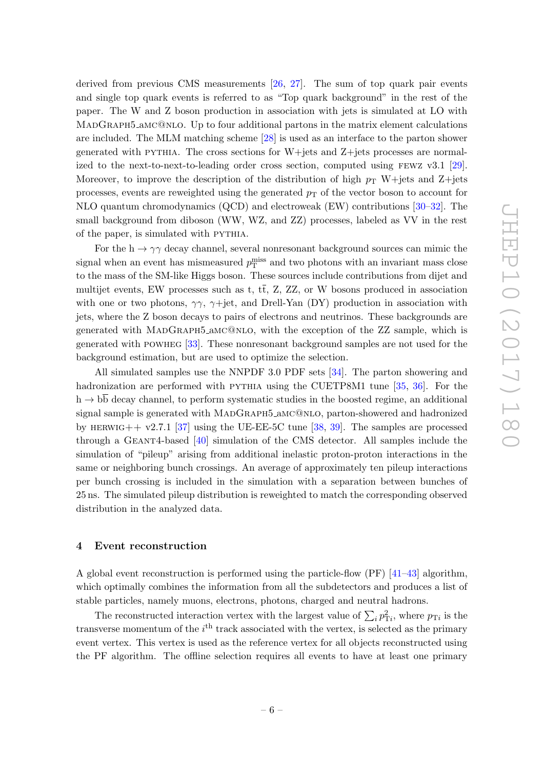derived from previous CMS measurements [26, 27]. The sum of top quark pair events and single top quark events is referred to as "Top quark background" in the rest of the paper. The W and Z boson production in association with jets is simulated at LO with MadGraph5_aMC@NLO. Up to four additional partons in the matrix element calculations are included. The MLM matching scheme [28] is used as an interface to the parton shower generated with pythia. The cross sections for W+jets and Z+jets processes are normalized to the next-to-next-to-leading order cross section, computed using fewz v3.1 [29]. Moreover, to improve the description of the distribution of high $p_{\mathrm{T}}$ W+jets and Z+jets processes, events are reweighted using the generated $p_{\mathrm{T}}$ of the vector boson to account for NLO quantum chromodynamics (QCD) and electroweak (EW) contributions [30–32]. The small background from diboson (WW, WZ, and ZZ) processes, labeled as VV in the rest of the paper, is simulated with pythia.

For the $\mathrm{h} \rightarrow \gamma\gamma$ decay channel, several nonresonant background sources can mimic the signal when an event has mismeasured $p_{\mathrm{T}}^{\mathrm{miss}}$ and two photons with an invariant mass close to the mass of the SM-like Higgs boson. These sources include contributions from dijet and multijet events, EW processes such as t, $\mathrm{t\bar{t}}$, Z, ZZ, or W bosons produced in association with one or two photons, $\gamma\gamma$, $\gamma$+jet, and Drell-Yan (DY) production in association with jets, where the Z boson decays to pairs of electrons and neutrinos. These backgrounds are generated with MadGraph5_aMC@NLO, with the exception of the ZZ sample, which is generated with powheg [33]. These nonresonant background samples are not used for the background estimation, but are used to optimize the selection.

All simulated samples use the NNPDF 3.0 PDF sets [34]. The parton showering and hadronization are performed with pythia using the CUETP8M1 tune [35, 36]. For the $\mathrm{h} \rightarrow \mathrm{b\bar{b}}$ decay channel, to perform systematic studies in the boosted regime, an additional signal sample is generated with MadGraph5_aMC@NLO, parton-showered and hadronized by herwig++ v2.7.1 [37] using the UE-EE-5C tune [38, 39]. The samples are processed through a Geant4-based [40] simulation of the CMS detector. All samples include the simulation of "pileup" arising from additional inelastic proton-proton interactions in the same or neighboring bunch crossings. An average of approximately ten pileup interactions per bunch crossing is included in the simulation with a separation between bunches of 25 ns. The simulated pileup distribution is reweighted to match the corresponding observed distribution in the analyzed data.

## 4 Event reconstruction

A global event reconstruction is performed using the particle-flow (PF) [41–43] algorithm, which optimally combines the information from all the subdetectors and produces a list of stable particles, namely muons, electrons, photons, charged and neutral hadrons.

The reconstructed interaction vertex with the largest value of $\sum_i p_{\mathrm{T}i}^2$, where $p_{\mathrm{T}i}$ is the transverse momentum of the $i^{\mathrm{th}}$ track associated with the vertex, is selected as the primary event vertex. This vertex is used as the reference vertex for all objects reconstructed using the PF algorithm. The offline selection requires all events to have at least one primary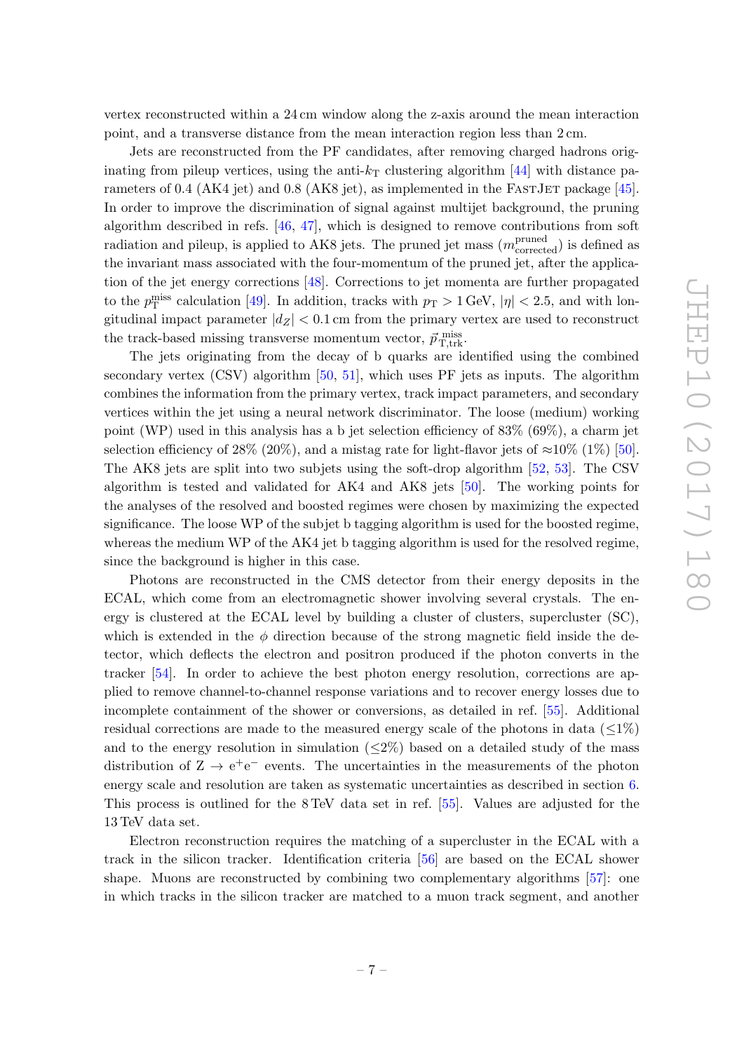vertex reconstructed within a 24 cm window along the z-axis around the mean interaction point, and a transverse distance from the mean interaction region less than 2 cm.

Jets are reconstructed from the PF candidates, after removing charged hadrons originating from pileup vertices, using the anti-$k_{\mathrm{T}}$ clustering algorithm [44] with distance parameters of 0.4 (AK4 jet) and 0.8 (AK8 jet), as implemented in the FastJet package [45]. In order to improve the discrimination of signal against multijet background, the pruning algorithm described in refs. [46, 47], which is designed to remove contributions from soft radiation and pileup, is applied to AK8 jets. The pruned jet mass ($m_{\mathrm{corrected}}^{\mathrm{pruned}}$) is defined as the invariant mass associated with the four-momentum of the pruned jet, after the application of the jet energy corrections [48]. Corrections to jet momenta are further propagated to the $p_{\mathrm{T}}^{\mathrm{miss}}$ calculation [49]. In addition, tracks with $p_{\mathrm{T}} > 1\,\mathrm{GeV}$, $|\eta| < 2.5$, and with longitudinal impact parameter $|d_Z| < 0.1\,\mathrm{cm}$ from the primary vertex are used to reconstruct the track-based missing transverse momentum vector, $\vec{p}_{\mathrm{T,trk}}^{\,\mathrm{miss}}$.

The jets originating from the decay of b quarks are identified using the combined secondary vertex (CSV) algorithm [50, 51], which uses PF jets as inputs. The algorithm combines the information from the primary vertex, track impact parameters, and secondary vertices within the jet using a neural network discriminator. The loose (medium) working point (WP) used in this analysis has a b jet selection efficiency of 83% (69%), a charm jet selection efficiency of 28% (20%), and a mistag rate for light-flavor jets of ≈10% (1%) [50]. The AK8 jets are split into two subjets using the soft-drop algorithm [52, 53]. The CSV algorithm is tested and validated for AK4 and AK8 jets [50]. The working points for the analyses of the resolved and boosted regimes were chosen by maximizing the expected significance. The loose WP of the subjet b tagging algorithm is used for the boosted regime, whereas the medium WP of the AK4 jet b tagging algorithm is used for the resolved regime, since the background is higher in this case.

Photons are reconstructed in the CMS detector from their energy deposits in the ECAL, which come from an electromagnetic shower involving several crystals. The energy is clustered at the ECAL level by building a cluster of clusters, supercluster (SC), which is extended in the $\phi$ direction because of the strong magnetic field inside the detector, which deflects the electron and positron produced if the photon converts in the tracker [54]. In order to achieve the best photon energy resolution, corrections are applied to remove channel-to-channel response variations and to recover energy losses due to incomplete containment of the shower or conversions, as detailed in ref. [55]. Additional residual corrections are made to the measured energy scale of the photons in data ($\lesssim$1%) and to the energy resolution in simulation ($\lesssim$2%) based on a detailed study of the mass distribution of $\mathrm{Z} \to \mathrm{e}^+\mathrm{e}^-$ events. The uncertainties in the measurements of the photon energy scale and resolution are taken as systematic uncertainties as described in section 6. This process is outlined for the 8 TeV data set in ref. [55]. Values are adjusted for the 13 TeV data set.

Electron reconstruction requires the matching of a supercluster in the ECAL with a track in the silicon tracker. Identification criteria [56] are based on the ECAL shower shape. Muons are reconstructed by combining two complementary algorithms [57]: one in which tracks in the silicon tracker are matched to a muon track segment, and another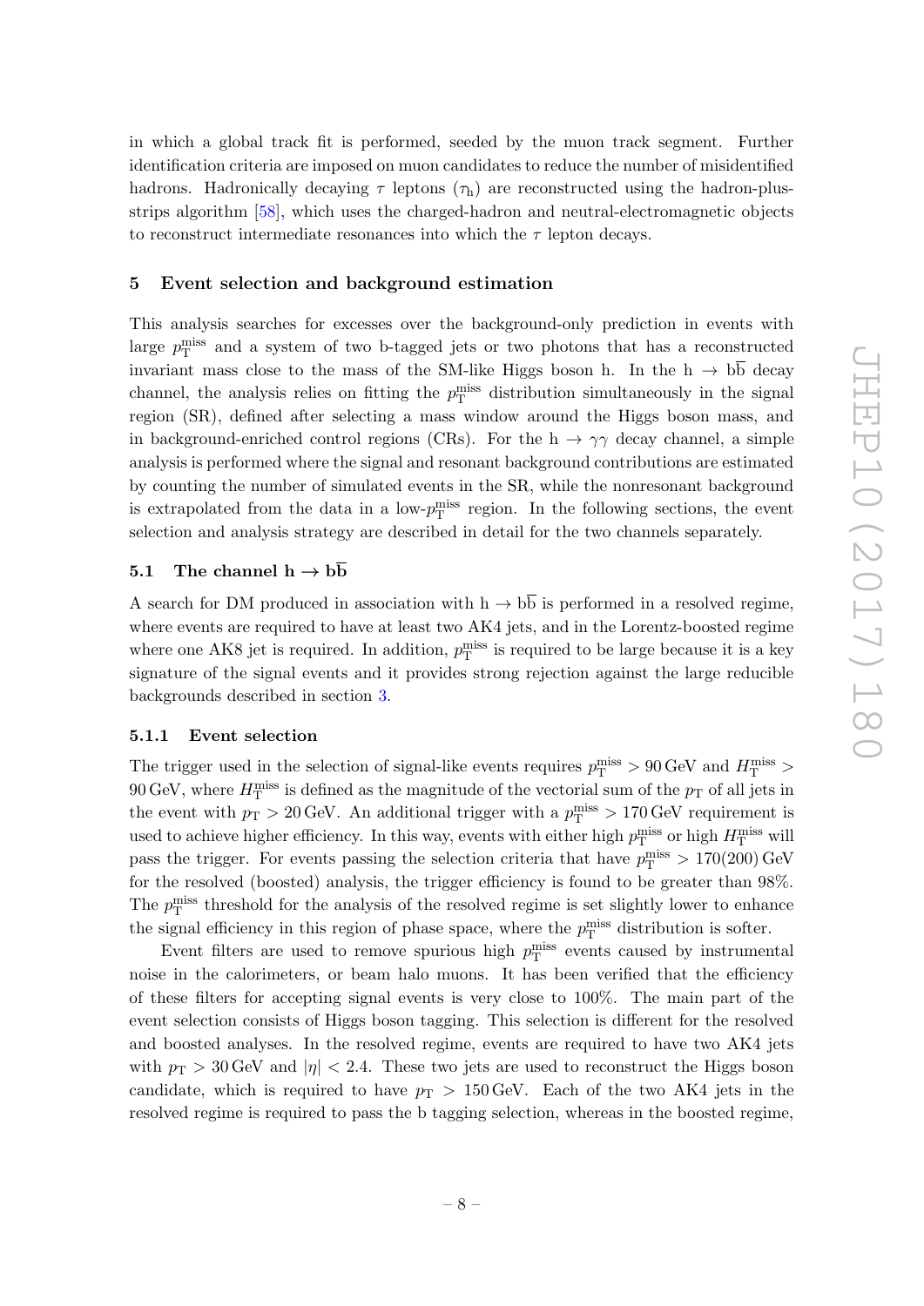in which a global track fit is performed, seeded by the muon track segment. Further identification criteria are imposed on muon candidates to reduce the number of misidentified hadrons. Hadronically decaying $\tau$ leptons ($\tau_\mathrm{h}$) are reconstructed using the hadron-plus-strips algorithm [58], which uses the charged-hadron and neutral-electromagnetic objects to reconstruct intermediate resonances into which the $\tau$ lepton decays.

## 5 Event selection and background estimation

This analysis searches for excesses over the background-only prediction in events with large $p_\mathrm{T}^\mathrm{miss}$ and a system of two b-tagged jets or two photons that has a reconstructed invariant mass close to the mass of the SM-like Higgs boson h. In the $\mathrm{h} \to \mathrm{b\overline{b}}$ decay channel, the analysis relies on fitting the $p_\mathrm{T}^\mathrm{miss}$ distribution simultaneously in the signal region (SR), defined after selecting a mass window around the Higgs boson mass, and in background-enriched control regions (CRs). For the $\mathrm{h} \to \gamma\gamma$ decay channel, a simple analysis is performed where the signal and resonant background contributions are estimated by counting the number of simulated events in the SR, while the nonresonant background is extrapolated from the data in a low-$p_\mathrm{T}^\mathrm{miss}$ region. In the following sections, the event selection and analysis strategy are described in detail for the two channels separately.

### 5.1 The channel $\mathrm{h} \to \mathrm{b\overline{b}}$

A search for DM produced in association with $\mathrm{h} \to \mathrm{b\overline{b}}$ is performed in a resolved regime, where events are required to have at least two AK4 jets, and in the Lorentz-boosted regime where one AK8 jet is required. In addition, $p_\mathrm{T}^\mathrm{miss}$ is required to be large because it is a key signature of the signal events and it provides strong rejection against the large reducible backgrounds described in section 3.

#### 5.1.1 Event selection

The trigger used in the selection of signal-like events requires $p_\mathrm{T}^\mathrm{miss} > 90\,\mathrm{GeV}$ and $H_\mathrm{T}^\mathrm{miss} > 90\,\mathrm{GeV}$, where $H_\mathrm{T}^\mathrm{miss}$ is defined as the magnitude of the vectorial sum of the $p_\mathrm{T}$ of all jets in the event with $p_\mathrm{T} > 20\,\mathrm{GeV}$. An additional trigger with a $p_\mathrm{T}^\mathrm{miss} > 170\,\mathrm{GeV}$ requirement is used to achieve higher efficiency. In this way, events with either high $p_\mathrm{T}^\mathrm{miss}$ or high $H_\mathrm{T}^\mathrm{miss}$ will pass the trigger. For events passing the selection criteria that have $p_\mathrm{T}^\mathrm{miss} > 170(200)\,\mathrm{GeV}$ for the resolved (boosted) analysis, the trigger efficiency is found to be greater than 98%. The $p_\mathrm{T}^\mathrm{miss}$ threshold for the analysis of the resolved regime is set slightly lower to enhance the signal efficiency in this region of phase space, where the $p_\mathrm{T}^\mathrm{miss}$ distribution is softer.

Event filters are used to remove spurious high $p_\mathrm{T}^\mathrm{miss}$ events caused by instrumental noise in the calorimeters, or beam halo muons. It has been verified that the efficiency of these filters for accepting signal events is very close to 100%. The main part of the event selection consists of Higgs boson tagging. This selection is different for the resolved and boosted analyses. In the resolved regime, events are required to have two AK4 jets with $p_\mathrm{T} > 30\,\mathrm{GeV}$ and $|\eta| < 2.4$. These two jets are used to reconstruct the Higgs boson candidate, which is required to have $p_\mathrm{T} > 150\,\mathrm{GeV}$. Each of the two AK4 jets in the resolved regime is required to pass the b tagging selection, whereas in the boosted regime,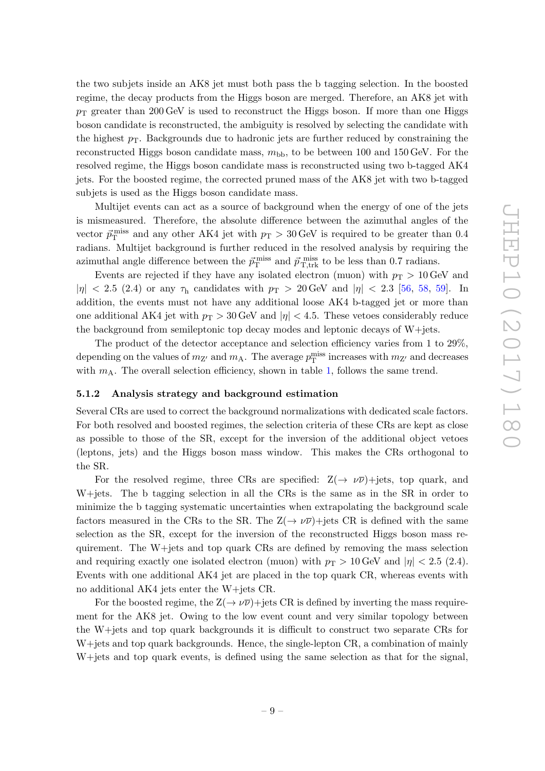the two subjets inside an AK8 jet must both pass the b tagging selection. In the boosted regime, the decay products from the Higgs boson are merged. Therefore, an AK8 jet with $p_{\mathrm{T}}$ greater than 200 GeV is used to reconstruct the Higgs boson. If more than one Higgs boson candidate is reconstructed, the ambiguity is resolved by selecting the candidate with the highest $p_{\mathrm{T}}$. Backgrounds due to hadronic jets are further reduced by constraining the reconstructed Higgs boson candidate mass, $m_{\mathrm{bb}}$, to be between 100 and 150 GeV. For the resolved regime, the Higgs boson candidate mass is reconstructed using two b-tagged AK4 jets. For the boosted regime, the corrected pruned mass of the AK8 jet with two b-tagged subjets is used as the Higgs boson candidate mass.

Multijet events can act as a source of background when the energy of one of the jets is mismeasured. Therefore, the absolute difference between the azimuthal angles of the vector $\vec{p}_{\mathrm{T}}^{\,\mathrm{miss}}$ and any other AK4 jet with $p_{\mathrm{T}} > 30$ GeV is required to be greater than 0.4 radians. Multijet background is further reduced in the resolved analysis by requiring the azimuthal angle difference between the $\vec{p}_{\mathrm{T}}^{\,\mathrm{miss}}$ and $\vec{p}_{\mathrm{T,trk}}^{\,\mathrm{miss}}$ to be less than 0.7 radians.

Events are rejected if they have any isolated electron (muon) with $p_{\mathrm{T}} > 10$ GeV and $|\eta| < 2.5$ (2.4) or any $\tau_{\mathrm{h}}$ candidates with $p_{\mathrm{T}} > 20$ GeV and $|\eta| < 2.3$ [56, 58, 59]. In addition, the events must not have any additional loose AK4 b-tagged jet or more than one additional AK4 jet with $p_{\mathrm{T}} > 30$ GeV and $|\eta| < 4.5$. These vetoes considerably reduce the background from semileptonic top decay modes and leptonic decays of W+jets.

The product of the detector acceptance and selection efficiency varies from 1 to 29%, depending on the values of $m_{\mathrm{Z'}}$ and $m_{\mathrm{A}}$. The average $p_{\mathrm{T}}^{\mathrm{miss}}$ increases with $m_{\mathrm{Z'}}$ and decreases with $m_{\mathrm{A}}$. The overall selection efficiency, shown in table 1, follows the same trend.

### 5.1.2 Analysis strategy and background estimation

Several CRs are used to correct the background normalizations with dedicated scale factors. For both resolved and boosted regimes, the selection criteria of these CRs are kept as close as possible to those of the SR, except for the inversion of the additional object vetoes (leptons, jets) and the Higgs boson mass window. This makes the CRs orthogonal to the SR.

For the resolved regime, three CRs are specified: $\mathrm{Z}(\to \nu\overline{\nu})$+jets, top quark, and W+jets. The b tagging selection in all the CRs is the same as in the SR in order to minimize the b tagging systematic uncertainties when extrapolating the background scale factors measured in the CRs to the SR. The $\mathrm{Z}(\to \nu\overline{\nu})$+jets CR is defined with the same selection as the SR, except for the inversion of the reconstructed Higgs boson mass requirement. The W+jets and top quark CRs are defined by removing the mass selection and requiring exactly one isolated electron (muon) with $p_{\mathrm{T}} > 10$ GeV and $|\eta| < 2.5$ (2.4). Events with one additional AK4 jet are placed in the top quark CR, whereas events with no additional AK4 jets enter the W+jets CR.

For the boosted regime, the $\mathrm{Z}(\to \nu\overline{\nu})$+jets CR is defined by inverting the mass requirement for the AK8 jet. Owing to the low event count and very similar topology between the W+jets and top quark backgrounds it is difficult to construct two separate CRs for W+jets and top quark backgrounds. Hence, the single-lepton CR, a combination of mainly W+jets and top quark events, is defined using the same selection as that for the signal,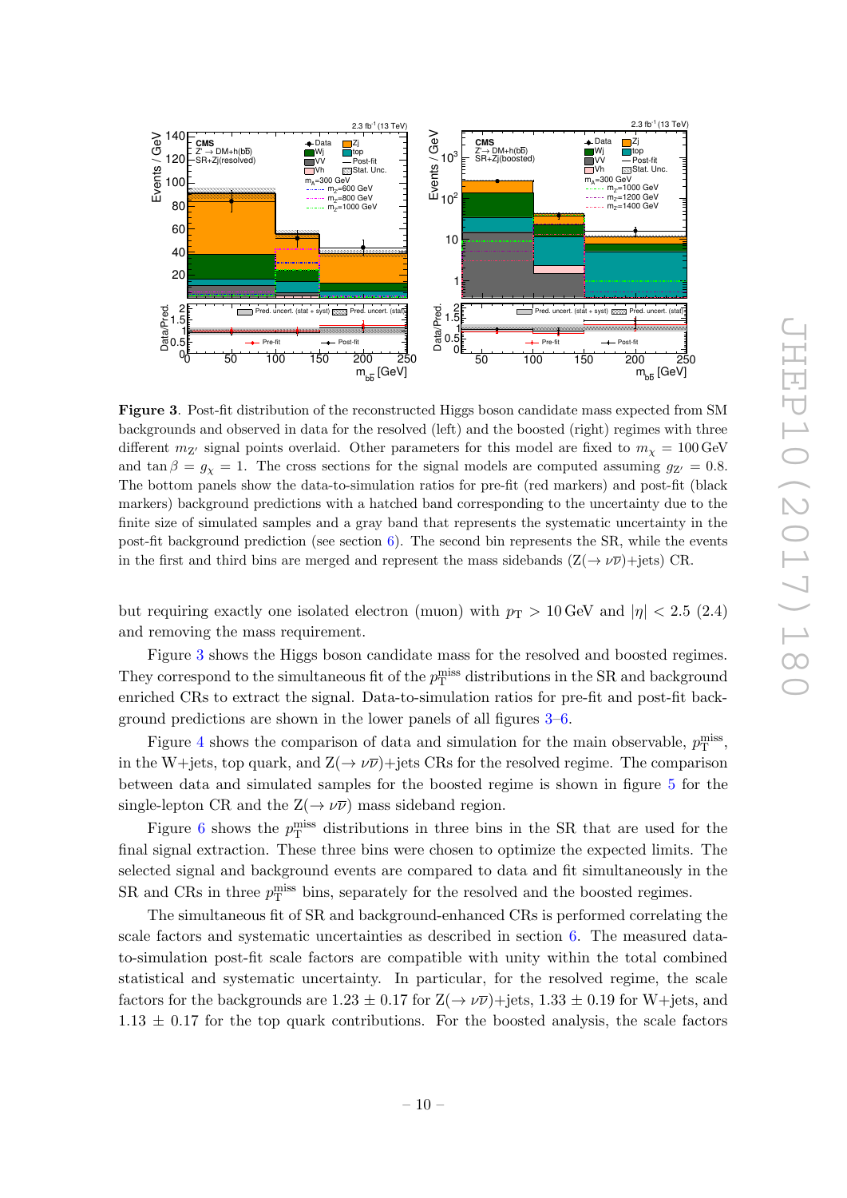**Figure 3**. Post-fit distribution of the reconstructed Higgs boson candidate mass expected from SM backgrounds and observed in data for the resolved (left) and the boosted (right) regimes with three different $m_{Z'}$ signal points overlaid. Other parameters for this model are fixed to $m_\chi = 100\,\text{GeV}$ and $\tan\beta = g_\chi = 1$. The cross sections for the signal models are computed assuming $g_{Z'} = 0.8$. The bottom panels show the data-to-simulation ratios for pre-fit (red markers) and post-fit (black markers) background predictions with a hatched band corresponding to the uncertainty due to the finite size of simulated samples and a gray band that represents the systematic uncertainty in the post-fit background prediction (see section 6). The second bin represents the SR, while the events in the first and third bins are merged and represent the mass sidebands ($Z(\to \nu\overline{\nu})$+jets) CR.

but requiring exactly one isolated electron (muon) with $p_T > 10\,\text{GeV}$ and $|\eta| < 2.5$ (2.4) and removing the mass requirement.

Figure 3 shows the Higgs boson candidate mass for the resolved and boosted regimes. They correspond to the simultaneous fit of the $p_T^{miss}$ distributions in the SR and background enriched CRs to extract the signal. Data-to-simulation ratios for pre-fit and post-fit background predictions are shown in the lower panels of all figures 3–6.

Figure 4 shows the comparison of data and simulation for the main observable, $p_T^{miss}$, in the W+jets, top quark, and $Z(\to \nu\overline{\nu})$+jets CRs for the resolved regime. The comparison between data and simulated samples for the boosted regime is shown in figure 5 for the single-lepton CR and the $Z(\to \nu\overline{\nu})$ mass sideband region.

Figure 6 shows the $p_T^{miss}$ distributions in three bins in the SR that are used for the final signal extraction. These three bins were chosen to optimize the expected limits. The selected signal and background events are compared to data and fit simultaneously in the SR and CRs in three $p_T^{miss}$ bins, separately for the resolved and the boosted regimes.

The simultaneous fit of SR and background-enhanced CRs is performed correlating the scale factors and systematic uncertainties as described in section 6. The measured data-to-simulation post-fit scale factors are compatible with unity within the total combined statistical and systematic uncertainty. In particular, for the resolved regime, the scale factors for the backgrounds are $1.23 \pm 0.17$ for $Z(\to \nu\overline{\nu})$+jets, $1.33 \pm 0.19$ for W+jets, and $1.13 \pm 0.17$ for the top quark contributions. For the boosted analysis, the scale factors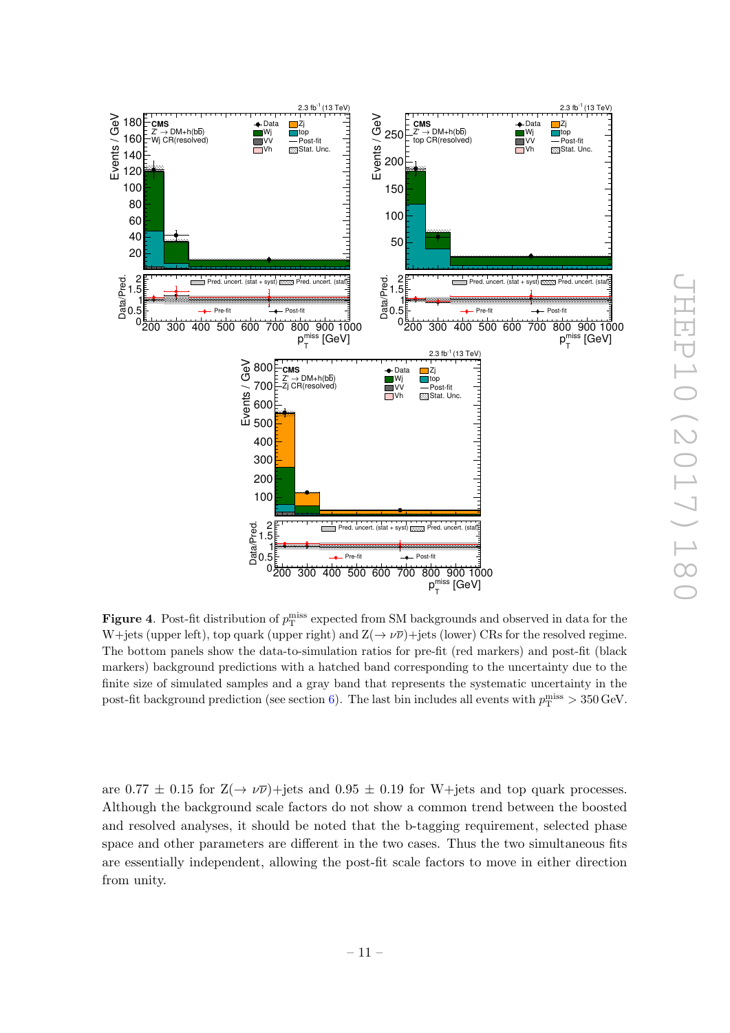**Figure 4**. Post-fit distribution of $p_{\mathrm{T}}^{\mathrm{miss}}$ expected from SM backgrounds and observed in data for the W+jets (upper left), top quark (upper right) and $\mathrm{Z}(\to \nu\overline{\nu})$+jets (lower) CRs for the resolved regime. The bottom panels show the data-to-simulation ratios for pre-fit (red markers) and post-fit (black markers) background predictions with a hatched band corresponding to the uncertainty due to the finite size of simulated samples and a gray band that represents the systematic uncertainty in the post-fit background prediction (see section 6). The last bin includes all events with $p_{\mathrm{T}}^{\mathrm{miss}} > 350\,\mathrm{GeV}$.

are $0.77 \pm 0.15$ for $\mathrm{Z}(\to \nu\overline{\nu})$+jets and $0.95 \pm 0.19$ for W+jets and top quark processes. Although the background scale factors do not show a common trend between the boosted and resolved analyses, it should be noted that the b-tagging requirement, selected phase space and other parameters are different in the two cases. Thus the two simultaneous fits are essentially independent, allowing the post-fit scale factors to move in either direction from unity.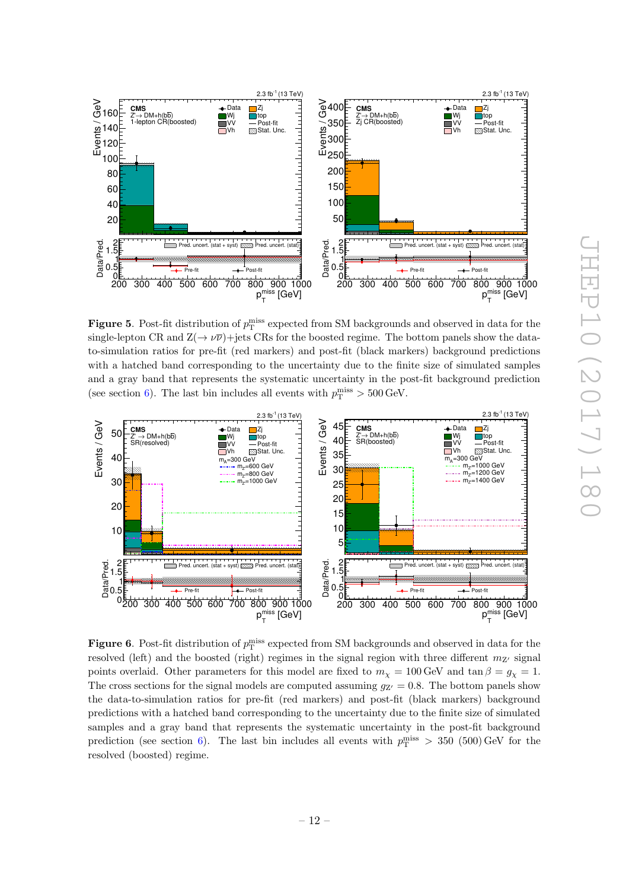**Figure 5**. Post-fit distribution of $p_T^{miss}$ expected from SM backgrounds and observed in data for the single-lepton CR and Z($\rightarrow \nu\overline{\nu}$)+jets CRs for the boosted regime. The bottom panels show the data-to-simulation ratios for pre-fit (red markers) and post-fit (black markers) background predictions with a hatched band corresponding to the uncertainty due to the finite size of simulated samples and a gray band that represents the systematic uncertainty in the post-fit background prediction (see section 6). The last bin includes all events with $p_T^{miss} > 500$ GeV.

**Figure 6**. Post-fit distribution of $p_T^{miss}$ expected from SM backgrounds and observed in data for the resolved (left) and the boosted (right) regimes in the signal region with three different $m_{Z'}$ signal points overlaid. Other parameters for this model are fixed to $m_\chi = 100$ GeV and $\tan\beta = g_\chi = 1$. The cross sections for the signal models are computed assuming $g_{Z'} = 0.8$. The bottom panels show the data-to-simulation ratios for pre-fit (red markers) and post-fit (black markers) background predictions with a hatched band corresponding to the uncertainty due to the finite size of simulated samples and a gray band that represents the systematic uncertainty in the post-fit background prediction (see section 6). The last bin includes all events with $p_T^{miss} > 350$ (500) GeV for the resolved (boosted) regime.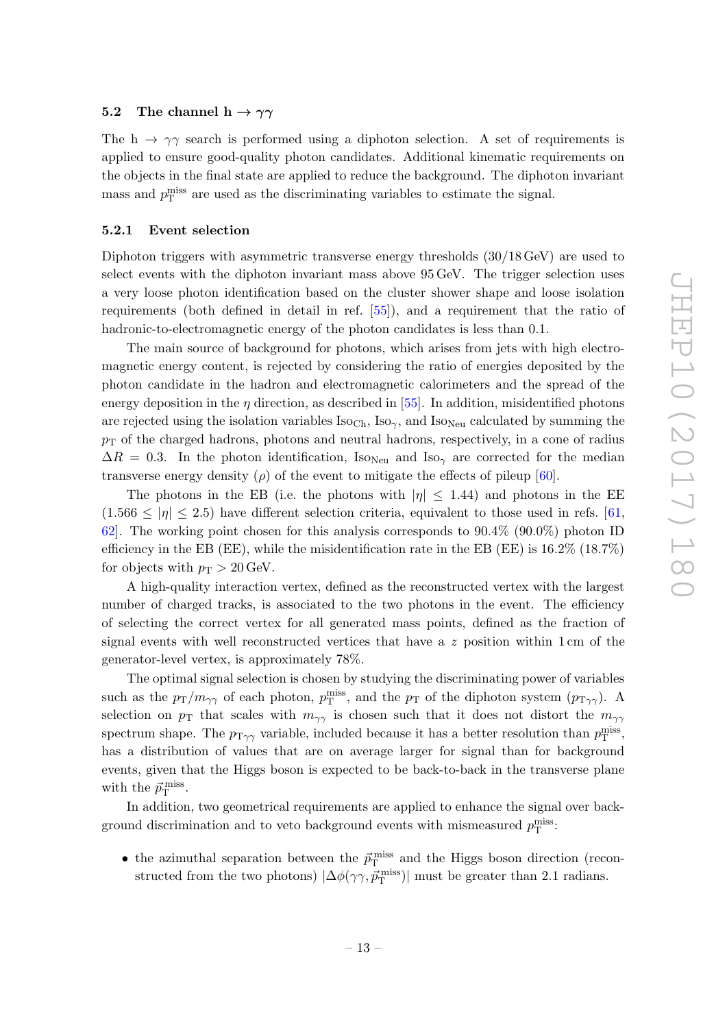### 5.2 The channel $h \to \gamma\gamma$

The $h \to \gamma\gamma$ search is performed using a diphoton selection. A set of requirements is applied to ensure good-quality photon candidates. Additional kinematic requirements on the objects in the final state are applied to reduce the background. The diphoton invariant mass and $p_{\mathrm{T}}^{\mathrm{miss}}$ are used as the discriminating variables to estimate the signal.

#### 5.2.1 Event selection

Diphoton triggers with asymmetric transverse energy thresholds (30/18 GeV) are used to select events with the diphoton invariant mass above 95 GeV. The trigger selection uses a very loose photon identification based on the cluster shower shape and loose isolation requirements (both defined in detail in ref. [55]), and a requirement that the ratio of hadronic-to-electromagnetic energy of the photon candidates is less than 0.1.

The main source of background for photons, which arises from jets with high electromagnetic energy content, is rejected by considering the ratio of energies deposited by the photon candidate in the hadron and electromagnetic calorimeters and the spread of the energy deposition in the $\eta$ direction, as described in [55]. In addition, misidentified photons are rejected using the isolation variables $\mathrm{Iso}_{\mathrm{Ch}}$, $\mathrm{Iso}_{\gamma}$, and $\mathrm{Iso}_{\mathrm{Neu}}$ calculated by summing the $p_{\mathrm{T}}$ of the charged hadrons, photons and neutral hadrons, respectively, in a cone of radius $\Delta R = 0.3$. In the photon identification, $\mathrm{Iso}_{\mathrm{Neu}}$ and $\mathrm{Iso}_{\gamma}$ are corrected for the median transverse energy density ($\rho$) of the event to mitigate the effects of pileup [60].

The photons in the EB (i.e. the photons with $|\eta| \leq 1.44$) and photons in the EE ($1.566 \leq |\eta| \leq 2.5$) have different selection criteria, equivalent to those used in refs. [61, 62]. The working point chosen for this analysis corresponds to 90.4% (90.0%) photon ID efficiency in the EB (EE), while the misidentification rate in the EB (EE) is 16.2% (18.7%) for objects with $p_{\mathrm{T}} > 20\,\mathrm{GeV}$.

A high-quality interaction vertex, defined as the reconstructed vertex with the largest number of charged tracks, is associated to the two photons in the event. The efficiency of selecting the correct vertex for all generated mass points, defined as the fraction of signal events with well reconstructed vertices that have a $z$ position within 1 cm of the generator-level vertex, is approximately 78%.

The optimal signal selection is chosen by studying the discriminating power of variables such as the $p_{\mathrm{T}}/m_{\gamma\gamma}$ of each photon, $p_{\mathrm{T}}^{\mathrm{miss}}$, and the $p_{\mathrm{T}}$ of the diphoton system ($p_{\mathrm{T}\gamma\gamma}$). A selection on $p_{\mathrm{T}}$ that scales with $m_{\gamma\gamma}$ is chosen such that it does not distort the $m_{\gamma\gamma}$ spectrum shape. The $p_{\mathrm{T}\gamma\gamma}$ variable, included because it has a better resolution than $p_{\mathrm{T}}^{\mathrm{miss}}$, has a distribution of values that are on average larger for signal than for background events, given that the Higgs boson is expected to be back-to-back in the transverse plane with the $\vec{p}_{\mathrm{T}}^{\,\mathrm{miss}}$.

In addition, two geometrical requirements are applied to enhance the signal over background discrimination and to veto background events with mismeasured $p_{\mathrm{T}}^{\mathrm{miss}}$:

- the azimuthal separation between the $\vec{p}_{\mathrm{T}}^{\,\mathrm{miss}}$ and the Higgs boson direction (reconstructed from the two photons) $|\Delta\phi(\gamma\gamma, \vec{p}_{\mathrm{T}}^{\,\mathrm{miss}})|$ must be greater than 2.1 radians.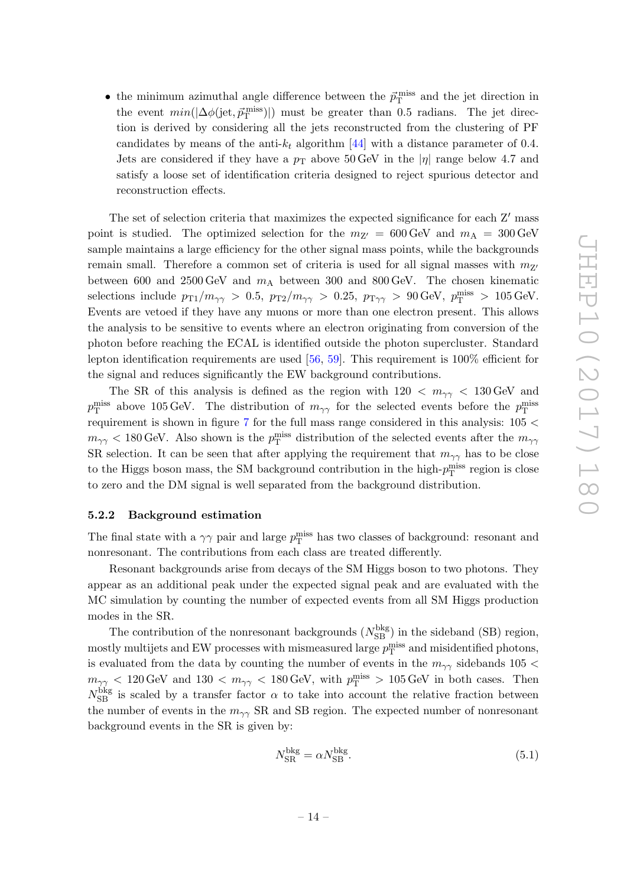- the minimum azimuthal angle difference between the $\vec{p}_{\mathrm{T}}^{\mathrm{miss}}$ and the jet direction in the event $min(|\Delta\phi(\mathrm{jet}, \vec{p}_{\mathrm{T}}^{\mathrm{miss}})|)$ must be greater than 0.5 radians. The jet direction is derived by considering all the jets reconstructed from the clustering of PF candidates by means of the anti-$k_t$ algorithm [44] with a distance parameter of 0.4. Jets are considered if they have a $p_{\mathrm{T}}$ above 50 GeV in the $|\eta|$ range below 4.7 and satisfy a loose set of identification criteria designed to reject spurious detector and reconstruction effects.

The set of selection criteria that maximizes the expected significance for each Z′ mass point is studied. The optimized selection for the $m_{\mathrm{Z'}} = 600\,\mathrm{GeV}$ and $m_{\mathrm{A}} = 300\,\mathrm{GeV}$ sample maintains a large efficiency for the other signal mass points, while the backgrounds remain small. Therefore a common set of criteria is used for all signal masses with $m_{\mathrm{Z'}}$ between 600 and 2500 GeV and $m_{\mathrm{A}}$ between 300 and 800 GeV. The chosen kinematic selections include $p_{\mathrm{T1}}/m_{\gamma\gamma} > 0.5$, $p_{\mathrm{T2}}/m_{\gamma\gamma} > 0.25$, $p_{\mathrm{T}\gamma\gamma} > 90\,\mathrm{GeV}$, $p_{\mathrm{T}}^{\mathrm{miss}} > 105\,\mathrm{GeV}$. Events are vetoed if they have any muons or more than one electron present. This allows the analysis to be sensitive to events where an electron originating from conversion of the photon before reaching the ECAL is identified outside the photon supercluster. Standard lepton identification requirements are used [56, 59]. This requirement is 100% efficient for the signal and reduces significantly the EW background contributions.

The SR of this analysis is defined as the region with $120 < m_{\gamma\gamma} < 130\,\mathrm{GeV}$ and $p_{\mathrm{T}}^{\mathrm{miss}}$ above 105 GeV. The distribution of $m_{\gamma\gamma}$ for the selected events before the $p_{\mathrm{T}}^{\mathrm{miss}}$ requirement is shown in figure 7 for the full mass range considered in this analysis: $105 < m_{\gamma\gamma} < 180\,\mathrm{GeV}$. Also shown is the $p_{\mathrm{T}}^{\mathrm{miss}}$ distribution of the selected events after the $m_{\gamma\gamma}$ SR selection. It can be seen that after applying the requirement that $m_{\gamma\gamma}$ has to be close to the Higgs boson mass, the SM background contribution in the high-$p_{\mathrm{T}}^{\mathrm{miss}}$ region is close to zero and the DM signal is well separated from the background distribution.

### 5.2.2 Background estimation

The final state with a $\gamma\gamma$ pair and large $p_{\mathrm{T}}^{\mathrm{miss}}$ has two classes of background: resonant and nonresonant. The contributions from each class are treated differently.

Resonant backgrounds arise from decays of the SM Higgs boson to two photons. They appear as an additional peak under the expected signal peak and are evaluated with the MC simulation by counting the number of expected events from all SM Higgs production modes in the SR.

The contribution of the nonresonant backgrounds ($N_{\mathrm{SB}}^{\mathrm{bkg}}$) in the sideband (SB) region, mostly multijets and EW processes with mismeasured large $p_{\mathrm{T}}^{\mathrm{miss}}$ and misidentified photons, is evaluated from the data by counting the number of events in the $m_{\gamma\gamma}$ sidebands $105 < m_{\gamma\gamma} < 120\,\mathrm{GeV}$ and $130 < m_{\gamma\gamma} < 180\,\mathrm{GeV}$, with $p_{\mathrm{T}}^{\mathrm{miss}} > 105\,\mathrm{GeV}$ in both cases. Then $N_{\mathrm{SB}}^{\mathrm{bkg}}$ is scaled by a transfer factor $\alpha$ to take into account the relative fraction between the number of events in the $m_{\gamma\gamma}$ SR and SB region. The expected number of nonresonant background events in the SR is given by:

$$N_{\mathrm{SR}}^{\mathrm{bkg}} = \alpha N_{\mathrm{SB}}^{\mathrm{bkg}}. \tag{5.1}$$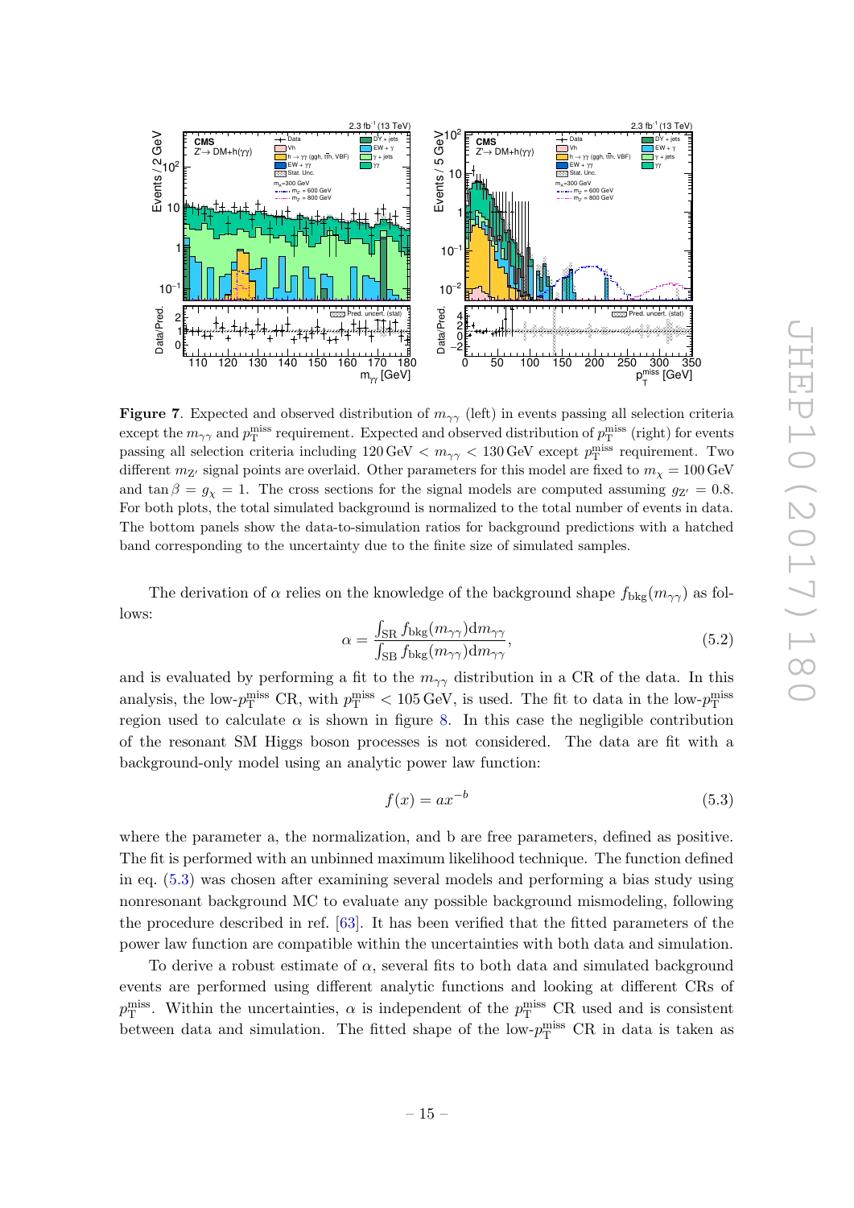**Figure 7**. Expected and observed distribution of $m_{\gamma\gamma}$ (left) in events passing all selection criteria except the $m_{\gamma\gamma}$ and $p_T^{\text{miss}}$ requirement. Expected and observed distribution of $p_T^{\text{miss}}$ (right) for events passing all selection criteria including $120\,\text{GeV} < m_{\gamma\gamma} < 130\,\text{GeV}$ except $p_T^{\text{miss}}$ requirement. Two different $m_{Z'}$ signal points are overlaid. Other parameters for this model are fixed to $m_\chi = 100\,\text{GeV}$ and $\tan\beta = g_\chi = 1$. The cross sections for the signal models are computed assuming $g_{Z'} = 0.8$. For both plots, the total simulated background is normalized to the total number of events in data. The bottom panels show the data-to-simulation ratios for background predictions with a hatched band corresponding to the uncertainty due to the finite size of simulated samples.

The derivation of $\alpha$ relies on the knowledge of the background shape $f_{\text{bkg}}(m_{\gamma\gamma})$ as follows:

$$\alpha = \frac{\int_{\text{SR}} f_{\text{bkg}}(m_{\gamma\gamma})\text{d}m_{\gamma\gamma}}{\int_{\text{SB}} f_{\text{bkg}}(m_{\gamma\gamma})\text{d}m_{\gamma\gamma}}, \tag{5.2}$$

and is evaluated by performing a fit to the $m_{\gamma\gamma}$ distribution in a CR of the data. In this analysis, the low-$p_T^{\text{miss}}$ CR, with $p_T^{\text{miss}} < 105\,\text{GeV}$, is used. The fit to data in the low-$p_T^{\text{miss}}$ region used to calculate $\alpha$ is shown in figure 8. In this case the negligible contribution of the resonant SM Higgs boson processes is not considered. The data are fit with a background-only model using an analytic power law function:

$$f(x) = ax^{-b} \tag{5.3}$$

where the parameter a, the normalization, and b are free parameters, defined as positive. The fit is performed with an unbinned maximum likelihood technique. The function defined in eq. (5.3) was chosen after examining several models and performing a bias study using nonresonant background MC to evaluate any possible background mismodeling, following the procedure described in ref. [63]. It has been verified that the fitted parameters of the power law function are compatible within the uncertainties with both data and simulation.

To derive a robust estimate of $\alpha$, several fits to both data and simulated background events are performed using different analytic functions and looking at different CRs of $p_T^{\text{miss}}$. Within the uncertainties, $\alpha$ is independent of the $p_T^{\text{miss}}$ CR used and is consistent between data and simulation. The fitted shape of the low-$p_T^{\text{miss}}$ CR in data is taken as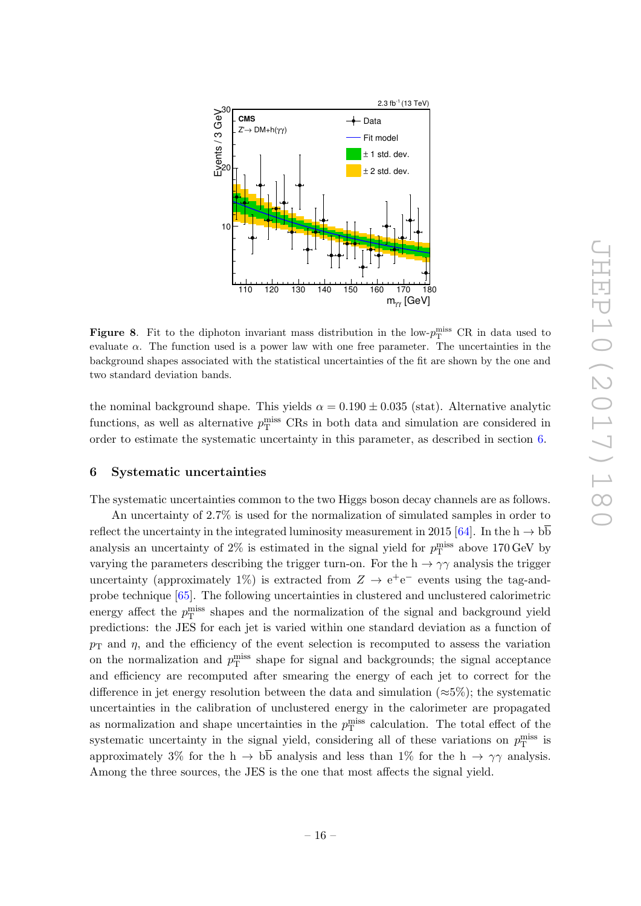**Figure 8**. Fit to the diphoton invariant mass distribution in the low-$p_{\mathrm{T}}^{\mathrm{miss}}$ CR in data used to evaluate $\alpha$. The function used is a power law with one free parameter. The uncertainties in the background shapes associated with the statistical uncertainties of the fit are shown by the one and two standard deviation bands.

the nominal background shape. This yields $\alpha = 0.190 \pm 0.035$ (stat). Alternative analytic functions, as well as alternative $p_{\mathrm{T}}^{\mathrm{miss}}$ CRs in both data and simulation are considered in order to estimate the systematic uncertainty in this parameter, as described in section 6.

## 6 Systematic uncertainties

The systematic uncertainties common to the two Higgs boson decay channels are as follows.

An uncertainty of 2.7% is used for the normalization of simulated samples in order to reflect the uncertainty in the integrated luminosity measurement in 2015 [64]. In the $\mathrm{h} \to \mathrm{b\overline{b}}$ analysis an uncertainty of 2% is estimated in the signal yield for $p_{\mathrm{T}}^{\mathrm{miss}}$ above 170 GeV by varying the parameters describing the trigger turn-on. For the $\mathrm{h} \to \gamma\gamma$ analysis the trigger uncertainty (approximately 1%) is extracted from $Z \to \mathrm{e^+e^-}$ events using the tag-and-probe technique [65]. The following uncertainties in clustered and unclustered calorimetric energy affect the $p_{\mathrm{T}}^{\mathrm{miss}}$ shapes and the normalization of the signal and background yield predictions: the JES for each jet is varied within one standard deviation as a function of $p_{\mathrm{T}}$ and $\eta$, and the efficiency of the event selection is recomputed to assess the variation on the normalization and $p_{\mathrm{T}}^{\mathrm{miss}}$ shape for signal and backgrounds; the signal acceptance and efficiency are recomputed after smearing the energy of each jet to correct for the difference in jet energy resolution between the data and simulation ($\approx$5%); the systematic uncertainties in the calibration of unclustered energy in the calorimeter are propagated as normalization and shape uncertainties in the $p_{\mathrm{T}}^{\mathrm{miss}}$ calculation. The total effect of the systematic uncertainty in the signal yield, considering all of these variations on $p_{\mathrm{T}}^{\mathrm{miss}}$ is approximately 3% for the $\mathrm{h} \to \mathrm{b\overline{b}}$ analysis and less than 1% for the $\mathrm{h} \to \gamma\gamma$ analysis. Among the three sources, the JES is the one that most affects the signal yield.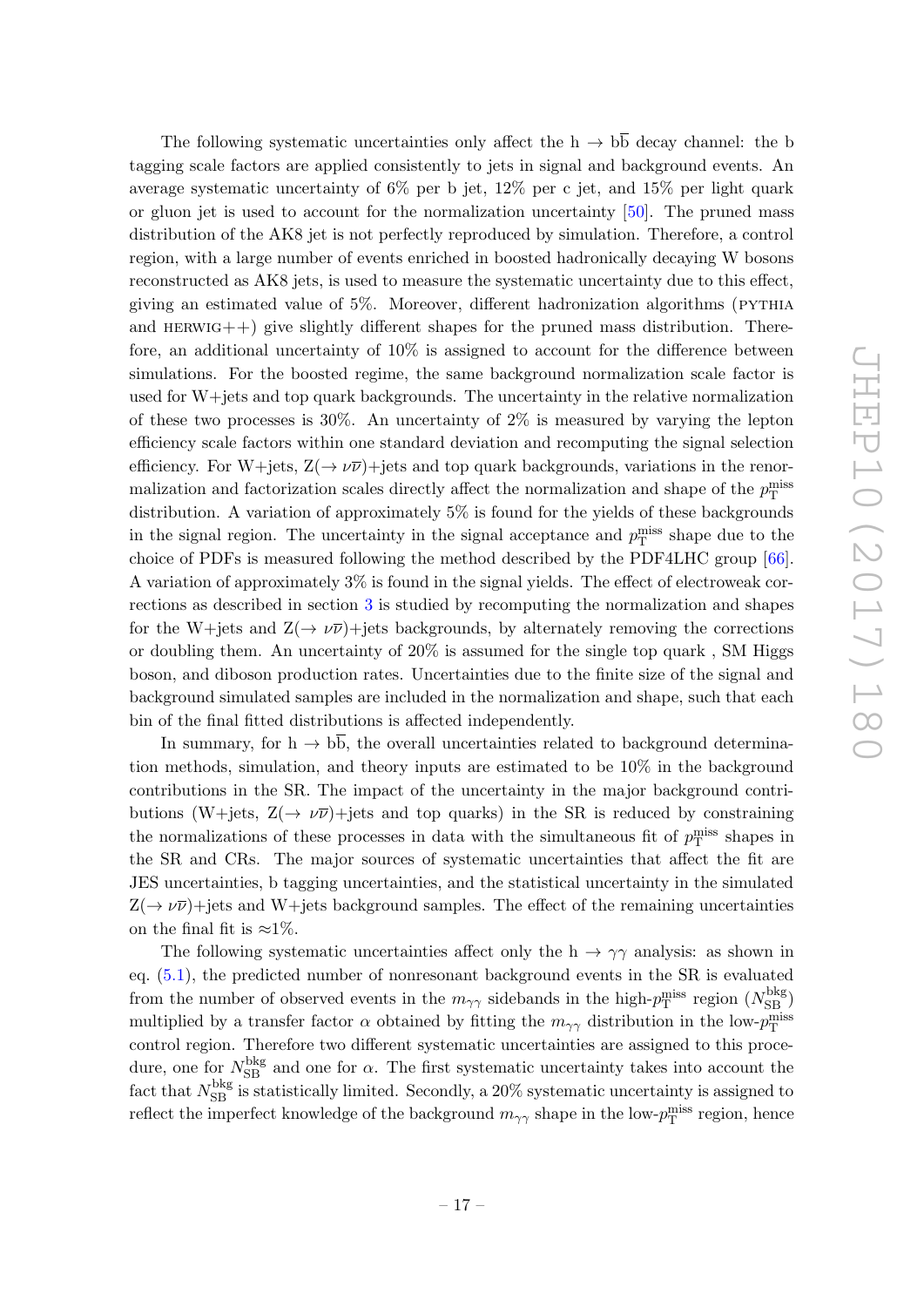The following systematic uncertainties only affect the $\mathrm{h} \to \mathrm{b\overline{b}}$ decay channel: the b tagging scale factors are applied consistently to jets in signal and background events. An average systematic uncertainty of 6% per b jet, 12% per c jet, and 15% per light quark or gluon jet is used to account for the normalization uncertainty [50]. The pruned mass distribution of the AK8 jet is not perfectly reproduced by simulation. Therefore, a control region, with a large number of events enriched in boosted hadronically decaying W bosons reconstructed as AK8 jets, is used to measure the systematic uncertainty due to this effect, giving an estimated value of 5%. Moreover, different hadronization algorithms (PYTHIA and HERWIG++) give slightly different shapes for the pruned mass distribution. Therefore, an additional uncertainty of 10% is assigned to account for the difference between simulations. For the boosted regime, the same background normalization scale factor is used for W+jets and top quark backgrounds. The uncertainty in the relative normalization of these two processes is 30%. An uncertainty of 2% is measured by varying the lepton efficiency scale factors within one standard deviation and recomputing the signal selection efficiency. For W+jets, $\mathrm{Z}(\to \nu\overline{\nu})$+jets and top quark backgrounds, variations in the renormalization and factorization scales directly affect the normalization and shape of the $p_{\mathrm{T}}^{\mathrm{miss}}$ distribution. A variation of approximately 5% is found for the yields of these backgrounds in the signal region. The uncertainty in the signal acceptance and $p_{\mathrm{T}}^{\mathrm{miss}}$ shape due to the choice of PDFs is measured following the method described by the PDF4LHC group [66]. A variation of approximately 3% is found in the signal yields. The effect of electroweak corrections as described in section 3 is studied by recomputing the normalization and shapes for the W+jets and $\mathrm{Z}(\to \nu\overline{\nu})$+jets backgrounds, by alternately removing the corrections or doubling them. An uncertainty of 20% is assumed for the single top quark , SM Higgs boson, and diboson production rates. Uncertainties due to the finite size of the signal and background simulated samples are included in the normalization and shape, such that each bin of the final fitted distributions is affected independently.

In summary, for $\mathrm{h} \to \mathrm{b\overline{b}}$, the overall uncertainties related to background determination methods, simulation, and theory inputs are estimated to be 10% in the background contributions in the SR. The impact of the uncertainty in the major background contributions (W+jets, $\mathrm{Z}(\to \nu\overline{\nu})$+jets and top quarks) in the SR is reduced by constraining the normalizations of these processes in data with the simultaneous fit of $p_{\mathrm{T}}^{\mathrm{miss}}$ shapes in the SR and CRs. The major sources of systematic uncertainties that affect the fit are JES uncertainties, b tagging uncertainties, and the statistical uncertainty in the simulated $\mathrm{Z}(\to \nu\overline{\nu})$+jets and W+jets background samples. The effect of the remaining uncertainties on the final fit is $\approx$1%.

The following systematic uncertainties affect only the $\mathrm{h} \to \gamma\gamma$ analysis: as shown in eq. (5.1), the predicted number of nonresonant background events in the SR is evaluated from the number of observed events in the $m_{\gamma\gamma}$ sidebands in the high-$p_{\mathrm{T}}^{\mathrm{miss}}$ region ($N_{\mathrm{SB}}^{\mathrm{bkg}}$) multiplied by a transfer factor $\alpha$ obtained by fitting the $m_{\gamma\gamma}$ distribution in the low-$p_{\mathrm{T}}^{\mathrm{miss}}$ control region. Therefore two different systematic uncertainties are assigned to this procedure, one for $N_{\mathrm{SB}}^{\mathrm{bkg}}$ and one for $\alpha$. The first systematic uncertainty takes into account the fact that $N_{\mathrm{SB}}^{\mathrm{bkg}}$ is statistically limited. Secondly, a 20% systematic uncertainty is assigned to reflect the imperfect knowledge of the background $m_{\gamma\gamma}$ shape in the low-$p_{\mathrm{T}}^{\mathrm{miss}}$ region, hence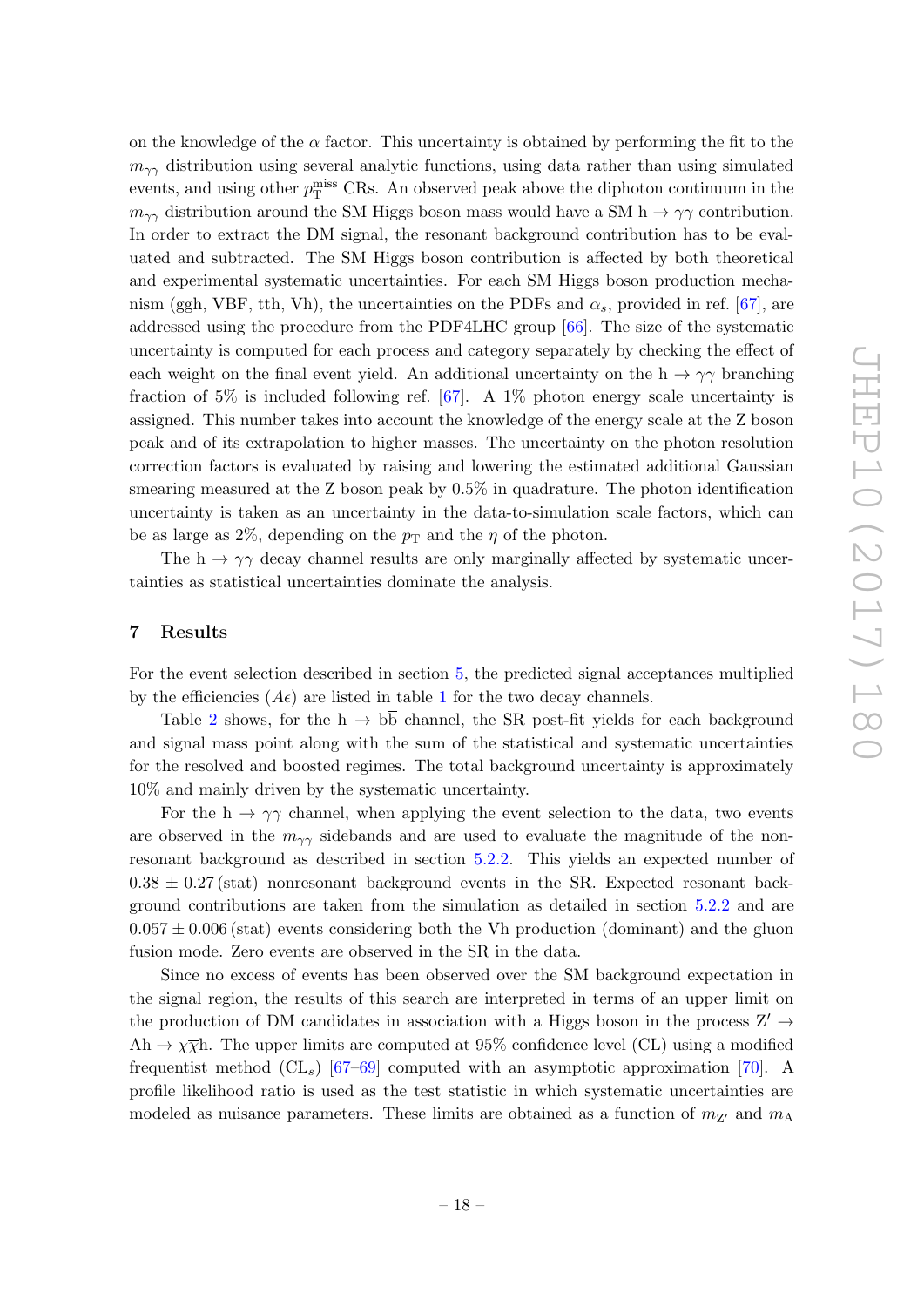on the knowledge of the $\alpha$ factor. This uncertainty is obtained by performing the fit to the $m_{\gamma\gamma}$ distribution using several analytic functions, using data rather than using simulated events, and using other $p_{\mathrm{T}}^{\mathrm{miss}}$ CRs. An observed peak above the diphoton continuum in the $m_{\gamma\gamma}$ distribution around the SM Higgs boson mass would have a SM $\mathrm{h} \to \gamma\gamma$ contribution. In order to extract the DM signal, the resonant background contribution has to be evaluated and subtracted. The SM Higgs boson contribution is affected by both theoretical and experimental systematic uncertainties. For each SM Higgs boson production mechanism (ggh, VBF, tth, Vh), the uncertainties on the PDFs and $\alpha_s$, provided in ref. [67], are addressed using the procedure from the PDF4LHC group [66]. The size of the systematic uncertainty is computed for each process and category separately by checking the effect of each weight on the final event yield. An additional uncertainty on the $\mathrm{h} \to \gamma\gamma$ branching fraction of 5% is included following ref. [67]. A 1% photon energy scale uncertainty is assigned. This number takes into account the knowledge of the energy scale at the Z boson peak and of its extrapolation to higher masses. The uncertainty on the photon resolution correction factors is evaluated by raising and lowering the estimated additional Gaussian smearing measured at the Z boson peak by 0.5% in quadrature. The photon identification uncertainty is taken as an uncertainty in the data-to-simulation scale factors, which can be as large as 2%, depending on the $p_{\mathrm{T}}$ and the $\eta$ of the photon.

The $\mathrm{h} \to \gamma\gamma$ decay channel results are only marginally affected by systematic uncertainties as statistical uncertainties dominate the analysis.

## 7 Results

For the event selection described in section 5, the predicted signal acceptances multiplied by the efficiencies ($A\epsilon$) are listed in table 1 for the two decay channels.

Table 2 shows, for the $\mathrm{h} \to \mathrm{b\overline{b}}$ channel, the SR post-fit yields for each background and signal mass point along with the sum of the statistical and systematic uncertainties for the resolved and boosted regimes. The total background uncertainty is approximately 10% and mainly driven by the systematic uncertainty.

For the $\mathrm{h} \to \gamma\gamma$ channel, when applying the event selection to the data, two events are observed in the $m_{\gamma\gamma}$ sidebands and are used to evaluate the magnitude of the nonresonant background as described in section 5.2.2. This yields an expected number of $0.38 \pm 0.27\,(\mathrm{stat})$ nonresonant background events in the SR. Expected resonant background contributions are taken from the simulation as detailed in section 5.2.2 and are $0.057 \pm 0.006\,(\mathrm{stat})$ events considering both the Vh production (dominant) and the gluon fusion mode. Zero events are observed in the SR in the data.

Since no excess of events has been observed over the SM background expectation in the signal region, the results of this search are interpreted in terms of an upper limit on the production of DM candidates in association with a Higgs boson in the process $\mathrm{Z}' \to \mathrm{Ah} \to \chi\overline{\chi}\mathrm{h}$. The upper limits are computed at 95% confidence level (CL) using a modified frequentist method ($\mathrm{CL}_s$) [67–69] computed with an asymptotic approximation [70]. A profile likelihood ratio is used as the test statistic in which systematic uncertainties are modeled as nuisance parameters. These limits are obtained as a function of $m_{\mathrm{Z}'}$ and $m_{\mathrm{A}}$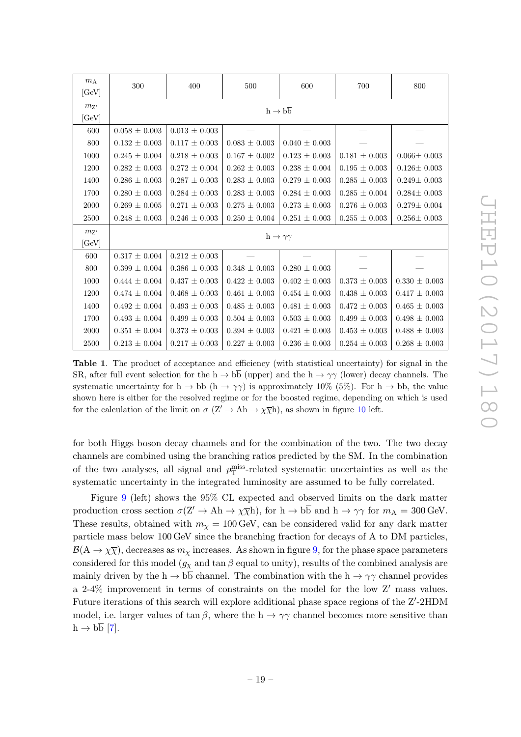| $m_{\mathrm{A}}$ [GeV] | 300 | 400 | 500 | 600 | 700 | 800 |
|---|---|---|---|---|---|---|
| $m_{\mathrm{Z}'}$ [GeV] | $\mathrm{h} \to \mathrm{b\overline{b}}$ | | | | | |
| 600 | 0.058 ± 0.003 | 0.013 ± 0.003 | — | — | — | — |
| 800 | 0.132 ± 0.003 | 0.117 ± 0.003 | 0.083 ± 0.003 | 0.040 ± 0.003 | — | — |
| 1000 | 0.245 ± 0.004 | 0.218 ± 0.003 | 0.167 ± 0.002 | 0.123 ± 0.003 | 0.181 ± 0.003 | 0.066± 0.003 |
| 1200 | 0.282 ± 0.003 | 0.272 ± 0.004 | 0.262 ± 0.003 | 0.238 ± 0.004 | 0.195 ± 0.003 | 0.126± 0.003 |
| 1400 | 0.286 ± 0.003 | 0.287 ± 0.003 | 0.283 ± 0.003 | 0.279 ± 0.003 | 0.285 ± 0.003 | 0.249± 0.003 |
| 1700 | 0.280 ± 0.003 | 0.284 ± 0.003 | 0.283 ± 0.003 | 0.284 ± 0.003 | 0.285 ± 0.004 | 0.284± 0.003 |
| 2000 | 0.269 ± 0.005 | 0.271 ± 0.003 | 0.275 ± 0.003 | 0.273 ± 0.003 | 0.276 ± 0.003 | 0.279± 0.004 |
| 2500 | 0.248 ± 0.003 | 0.246 ± 0.003 | 0.250 ± 0.004 | 0.251 ± 0.003 | 0.255 ± 0.003 | 0.256± 0.003 |
| $m_{\mathrm{Z}'}$ [GeV] | $\mathrm{h} \to \gamma\gamma$ | | | | | |
| 600 | 0.317 ± 0.004 | 0.212 ± 0.003 | — | — | — | — |
| 800 | 0.399 ± 0.004 | 0.386 ± 0.003 | 0.348 ± 0.003 | 0.280 ± 0.003 | — | — |
| 1000 | 0.444 ± 0.004 | 0.437 ± 0.003 | 0.422 ± 0.003 | 0.402 ± 0.003 | 0.373 ± 0.003 | 0.330 ± 0.003 |
| 1200 | 0.474 ± 0.004 | 0.468 ± 0.003 | 0.461 ± 0.003 | 0.454 ± 0.003 | 0.438 ± 0.003 | 0.417 ± 0.003 |
| 1400 | 0.492 ± 0.004 | 0.493 ± 0.003 | 0.485 ± 0.003 | 0.481 ± 0.003 | 0.472 ± 0.003 | 0.465 ± 0.003 |
| 1700 | 0.493 ± 0.004 | 0.499 ± 0.003 | 0.504 ± 0.003 | 0.503 ± 0.003 | 0.499 ± 0.003 | 0.498 ± 0.003 |
| 2000 | 0.351 ± 0.004 | 0.373 ± 0.003 | 0.394 ± 0.003 | 0.421 ± 0.003 | 0.453 ± 0.003 | 0.488 ± 0.003 |
| 2500 | 0.213 ± 0.004 | 0.217 ± 0.003 | 0.227 ± 0.003 | 0.236 ± 0.003 | 0.254 ± 0.003 | 0.268 ± 0.003 |

**Table 1**. The product of acceptance and efficiency (with statistical uncertainty) for signal in the SR, after full event selection for the $\mathrm{h} \to \mathrm{b\overline{b}}$ (upper) and the $\mathrm{h} \to \gamma\gamma$ (lower) decay channels. The systematic uncertainty for $\mathrm{h} \to \mathrm{b\overline{b}}$ ($\mathrm{h} \to \gamma\gamma$) is approximately 10% (5%). For $\mathrm{h} \to \mathrm{b\overline{b}}$, the value shown here is either for the resolved regime or for the boosted regime, depending on which is used for the calculation of the limit on $\sigma$ ($\mathrm{Z}' \to \mathrm{Ah} \to \chi\overline{\chi}\mathrm{h}$), as shown in figure 10 left.

for both Higgs boson decay channels and for the combination of the two. The two decay channels are combined using the branching ratios predicted by the SM. In the combination of the two analyses, all signal and $p_{\mathrm{T}}^{\mathrm{miss}}$-related systematic uncertainties as well as the systematic uncertainty in the integrated luminosity are assumed to be fully correlated.

Figure 9 (left) shows the 95% CL expected and observed limits on the dark matter production cross section $\sigma(\mathrm{Z}' \to \mathrm{Ah} \to \chi\overline{\chi}\mathrm{h})$, for $\mathrm{h} \to \mathrm{b\overline{b}}$ and $\mathrm{h} \to \gamma\gamma$ for $m_{\mathrm{A}} = 300\,\mathrm{GeV}$. These results, obtained with $m_\chi = 100\,\mathrm{GeV}$, can be considered valid for any dark matter particle mass below 100 GeV since the branching fraction for decays of A to DM particles, $\mathcal{B}(\mathrm{A} \to \chi\overline{\chi})$, decreases as $m_\chi$ increases. As shown in figure 9, for the phase space parameters considered for this model ($g_\chi$ and $\tan\beta$ equal to unity), results of the combined analysis are mainly driven by the $\mathrm{h} \to \mathrm{b\overline{b}}$ channel. The combination with the $\mathrm{h} \to \gamma\gamma$ channel provides a 2-4% improvement in terms of constraints on the model for the low $\mathrm{Z}'$ mass values. Future iterations of this search will explore additional phase space regions of the $\mathrm{Z}'$-2HDM model, i.e. larger values of $\tan\beta$, where the $\mathrm{h} \to \gamma\gamma$ channel becomes more sensitive than $\mathrm{h} \to \mathrm{b\overline{b}}$ [7].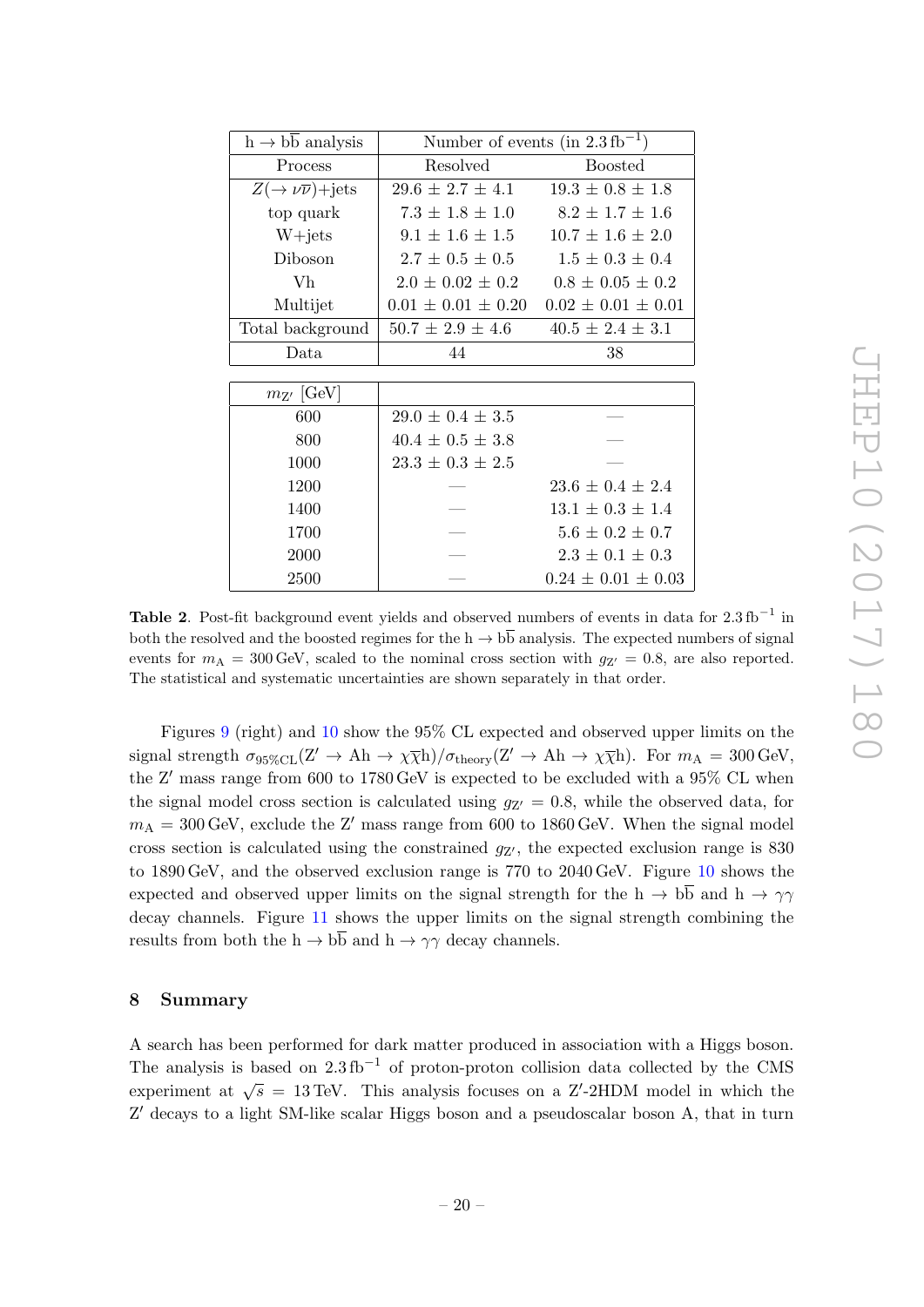| $h \to b\bar{b}$ analysis | Number of events (in $2.3\,\text{fb}^{-1}$) | |
|---|---|---|
| Process | Resolved | Boosted |
| $Z(\to \nu\overline{\nu})$+jets | 29.6 ± 2.7 ± 4.1 | 19.3 ± 0.8 ± 1.8 |
| top quark | 7.3 ± 1.8 ± 1.0 | 8.2 ± 1.7 ± 1.6 |
| W+jets | 9.1 ± 1.6 ± 1.5 | 10.7 ± 1.6 ± 2.0 |
| Diboson | 2.7 ± 0.5 ± 0.5 | 1.5 ± 0.3 ± 0.4 |
| Vh | 2.0 ± 0.02 ± 0.2 | 0.8 ± 0.05 ± 0.2 |
| Multijet | 0.01 ± 0.01 ± 0.20 | 0.02 ± 0.01 ± 0.01 |
| Total background | 50.7 ± 2.9 ± 4.6 | 40.5 ± 2.4 ± 3.1 |
| Data | 44 | 38 |
| $m_{Z'}$ [GeV] | | |
| 600 | 29.0 ± 0.4 ± 3.5 | — |
| 800 | 40.4 ± 0.5 ± 3.8 | — |
| 1000 | 23.3 ± 0.3 ± 2.5 | — |
| 1200 | — | 23.6 ± 0.4 ± 2.4 |
| 1400 | — | 13.1 ± 0.3 ± 1.4 |
| 1700 | — | 5.6 ± 0.2 ± 0.7 |
| 2000 | — | 2.3 ± 0.1 ± 0.3 |
| 2500 | — | 0.24 ± 0.01 ± 0.03 |

**Table 2**. Post-fit background event yields and observed numbers of events in data for $2.3\,\text{fb}^{-1}$ in both the resolved and the boosted regimes for the $h \to b\bar{b}$ analysis. The expected numbers of signal events for $m_A = 300\,\text{GeV}$, scaled to the nominal cross section with $g_{Z'} = 0.8$, are also reported. The statistical and systematic uncertainties are shown separately in that order.

Figures 9 (right) and 10 show the 95% CL expected and observed upper limits on the signal strength $\sigma_{95\%\text{CL}}(Z' \to Ah \to \chi\overline{\chi}h)/\sigma_{\text{theory}}(Z' \to Ah \to \chi\overline{\chi}h)$. For $m_A = 300\,\text{GeV}$, the Z′ mass range from 600 to 1780 GeV is expected to be excluded with a 95% CL when the signal model cross section is calculated using $g_{Z'} = 0.8$, while the observed data, for $m_A = 300\,\text{GeV}$, exclude the Z′ mass range from 600 to 1860 GeV. When the signal model cross section is calculated using the constrained $g_{Z'}$, the expected exclusion range is 830 to 1890 GeV, and the observed exclusion range is 770 to 2040 GeV. Figure 10 shows the expected and observed upper limits on the signal strength for the $h \to b\bar{b}$ and $h \to \gamma\gamma$ decay channels. Figure 11 shows the upper limits on the signal strength combining the results from both the $h \to b\bar{b}$ and $h \to \gamma\gamma$ decay channels.

## 8 Summary

A search has been performed for dark matter produced in association with a Higgs boson. The analysis is based on $2.3\,\text{fb}^{-1}$ of proton-proton collision data collected by the CMS experiment at $\sqrt{s} = 13\,\text{TeV}$. This analysis focuses on a Z′-2HDM model in which the Z′ decays to a light SM-like scalar Higgs boson and a pseudoscalar boson A, that in turn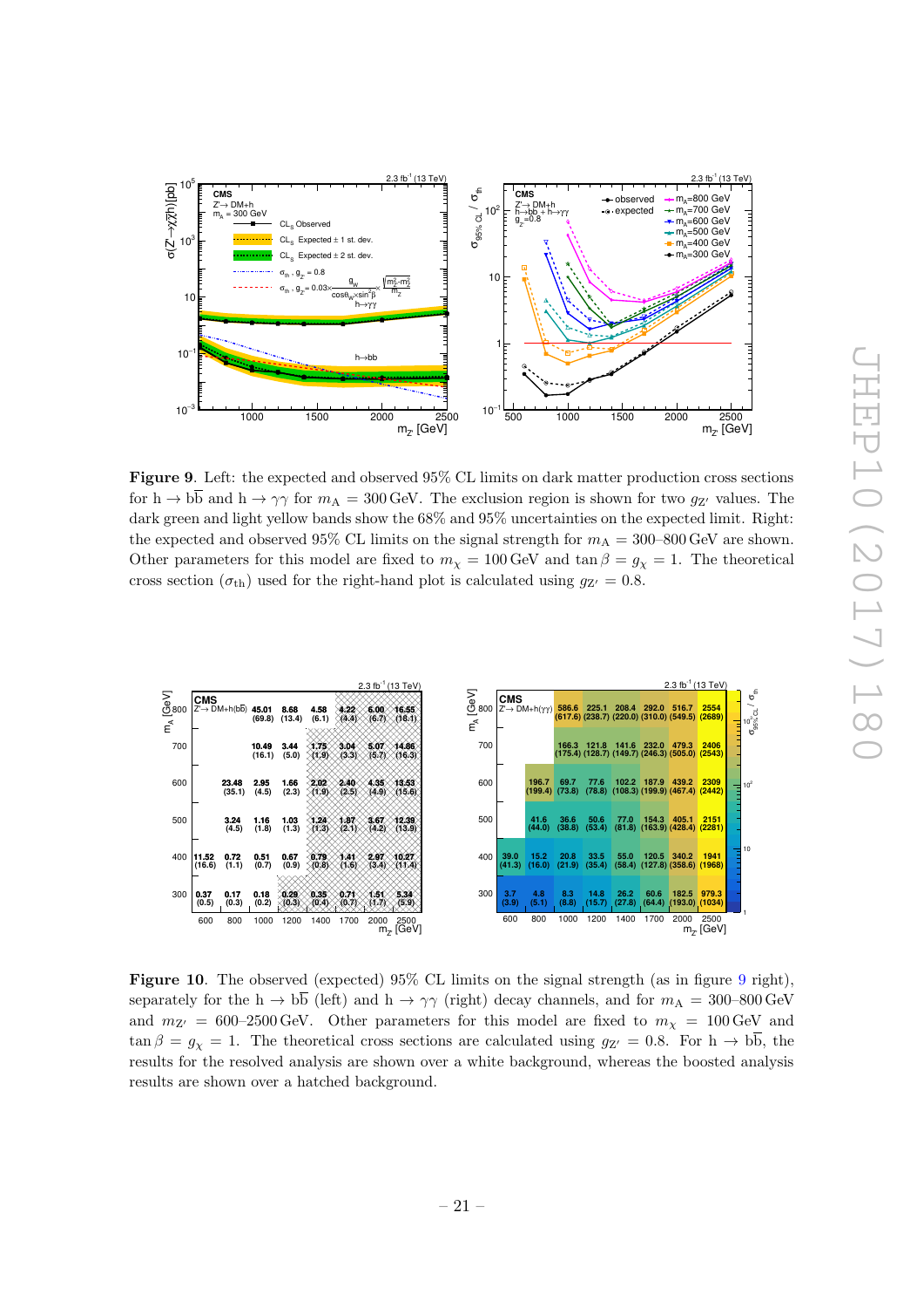**Figure 9**. Left: the expected and observed 95% CL limits on dark matter production cross sections for $h \to b\bar{b}$ and $h \to \gamma\gamma$ for $m_A = 300\,\text{GeV}$. The exclusion region is shown for two $g_{Z'}$ values. The dark green and light yellow bands show the 68% and 95% uncertainties on the expected limit. Right: the expected and observed 95% CL limits on the signal strength for $m_A = 300$–$800\,\text{GeV}$ are shown. Other parameters for this model are fixed to $m_\chi = 100\,\text{GeV}$ and $\tan\beta = g_\chi = 1$. The theoretical cross section ($\sigma_{\text{th}}$) used for the right-hand plot is calculated using $g_{Z'} = 0.8$.

**Figure 10**. The observed (expected) 95% CL limits on the signal strength (as in figure 9 right), separately for the $h \to b\bar{b}$ (left) and $h \to \gamma\gamma$ (right) decay channels, and for $m_A = 300$–$800\,\text{GeV}$ and $m_{Z'} = 600$–$2500\,\text{GeV}$. Other parameters for this model are fixed to $m_\chi = 100\,\text{GeV}$ and $\tan\beta = g_\chi = 1$. The theoretical cross sections are calculated using $g_{Z'} = 0.8$. For $h \to b\bar{b}$, the results for the resolved analysis are shown over a white background, whereas the boosted analysis results are shown over a hatched background.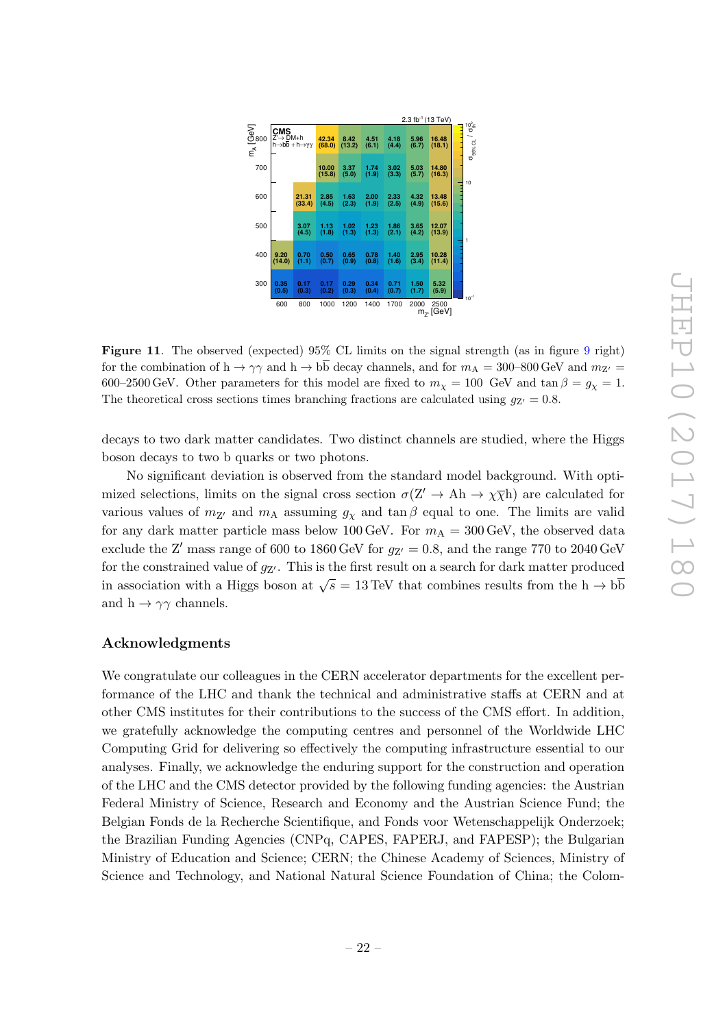**Figure 11**. The observed (expected) 95% CL limits on the signal strength (as in figure 9 right) for the combination of $h \to \gamma\gamma$ and $h \to b\overline{b}$ decay channels, and for $m_A = 300$–800 GeV and $m_{Z'} =$ 600–2500 GeV. Other parameters for this model are fixed to $m_\chi = 100$ GeV and $\tan\beta = g_\chi = 1$. The theoretical cross sections times branching fractions are calculated using $g_{Z'} = 0.8$.

decays to two dark matter candidates. Two distinct channels are studied, where the Higgs boson decays to two b quarks or two photons.

No significant deviation is observed from the standard model background. With optimized selections, limits on the signal cross section $\sigma(Z' \to Ah \to \chi\overline{\chi}h)$ are calculated for various values of $m_{Z'}$ and $m_A$ assuming $g_\chi$ and $\tan\beta$ equal to one. The limits are valid for any dark matter particle mass below 100 GeV. For $m_A = 300$ GeV, the observed data exclude the Z′ mass range of 600 to 1860 GeV for $g_{Z'} = 0.8$, and the range 770 to 2040 GeV for the constrained value of $g_{Z'}$. This is the first result on a search for dark matter produced in association with a Higgs boson at $\sqrt{s} = 13$ TeV that combines results from the $h \to b\overline{b}$ and $h \to \gamma\gamma$ channels.

## Acknowledgments

We congratulate our colleagues in the CERN accelerator departments for the excellent performance of the LHC and thank the technical and administrative staffs at CERN and at other CMS institutes for their contributions to the success of the CMS effort. In addition, we gratefully acknowledge the computing centres and personnel of the Worldwide LHC Computing Grid for delivering so effectively the computing infrastructure essential to our analyses. Finally, we acknowledge the enduring support for the construction and operation of the LHC and the CMS detector provided by the following funding agencies: the Austrian Federal Ministry of Science, Research and Economy and the Austrian Science Fund; the Belgian Fonds de la Recherche Scientifique, and Fonds voor Wetenschappelijk Onderzoek; the Brazilian Funding Agencies (CNPq, CAPES, FAPERJ, and FAPESP); the Bulgarian Ministry of Education and Science; CERN; the Chinese Academy of Sciences, Ministry of Science and Technology, and National Natural Science Foundation of China; the Colom-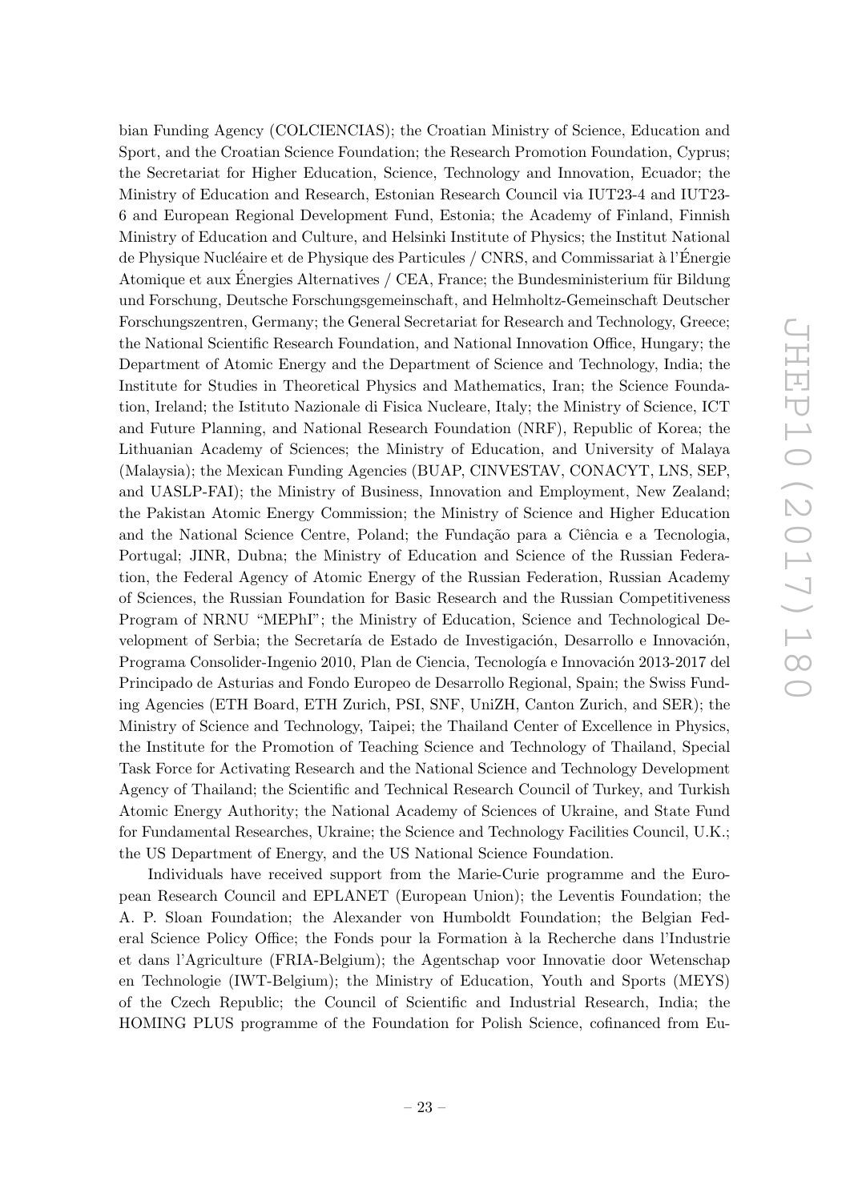bian Funding Agency (COLCIENCIAS); the Croatian Ministry of Science, Education and Sport, and the Croatian Science Foundation; the Research Promotion Foundation, Cyprus; the Secretariat for Higher Education, Science, Technology and Innovation, Ecuador; the Ministry of Education and Research, Estonian Research Council via IUT23-4 and IUT23-6 and European Regional Development Fund, Estonia; the Academy of Finland, Finnish Ministry of Education and Culture, and Helsinki Institute of Physics; the Institut National de Physique Nucléaire et de Physique des Particules / CNRS, and Commissariat à l'Énergie Atomique et aux Énergies Alternatives / CEA, France; the Bundesministerium für Bildung und Forschung, Deutsche Forschungsgemeinschaft, and Helmholtz-Gemeinschaft Deutscher Forschungszentren, Germany; the General Secretariat for Research and Technology, Greece; the National Scientific Research Foundation, and National Innovation Office, Hungary; the Department of Atomic Energy and the Department of Science and Technology, India; the Institute for Studies in Theoretical Physics and Mathematics, Iran; the Science Foundation, Ireland; the Istituto Nazionale di Fisica Nucleare, Italy; the Ministry of Science, ICT and Future Planning, and National Research Foundation (NRF), Republic of Korea; the Lithuanian Academy of Sciences; the Ministry of Education, and University of Malaya (Malaysia); the Mexican Funding Agencies (BUAP, CINVESTAV, CONACYT, LNS, SEP, and UASLP-FAI); the Ministry of Business, Innovation and Employment, New Zealand; the Pakistan Atomic Energy Commission; the Ministry of Science and Higher Education and the National Science Centre, Poland; the Fundação para a Ciência e a Tecnologia, Portugal; JINR, Dubna; the Ministry of Education and Science of the Russian Federation, the Federal Agency of Atomic Energy of the Russian Federation, Russian Academy of Sciences, the Russian Foundation for Basic Research and the Russian Competitiveness Program of NRNU "MEPhI"; the Ministry of Education, Science and Technological Development of Serbia; the Secretaría de Estado de Investigación, Desarrollo e Innovación, Programa Consolider-Ingenio 2010, Plan de Ciencia, Tecnología e Innovación 2013-2017 del Principado de Asturias and Fondo Europeo de Desarrollo Regional, Spain; the Swiss Funding Agencies (ETH Board, ETH Zurich, PSI, SNF, UniZH, Canton Zurich, and SER); the Ministry of Science and Technology, Taipei; the Thailand Center of Excellence in Physics, the Institute for the Promotion of Teaching Science and Technology of Thailand, Special Task Force for Activating Research and the National Science and Technology Development Agency of Thailand; the Scientific and Technical Research Council of Turkey, and Turkish Atomic Energy Authority; the National Academy of Sciences of Ukraine, and State Fund for Fundamental Researches, Ukraine; the Science and Technology Facilities Council, U.K.; the US Department of Energy, and the US National Science Foundation.

Individuals have received support from the Marie-Curie programme and the European Research Council and EPLANET (European Union); the Leventis Foundation; the A. P. Sloan Foundation; the Alexander von Humboldt Foundation; the Belgian Federal Science Policy Office; the Fonds pour la Formation à la Recherche dans l'Industrie et dans l'Agriculture (FRIA-Belgium); the Agentschap voor Innovatie door Wetenschap en Technologie (IWT-Belgium); the Ministry of Education, Youth and Sports (MEYS) of the Czech Republic; the Council of Scientific and Industrial Research, India; the HOMING PLUS programme of the Foundation for Polish Science, cofinanced from Eu-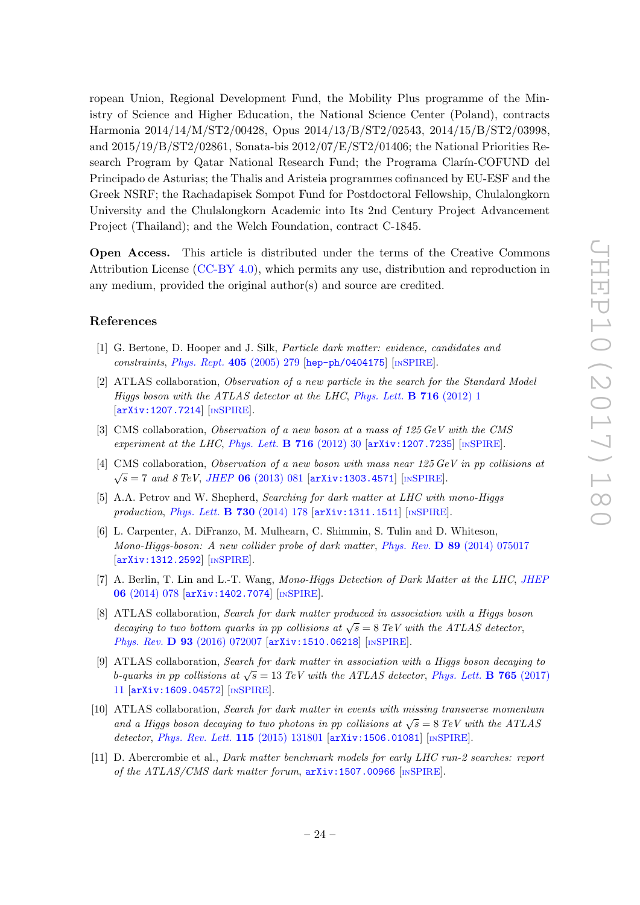ropean Union, Regional Development Fund, the Mobility Plus programme of the Ministry of Science and Higher Education, the National Science Center (Poland), contracts Harmonia 2014/14/M/ST2/00428, Opus 2014/13/B/ST2/02543, 2014/15/B/ST2/03998, and 2015/19/B/ST2/02861, Sonata-bis 2012/07/E/ST2/01406; the National Priorities Research Program by Qatar National Research Fund; the Programa Clarín-COFUND del Principado de Asturias; the Thalis and Aristeia programmes cofinanced by EU-ESF and the Greek NSRF; the Rachadapisek Sompot Fund for Postdoctoral Fellowship, Chulalongkorn University and the Chulalongkorn Academic into Its 2nd Century Project Advancement Project (Thailand); and the Welch Foundation, contract C-1845.

**Open Access.** This article is distributed under the terms of the Creative Commons Attribution License (CC-BY 4.0), which permits any use, distribution and reproduction in any medium, provided the original author(s) and source are credited.

## References

[1] G. Bertone, D. Hooper and J. Silk, *Particle dark matter: evidence, candidates and constraints*, *Phys. Rept.* **405** (2005) 279 [hep-ph/0404175] [INSPIRE].

[2] ATLAS collaboration, *Observation of a new particle in the search for the Standard Model Higgs boson with the ATLAS detector at the LHC*, *Phys. Lett.* **B 716** (2012) 1 [arXiv:1207.7214] [INSPIRE].

[3] CMS collaboration, *Observation of a new boson at a mass of 125 GeV with the CMS experiment at the LHC*, *Phys. Lett.* **B 716** (2012) 30 [arXiv:1207.7235] [INSPIRE].

[4] CMS collaboration, *Observation of a new boson with mass near 125 GeV in pp collisions at $\sqrt{s} = 7$ and 8 TeV*, *JHEP* **06** (2013) 081 [arXiv:1303.4571] [INSPIRE].

[5] A.A. Petrov and W. Shepherd, *Searching for dark matter at LHC with mono-Higgs production*, *Phys. Lett.* **B 730** (2014) 178 [arXiv:1311.1511] [INSPIRE].

[6] L. Carpenter, A. DiFranzo, M. Mulhearn, C. Shimmin, S. Tulin and D. Whiteson, *Mono-Higgs-boson: A new collider probe of dark matter*, *Phys. Rev.* **D 89** (2014) 075017 [arXiv:1312.2592] [INSPIRE].

[7] A. Berlin, T. Lin and L.-T. Wang, *Mono-Higgs Detection of Dark Matter at the LHC*, *JHEP* **06** (2014) 078 [arXiv:1402.7074] [INSPIRE].

[8] ATLAS collaboration, *Search for dark matter produced in association with a Higgs boson decaying to two bottom quarks in pp collisions at $\sqrt{s} = 8$ TeV with the ATLAS detector*, *Phys. Rev.* **D 93** (2016) 072007 [arXiv:1510.06218] [INSPIRE].

[9] ATLAS collaboration, *Search for dark matter in association with a Higgs boson decaying to b-quarks in pp collisions at $\sqrt{s} = 13$ TeV with the ATLAS detector*, *Phys. Lett.* **B 765** (2017) 11 [arXiv:1609.04572] [INSPIRE].

[10] ATLAS collaboration, *Search for dark matter in events with missing transverse momentum and a Higgs boson decaying to two photons in pp collisions at $\sqrt{s} = 8$ TeV with the ATLAS detector*, *Phys. Rev. Lett.* **115** (2015) 131801 [arXiv:1506.01081] [INSPIRE].

[11] D. Abercrombie et al., *Dark matter benchmark models for early LHC run-2 searches: report of the ATLAS/CMS dark matter forum*, arXiv:1507.00966 [INSPIRE].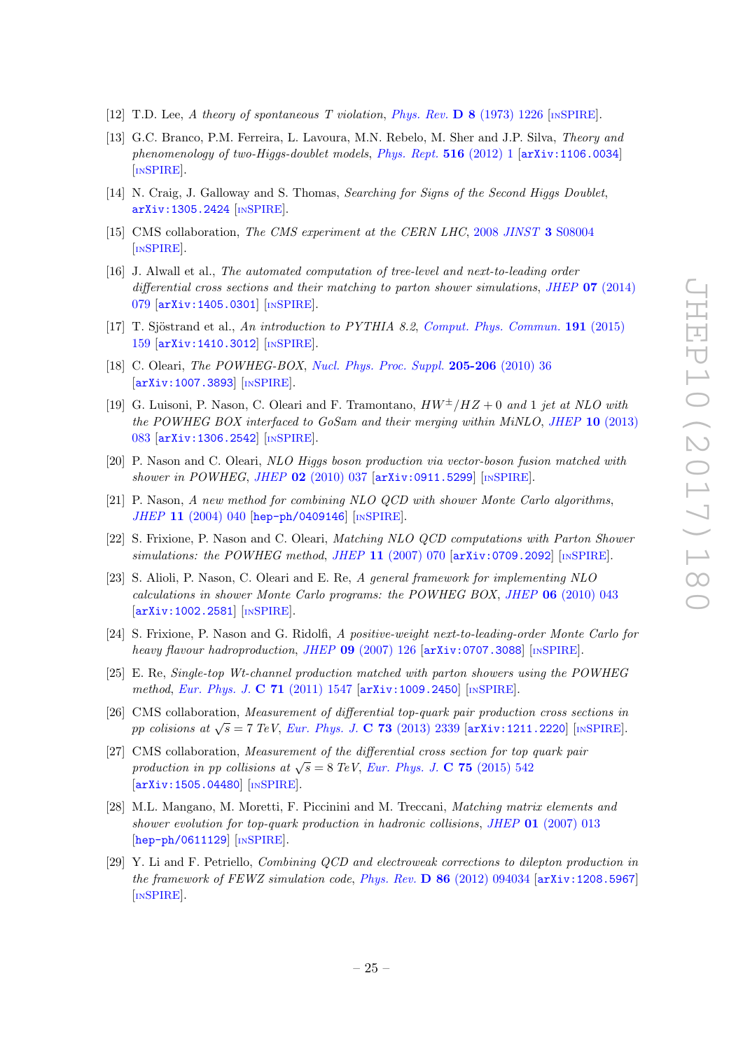[12] T.D. Lee, *A theory of spontaneous T violation*, Phys. Rev. **D 8** (1973) 1226 [INSPIRE].

[13] G.C. Branco, P.M. Ferreira, L. Lavoura, M.N. Rebelo, M. Sher and J.P. Silva, *Theory and phenomenology of two-Higgs-doublet models*, Phys. Rept. **516** (2012) 1 [arXiv:1106.0034] [INSPIRE].

[14] N. Craig, J. Galloway and S. Thomas, *Searching for Signs of the Second Higgs Doublet*, arXiv:1305.2424 [INSPIRE].

[15] CMS collaboration, *The CMS experiment at the CERN LHC*, 2008 JINST **3** S08004 [INSPIRE].

[16] J. Alwall et al., *The automated computation of tree-level and next-to-leading order differential cross sections and their matching to parton shower simulations*, JHEP **07** (2014) 079 [arXiv:1405.0301] [INSPIRE].

[17] T. Sjöstrand et al., *An introduction to PYTHIA 8.2*, Comput. Phys. Commun. **191** (2015) 159 [arXiv:1410.3012] [INSPIRE].

[18] C. Oleari, *The POWHEG-BOX*, Nucl. Phys. Proc. Suppl. **205-206** (2010) 36 [arXiv:1007.3893] [INSPIRE].

[19] G. Luisoni, P. Nason, C. Oleari and F. Tramontano, *$HW^{\pm}/HZ + 0$ and 1 jet at NLO with the POWHEG BOX interfaced to GoSam and their merging within MiNLO*, JHEP **10** (2013) 083 [arXiv:1306.2542] [INSPIRE].

[20] P. Nason and C. Oleari, *NLO Higgs boson production via vector-boson fusion matched with shower in POWHEG*, JHEP **02** (2010) 037 [arXiv:0911.5299] [INSPIRE].

[21] P. Nason, *A new method for combining NLO QCD with shower Monte Carlo algorithms*, JHEP **11** (2004) 040 [hep-ph/0409146] [INSPIRE].

[22] S. Frixione, P. Nason and C. Oleari, *Matching NLO QCD computations with Parton Shower simulations: the POWHEG method*, JHEP **11** (2007) 070 [arXiv:0709.2092] [INSPIRE].

[23] S. Alioli, P. Nason, C. Oleari and E. Re, *A general framework for implementing NLO calculations in shower Monte Carlo programs: the POWHEG BOX*, JHEP **06** (2010) 043 [arXiv:1002.2581] [INSPIRE].

[24] S. Frixione, P. Nason and G. Ridolfi, *A positive-weight next-to-leading-order Monte Carlo for heavy flavour hadroproduction*, JHEP **09** (2007) 126 [arXiv:0707.3088] [INSPIRE].

[25] E. Re, *Single-top Wt-channel production matched with parton showers using the POWHEG method*, Eur. Phys. J. **C 71** (2011) 1547 [arXiv:1009.2450] [INSPIRE].

[26] CMS collaboration, *Measurement of differential top-quark pair production cross sections in pp colisions at $\sqrt{s} = 7$ TeV*, Eur. Phys. J. **C 73** (2013) 2339 [arXiv:1211.2220] [INSPIRE].

[27] CMS collaboration, *Measurement of the differential cross section for top quark pair production in pp collisions at $\sqrt{s} = 8$ TeV*, Eur. Phys. J. **C 75** (2015) 542 [arXiv:1505.04480] [INSPIRE].

[28] M.L. Mangano, M. Moretti, F. Piccinini and M. Treccani, *Matching matrix elements and shower evolution for top-quark production in hadronic collisions*, JHEP **01** (2007) 013 [hep-ph/0611129] [INSPIRE].

[29] Y. Li and F. Petriello, *Combining QCD and electroweak corrections to dilepton production in the framework of FEWZ simulation code*, Phys. Rev. **D 86** (2012) 094034 [arXiv:1208.5967] [INSPIRE].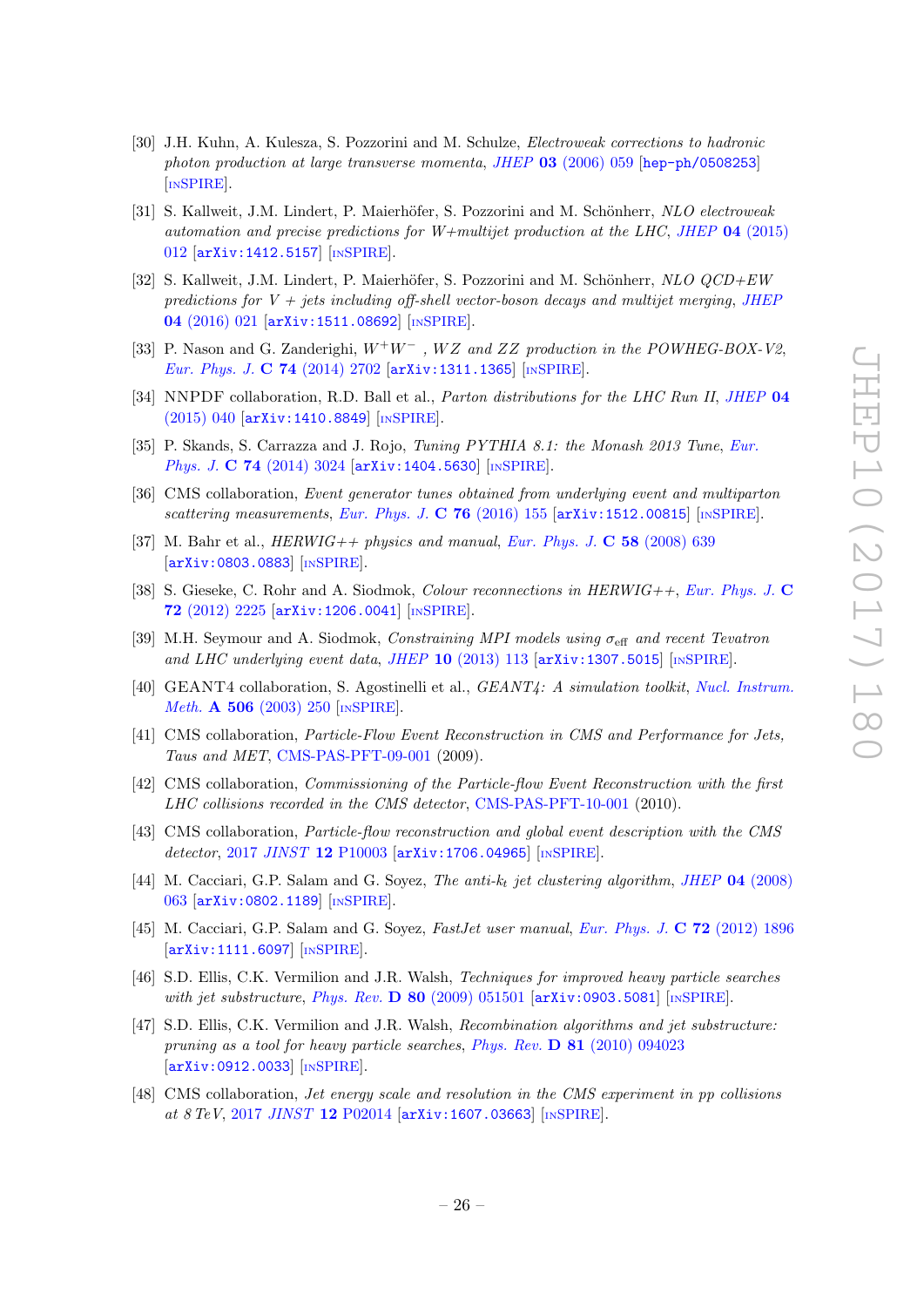[30] J.H. Kuhn, A. Kulesza, S. Pozzorini and M. Schulze, *Electroweak corrections to hadronic photon production at large transverse momenta*, JHEP **03** (2006) 059 [hep-ph/0508253] [INSPIRE].

[31] S. Kallweit, J.M. Lindert, P. Maierhöfer, S. Pozzorini and M. Schönherr, *NLO electroweak automation and precise predictions for W+multijet production at the LHC*, JHEP **04** (2015) 012 [arXiv:1412.5157] [INSPIRE].

[32] S. Kallweit, J.M. Lindert, P. Maierhöfer, S. Pozzorini and M. Schönherr, *NLO QCD+EW predictions for V + jets including off-shell vector-boson decays and multijet merging*, JHEP **04** (2016) 021 [arXiv:1511.08692] [INSPIRE].

[33] P. Nason and G. Zanderighi, *$W^+W^-$ , $WZ$ and $ZZ$ production in the POWHEG-BOX-V2*, Eur. Phys. J. **C 74** (2014) 2702 [arXiv:1311.1365] [INSPIRE].

[34] NNPDF collaboration, R.D. Ball et al., *Parton distributions for the LHC Run II*, JHEP **04** (2015) 040 [arXiv:1410.8849] [INSPIRE].

[35] P. Skands, S. Carrazza and J. Rojo, *Tuning PYTHIA 8.1: the Monash 2013 Tune*, Eur. Phys. J. **C 74** (2014) 3024 [arXiv:1404.5630] [INSPIRE].

[36] CMS collaboration, *Event generator tunes obtained from underlying event and multiparton scattering measurements*, Eur. Phys. J. **C 76** (2016) 155 [arXiv:1512.00815] [INSPIRE].

[37] M. Bahr et al., *HERWIG++ physics and manual*, Eur. Phys. J. **C 58** (2008) 639 [arXiv:0803.0883] [INSPIRE].

[38] S. Gieseke, C. Rohr and A. Siodmok, *Colour reconnections in HERWIG++*, Eur. Phys. J. **C 72** (2012) 2225 [arXiv:1206.0041] [INSPIRE].

[39] M.H. Seymour and A. Siodmok, *Constraining MPI models using $\sigma_{\rm eff}$ and recent Tevatron and LHC underlying event data*, JHEP **10** (2013) 113 [arXiv:1307.5015] [INSPIRE].

[40] GEANT4 collaboration, S. Agostinelli et al., *GEANT4: A simulation toolkit*, Nucl. Instrum. Meth. **A 506** (2003) 250 [INSPIRE].

[41] CMS collaboration, *Particle-Flow Event Reconstruction in CMS and Performance for Jets, Taus and MET*, CMS-PAS-PFT-09-001 (2009).

[42] CMS collaboration, *Commissioning of the Particle-flow Event Reconstruction with the first LHC collisions recorded in the CMS detector*, CMS-PAS-PFT-10-001 (2010).

[43] CMS collaboration, *Particle-flow reconstruction and global event description with the CMS detector*, 2017 JINST **12** P10003 [arXiv:1706.04965] [INSPIRE].

[44] M. Cacciari, G.P. Salam and G. Soyez, *The anti-$k_t$ jet clustering algorithm*, JHEP **04** (2008) 063 [arXiv:0802.1189] [INSPIRE].

[45] M. Cacciari, G.P. Salam and G. Soyez, *FastJet user manual*, Eur. Phys. J. **C 72** (2012) 1896 [arXiv:1111.6097] [INSPIRE].

[46] S.D. Ellis, C.K. Vermilion and J.R. Walsh, *Techniques for improved heavy particle searches with jet substructure*, Phys. Rev. **D 80** (2009) 051501 [arXiv:0903.5081] [INSPIRE].

[47] S.D. Ellis, C.K. Vermilion and J.R. Walsh, *Recombination algorithms and jet substructure: pruning as a tool for heavy particle searches*, Phys. Rev. **D 81** (2010) 094023 [arXiv:0912.0033] [INSPIRE].

[48] CMS collaboration, *Jet energy scale and resolution in the CMS experiment in pp collisions at 8 TeV*, 2017 JINST **12** P02014 [arXiv:1607.03663] [INSPIRE].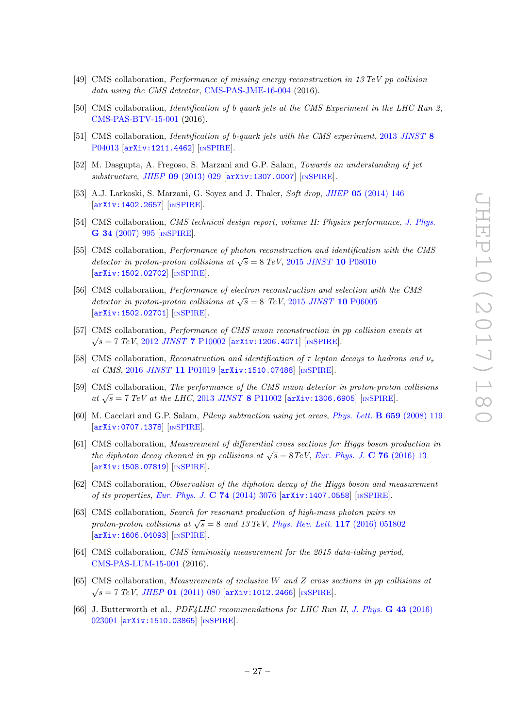[49] CMS collaboration, *Performance of missing energy reconstruction in 13 TeV pp collision data using the CMS detector*, CMS-PAS-JME-16-004 (2016).

[50] CMS collaboration, *Identification of b quark jets at the CMS Experiment in the LHC Run 2*, CMS-PAS-BTV-15-001 (2016).

[51] CMS collaboration, *Identification of b-quark jets with the CMS experiment*, 2013 *JINST* **8** P04013 [arXiv:1211.4462] [INSPIRE].

[52] M. Dasgupta, A. Fregoso, S. Marzani and G.P. Salam, *Towards an understanding of jet substructure*, *JHEP* **09** (2013) 029 [arXiv:1307.0007] [INSPIRE].

[53] A.J. Larkoski, S. Marzani, G. Soyez and J. Thaler, *Soft drop*, *JHEP* **05** (2014) 146 [arXiv:1402.2657] [INSPIRE].

[54] CMS collaboration, *CMS technical design report, volume II: Physics performance*, *J. Phys.* **G 34** (2007) 995 [INSPIRE].

[55] CMS collaboration, *Performance of photon reconstruction and identification with the CMS detector in proton-proton collisions at $\sqrt{s} = 8$ TeV*, 2015 *JINST* **10** P08010 [arXiv:1502.02702] [INSPIRE].

[56] CMS collaboration, *Performance of electron reconstruction and selection with the CMS detector in proton-proton collisions at $\sqrt{s} = 8$ TeV*, 2015 *JINST* **10** P06005 [arXiv:1502.02701] [INSPIRE].

[57] CMS collaboration, *Performance of CMS muon reconstruction in pp collision events at $\sqrt{s} = 7$ TeV*, 2012 *JINST* **7** P10002 [arXiv:1206.4071] [INSPIRE].

[58] CMS collaboration, *Reconstruction and identification of $\tau$ lepton decays to hadrons and $\nu_\tau$ at CMS*, 2016 *JINST* **11** P01019 [arXiv:1510.07488] [INSPIRE].

[59] CMS collaboration, *The performance of the CMS muon detector in proton-proton collisions at $\sqrt{s} = 7$ TeV at the LHC*, 2013 *JINST* **8** P11002 [arXiv:1306.6905] [INSPIRE].

[60] M. Cacciari and G.P. Salam, *Pileup subtraction using jet areas*, *Phys. Lett.* **B 659** (2008) 119 [arXiv:0707.1378] [INSPIRE].

[61] CMS collaboration, *Measurement of differential cross sections for Higgs boson production in the diphoton decay channel in pp collisions at $\sqrt{s} = 8$ TeV*, *Eur. Phys. J.* **C 76** (2016) 13 [arXiv:1508.07819] [INSPIRE].

[62] CMS collaboration, *Observation of the diphoton decay of the Higgs boson and measurement of its properties*, *Eur. Phys. J.* **C 74** (2014) 3076 [arXiv:1407.0558] [INSPIRE].

[63] CMS collaboration, *Search for resonant production of high-mass photon pairs in proton-proton collisions at $\sqrt{s} = 8$ and 13 TeV*, *Phys. Rev. Lett.* **117** (2016) 051802 [arXiv:1606.04093] [INSPIRE].

[64] CMS collaboration, *CMS luminosity measurement for the 2015 data-taking period*, CMS-PAS-LUM-15-001 (2016).

[65] CMS collaboration, *Measurements of inclusive W and Z cross sections in pp collisions at $\sqrt{s} = 7$ TeV*, *JHEP* **01** (2011) 080 [arXiv:1012.2466] [INSPIRE].

[66] J. Butterworth et al., *PDF4LHC recommendations for LHC Run II*, *J. Phys.* **G 43** (2016) 023001 [arXiv:1510.03865] [INSPIRE].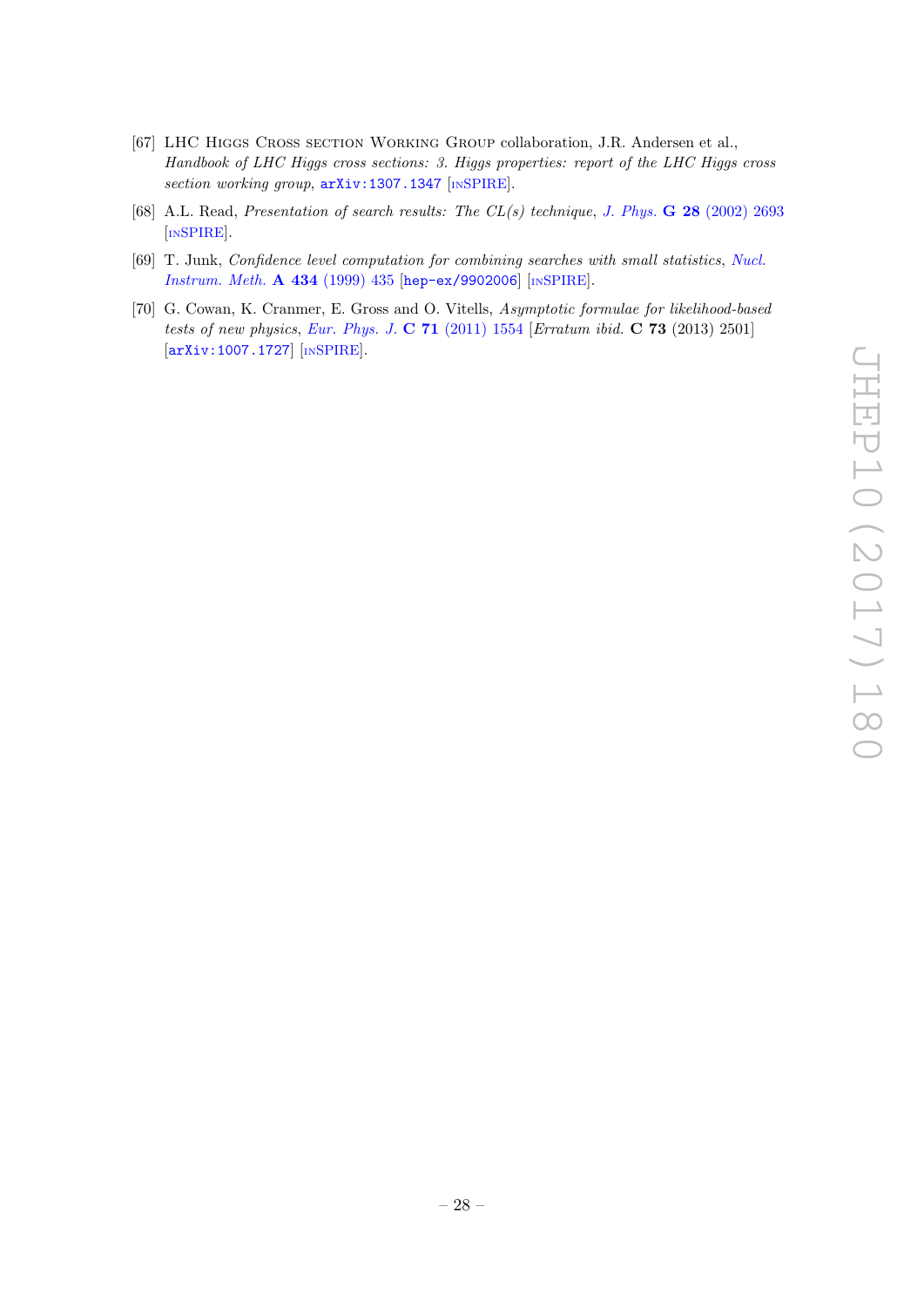[67] LHC Higgs Cross section Working Group collaboration, J.R. Andersen et al., *Handbook of LHC Higgs cross sections: 3. Higgs properties: report of the LHC Higgs cross section working group*, arXiv:1307.1347 [INSPIRE].

[68] A.L. Read, *Presentation of search results: The CL(s) technique*, J. Phys. **G 28** (2002) 2693 [INSPIRE].

[69] T. Junk, *Confidence level computation for combining searches with small statistics*, Nucl. Instrum. Meth. **A 434** (1999) 435 [hep-ex/9902006] [INSPIRE].

[70] G. Cowan, K. Cranmer, E. Gross and O. Vitells, *Asymptotic formulae for likelihood-based tests of new physics*, Eur. Phys. J. **C 71** (2011) 1554 [*Erratum ibid.* **C 73** (2013) 2501] [arXiv:1007.1727] [INSPIRE].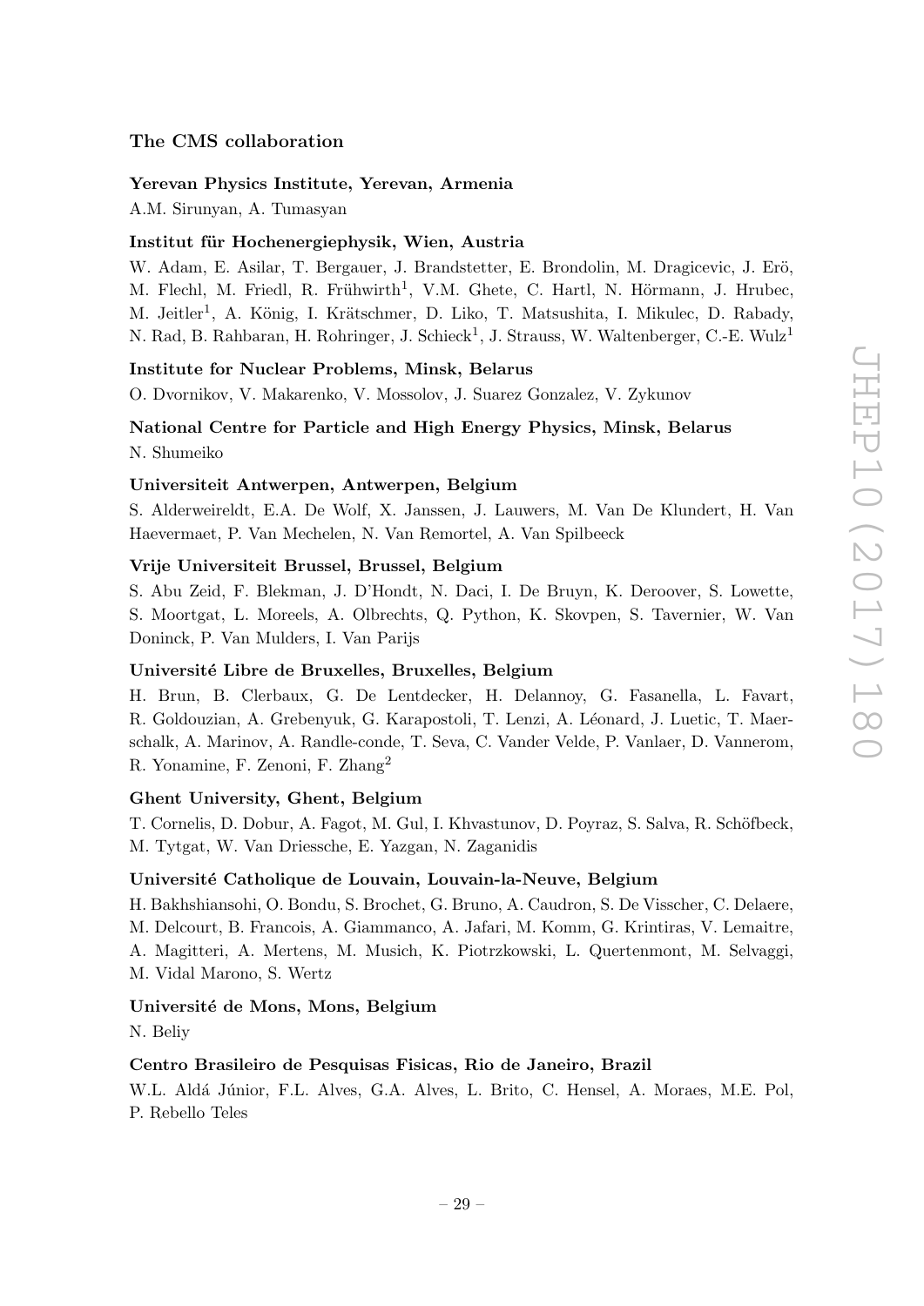## The CMS collaboration

### Yerevan Physics Institute, Yerevan, Armenia

A.M. Sirunyan, A. Tumasyan

### Institut für Hochenergiephysik, Wien, Austria

W. Adam, E. Asilar, T. Bergauer, J. Brandstetter, E. Brondolin, M. Dragicevic, J. Erö, M. Flechl, M. Friedl, R. Frühwirth[1], V.M. Ghete, C. Hartl, N. Hörmann, J. Hrubec, M. Jeitler[1], A. König, I. Krätschmer, D. Liko, T. Matsushita, I. Mikulec, D. Rabady, N. Rad, B. Rahbaran, H. Rohringer, J. Schieck[1], J. Strauss, W. Waltenberger, C.-E. Wulz[1]

### Institute for Nuclear Problems, Minsk, Belarus

O. Dvornikov, V. Makarenko, V. Mossolov, J. Suarez Gonzalez, V. Zykunov

### National Centre for Particle and High Energy Physics, Minsk, Belarus

N. Shumeiko

### Universiteit Antwerpen, Antwerpen, Belgium

S. Alderweireldt, E.A. De Wolf, X. Janssen, J. Lauwers, M. Van De Klundert, H. Van Haevermaet, P. Van Mechelen, N. Van Remortel, A. Van Spilbeeck

### Vrije Universiteit Brussel, Brussel, Belgium

S. Abu Zeid, F. Blekman, J. D'Hondt, N. Daci, I. De Bruyn, K. Deroover, S. Lowette, S. Moortgat, L. Moreels, A. Olbrechts, Q. Python, K. Skovpen, S. Tavernier, W. Van Doninck, P. Van Mulders, I. Van Parijs

### Université Libre de Bruxelles, Bruxelles, Belgium

H. Brun, B. Clerbaux, G. De Lentdecker, H. Delannoy, G. Fasanella, L. Favart, R. Goldouzian, A. Grebenyuk, G. Karapostoli, T. Lenzi, A. Léonard, J. Luetic, T. Maerschalk, A. Marinov, A. Randle-conde, T. Seva, C. Vander Velde, P. Vanlaer, D. Vannerom, R. Yonamine, F. Zenoni, F. Zhang[2]

### Ghent University, Ghent, Belgium

T. Cornelis, D. Dobur, A. Fagot, M. Gul, I. Khvastunov, D. Poyraz, S. Salva, R. Schöfbeck, M. Tytgat, W. Van Driessche, E. Yazgan, N. Zaganidis

### Université Catholique de Louvain, Louvain-la-Neuve, Belgium

H. Bakhshiansohi, O. Bondu, S. Brochet, G. Bruno, A. Caudron, S. De Visscher, C. Delaere, M. Delcourt, B. Francois, A. Giammanco, A. Jafari, M. Komm, G. Krintiras, V. Lemaitre, A. Magitteri, A. Mertens, M. Musich, K. Piotrzkowski, L. Quertenmont, M. Selvaggi, M. Vidal Marono, S. Wertz

### Université de Mons, Mons, Belgium

N. Beliy

### Centro Brasileiro de Pesquisas Fisicas, Rio de Janeiro, Brazil

W.L. Aldá Júnior, F.L. Alves, G.A. Alves, L. Brito, C. Hensel, A. Moraes, M.E. Pol, P. Rebello Teles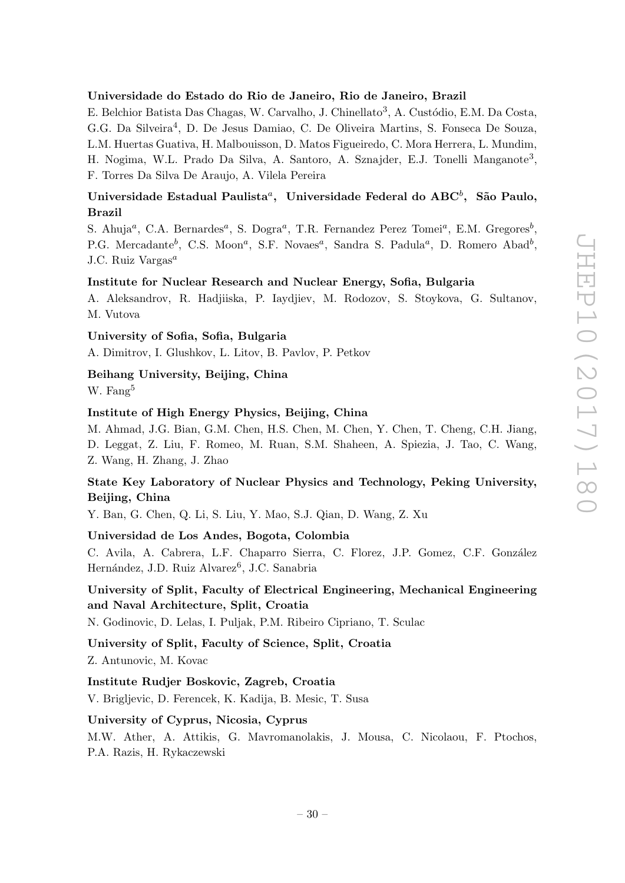**Universidade do Estado do Rio de Janeiro, Rio de Janeiro, Brazil**

E. Belchior Batista Das Chagas, W. Carvalho, J. Chinellato[3], A. Custódio, E.M. Da Costa, G.G. Da Silveira[4], D. De Jesus Damiao, C. De Oliveira Martins, S. Fonseca De Souza, L.M. Huertas Guativa, H. Malbouisson, D. Matos Figueiredo, C. Mora Herrera, L. Mundim, H. Nogima, W.L. Prado Da Silva, A. Santoro, A. Sznajder, E.J. Tonelli Manganote[3], F. Torres Da Silva De Araujo, A. Vilela Pereira

**Universidade Estadual Paulista[a], Universidade Federal do ABC[b], São Paulo, Brazil**

S. Ahuja[a], C.A. Bernardes[a], S. Dogra[a], T.R. Fernandez Perez Tomei[a], E.M. Gregores[b], P.G. Mercadante[b], C.S. Moon[a], S.F. Novaes[a], Sandra S. Padula[a], D. Romero Abad[b], J.C. Ruiz Vargas[a]

**Institute for Nuclear Research and Nuclear Energy, Sofia, Bulgaria**

A. Aleksandrov, R. Hadjiiska, P. Iaydjiev, M. Rodozov, S. Stoykova, G. Sultanov, M. Vutova

**University of Sofia, Sofia, Bulgaria**

A. Dimitrov, I. Glushkov, L. Litov, B. Pavlov, P. Petkov

**Beihang University, Beijing, China**

W. Fang[5]

**Institute of High Energy Physics, Beijing, China**

M. Ahmad, J.G. Bian, G.M. Chen, H.S. Chen, M. Chen, Y. Chen, T. Cheng, C.H. Jiang, D. Leggat, Z. Liu, F. Romeo, M. Ruan, S.M. Shaheen, A. Spiezia, J. Tao, C. Wang, Z. Wang, H. Zhang, J. Zhao

**State Key Laboratory of Nuclear Physics and Technology, Peking University, Beijing, China**

Y. Ban, G. Chen, Q. Li, S. Liu, Y. Mao, S.J. Qian, D. Wang, Z. Xu

**Universidad de Los Andes, Bogota, Colombia**

C. Avila, A. Cabrera, L.F. Chaparro Sierra, C. Florez, J.P. Gomez, C.F. González Hernández, J.D. Ruiz Alvarez[6], J.C. Sanabria

**University of Split, Faculty of Electrical Engineering, Mechanical Engineering and Naval Architecture, Split, Croatia**

N. Godinovic, D. Lelas, I. Puljak, P.M. Ribeiro Cipriano, T. Sculac

**University of Split, Faculty of Science, Split, Croatia**

Z. Antunovic, M. Kovac

**Institute Rudjer Boskovic, Zagreb, Croatia**

V. Brigljevic, D. Ferencek, K. Kadija, B. Mesic, T. Susa

**University of Cyprus, Nicosia, Cyprus**

M.W. Ather, A. Attikis, G. Mavromanolakis, J. Mousa, C. Nicolaou, F. Ptochos, P.A. Razis, H. Rykaczewski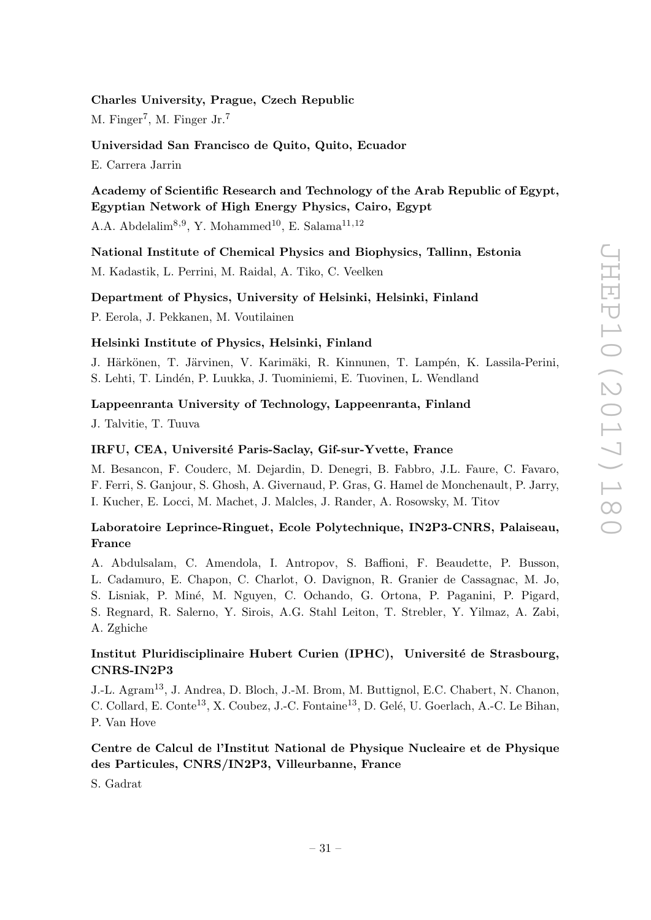**Charles University, Prague, Czech Republic**

M. Finger[7], M. Finger Jr.[7]

**Universidad San Francisco de Quito, Quito, Ecuador**

E. Carrera Jarrin

**Academy of Scientific Research and Technology of the Arab Republic of Egypt, Egyptian Network of High Energy Physics, Cairo, Egypt**

A.A. Abdelalim[8,9], Y. Mohammed[10], E. Salama[11,12]

**National Institute of Chemical Physics and Biophysics, Tallinn, Estonia**

M. Kadastik, L. Perrini, M. Raidal, A. Tiko, C. Veelken

**Department of Physics, University of Helsinki, Helsinki, Finland**

P. Eerola, J. Pekkanen, M. Voutilainen

**Helsinki Institute of Physics, Helsinki, Finland**

J. Härkönen, T. Järvinen, V. Karimäki, R. Kinnunen, T. Lampén, K. Lassila-Perini, S. Lehti, T. Lindén, P. Luukka, J. Tuominiemi, E. Tuovinen, L. Wendland

**Lappeenranta University of Technology, Lappeenranta, Finland**

J. Talvitie, T. Tuuva

**IRFU, CEA, Université Paris-Saclay, Gif-sur-Yvette, France**

M. Besancon, F. Couderc, M. Dejardin, D. Denegri, B. Fabbro, J.L. Faure, C. Favaro, F. Ferri, S. Ganjour, S. Ghosh, A. Givernaud, P. Gras, G. Hamel de Monchenault, P. Jarry, I. Kucher, E. Locci, M. Machet, J. Malcles, J. Rander, A. Rosowsky, M. Titov

**Laboratoire Leprince-Ringuet, Ecole Polytechnique, IN2P3-CNRS, Palaiseau, France**

A. Abdulsalam, C. Amendola, I. Antropov, S. Baffioni, F. Beaudette, P. Busson, L. Cadamuro, E. Chapon, C. Charlot, O. Davignon, R. Granier de Cassagnac, M. Jo, S. Lisniak, P. Miné, M. Nguyen, C. Ochando, G. Ortona, P. Paganini, P. Pigard, S. Regnard, R. Salerno, Y. Sirois, A.G. Stahl Leiton, T. Strebler, Y. Yilmaz, A. Zabi, A. Zghiche

**Institut Pluridisciplinaire Hubert Curien (IPHC), Université de Strasbourg, CNRS-IN2P3**

J.-L. Agram[13], J. Andrea, D. Bloch, J.-M. Brom, M. Buttignol, E.C. Chabert, N. Chanon, C. Collard, E. Conte[13], X. Coubez, J.-C. Fontaine[13], D. Gelé, U. Goerlach, A.-C. Le Bihan, P. Van Hove

**Centre de Calcul de l'Institut National de Physique Nucleaire et de Physique des Particules, CNRS/IN2P3, Villeurbanne, France**

S. Gadrat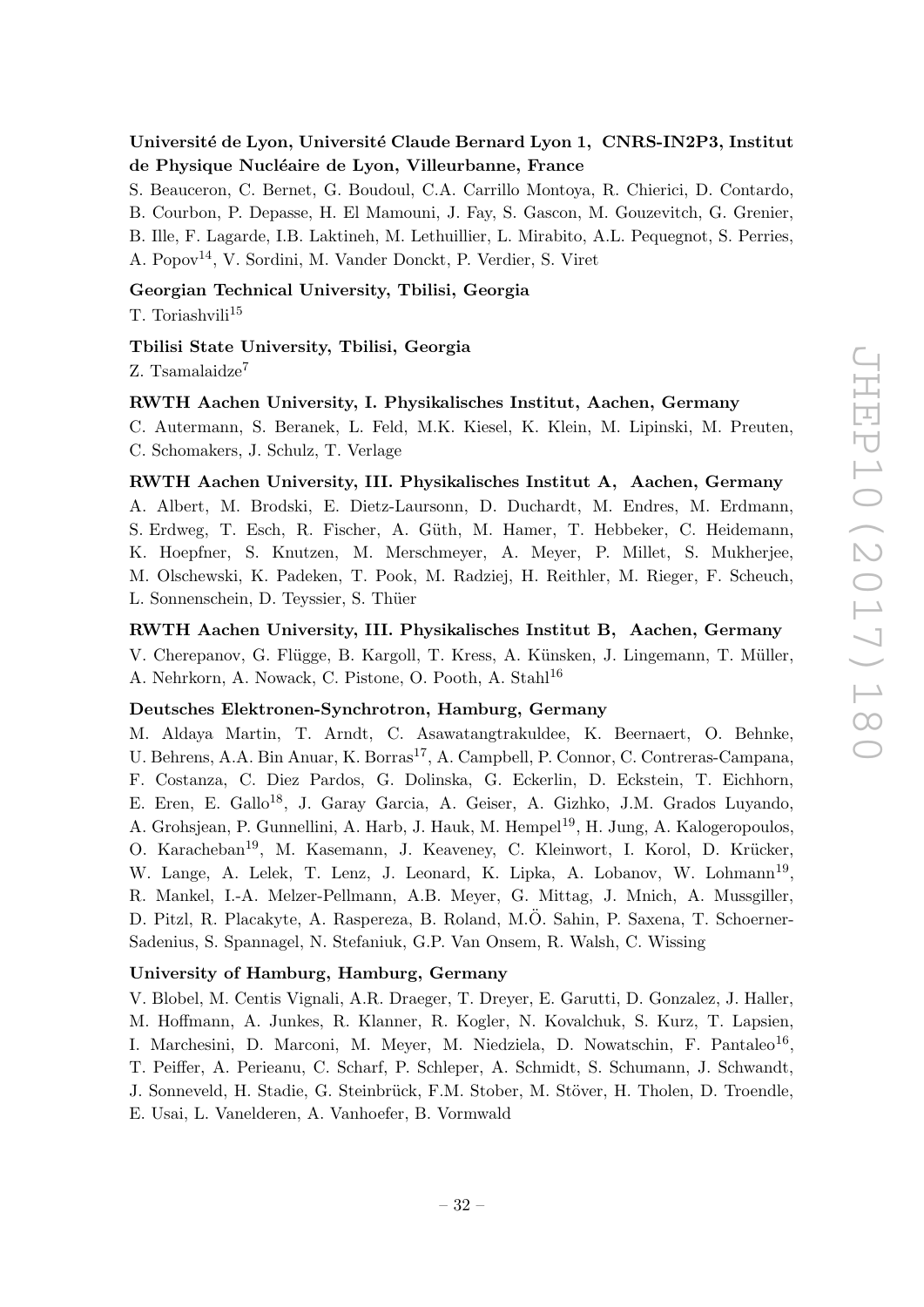**Université de Lyon, Université Claude Bernard Lyon 1, CNRS-IN2P3, Institut de Physique Nucléaire de Lyon, Villeurbanne, France**

S. Beauceron, C. Bernet, G. Boudoul, C.A. Carrillo Montoya, R. Chierici, D. Contardo, B. Courbon, P. Depasse, H. El Mamouni, J. Fay, S. Gascon, M. Gouzevitch, G. Grenier, B. Ille, F. Lagarde, I.B. Laktineh, M. Lethuillier, L. Mirabito, A.L. Pequegnot, S. Perries, A. Popov[14], V. Sordini, M. Vander Donckt, P. Verdier, S. Viret

**Georgian Technical University, Tbilisi, Georgia**

T. Toriashvili[15]

**Tbilisi State University, Tbilisi, Georgia**

Z. Tsamalaidze[7]

**RWTH Aachen University, I. Physikalisches Institut, Aachen, Germany**

C. Autermann, S. Beranek, L. Feld, M.K. Kiesel, K. Klein, M. Lipinski, M. Preuten, C. Schomakers, J. Schulz, T. Verlage

**RWTH Aachen University, III. Physikalisches Institut A, Aachen, Germany**

A. Albert, M. Brodski, E. Dietz-Laursonn, D. Duchardt, M. Endres, M. Erdmann, S. Erdweg, T. Esch, R. Fischer, A. Güth, M. Hamer, T. Hebbeker, C. Heidemann, K. Hoepfner, S. Knutzen, M. Merschmeyer, A. Meyer, P. Millet, S. Mukherjee, M. Olschewski, K. Padeken, T. Pook, M. Radziej, H. Reithler, M. Rieger, F. Scheuch, L. Sonnenschein, D. Teyssier, S. Thüer

**RWTH Aachen University, III. Physikalisches Institut B, Aachen, Germany**

V. Cherepanov, G. Flügge, B. Kargoll, T. Kress, A. Künsken, J. Lingemann, T. Müller, A. Nehrkorn, A. Nowack, C. Pistone, O. Pooth, A. Stahl[16]

**Deutsches Elektronen-Synchrotron, Hamburg, Germany**

M. Aldaya Martin, T. Arndt, C. Asawatangtrakuldee, K. Beernaert, O. Behnke, U. Behrens, A.A. Bin Anuar, K. Borras[17], A. Campbell, P. Connor, C. Contreras-Campana, F. Costanza, C. Diez Pardos, G. Dolinska, G. Eckerlin, D. Eckstein, T. Eichhorn, E. Eren, E. Gallo[18], J. Garay Garcia, A. Geiser, A. Gizhko, J.M. Grados Luyando, A. Grohsjean, P. Gunnellini, A. Harb, J. Hauk, M. Hempel[19], H. Jung, A. Kalogeropoulos, O. Karacheban[19], M. Kasemann, J. Keaveney, C. Kleinwort, I. Korol, D. Krücker, W. Lange, A. Lelek, T. Lenz, J. Leonard, K. Lipka, A. Lobanov, W. Lohmann[19], R. Mankel, I.-A. Melzer-Pellmann, A.B. Meyer, G. Mittag, J. Mnich, A. Mussgiller, D. Pitzl, R. Placakyte, A. Raspereza, B. Roland, M.Ö. Sahin, P. Saxena, T. Schoerner-Sadenius, S. Spannagel, N. Stefaniuk, G.P. Van Onsem, R. Walsh, C. Wissing

**University of Hamburg, Hamburg, Germany**

V. Blobel, M. Centis Vignali, A.R. Draeger, T. Dreyer, E. Garutti, D. Gonzalez, J. Haller, M. Hoffmann, A. Junkes, R. Klanner, R. Kogler, N. Kovalchuk, S. Kurz, T. Lapsien, I. Marchesini, D. Marconi, M. Meyer, M. Niedziela, D. Nowatschin, F. Pantaleo[16], T. Peiffer, A. Perieanu, C. Scharf, P. Schleper, A. Schmidt, S. Schumann, J. Schwandt, J. Sonneveld, H. Stadie, G. Steinbrück, F.M. Stober, M. Stöver, H. Tholen, D. Troendle, E. Usai, L. Vanelderen, A. Vanhoefer, B. Vormwald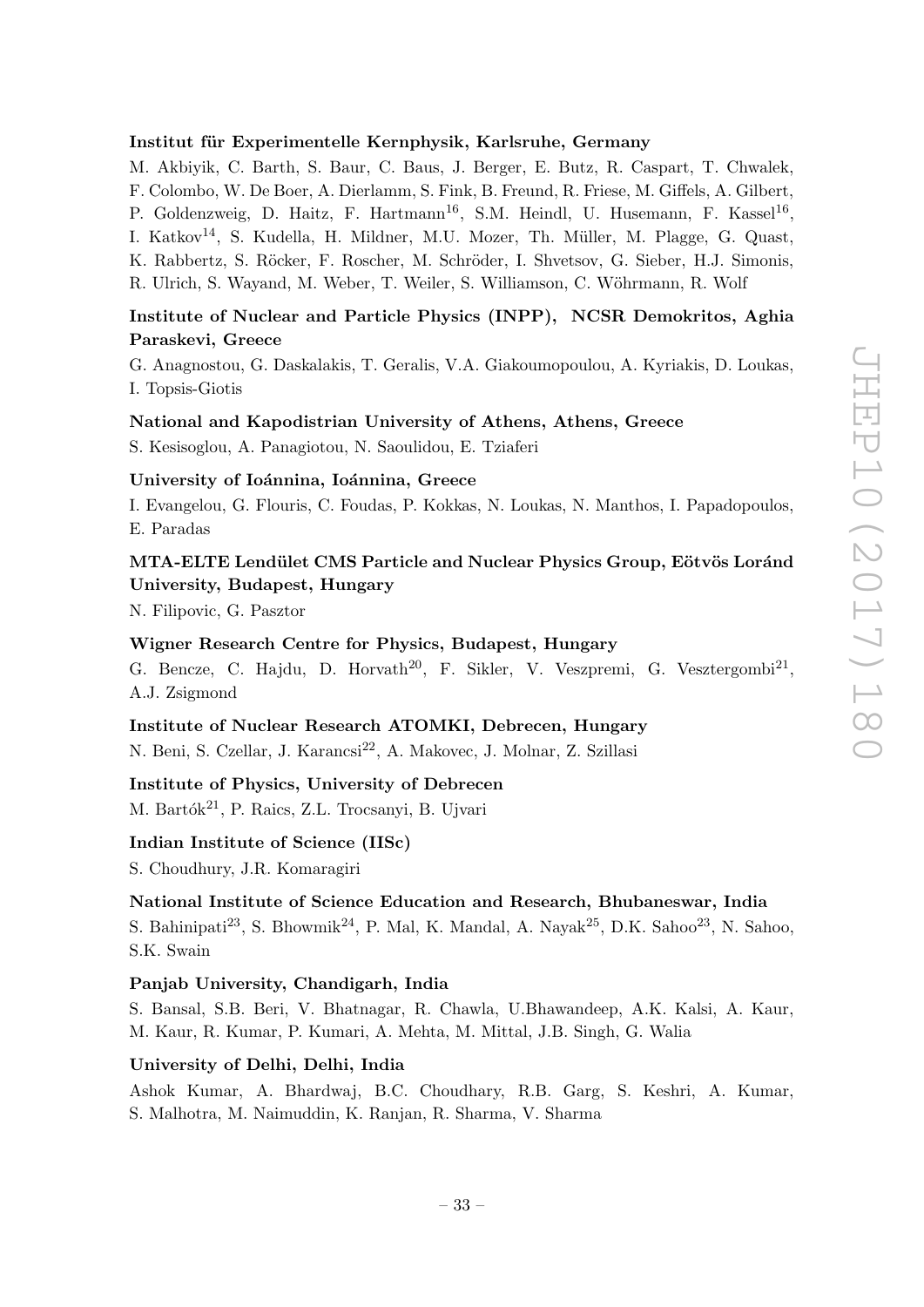**Institut für Experimentelle Kernphysik, Karlsruhe, Germany**

M. Akbiyik, C. Barth, S. Baur, C. Baus, J. Berger, E. Butz, R. Caspart, T. Chwalek, F. Colombo, W. De Boer, A. Dierlamm, S. Fink, B. Freund, R. Friese, M. Giffels, A. Gilbert, P. Goldenzweig, D. Haitz, F. Hartmann[16], S.M. Heindl, U. Husemann, F. Kassel[16], I. Katkov[14], S. Kudella, H. Mildner, M.U. Mozer, Th. Müller, M. Plagge, G. Quast, K. Rabbertz, S. Röcker, F. Roscher, M. Schröder, I. Shvetsov, G. Sieber, H.J. Simonis, R. Ulrich, S. Wayand, M. Weber, T. Weiler, S. Williamson, C. Wöhrmann, R. Wolf

**Institute of Nuclear and Particle Physics (INPP), NCSR Demokritos, Aghia Paraskevi, Greece**

G. Anagnostou, G. Daskalakis, T. Geralis, V.A. Giakoumopoulou, A. Kyriakis, D. Loukas, I. Topsis-Giotis

**National and Kapodistrian University of Athens, Athens, Greece**

S. Kesisoglou, A. Panagiotou, N. Saoulidou, E. Tziaferi

**University of Ioánnina, Ioánnina, Greece**

I. Evangelou, G. Flouris, C. Foudas, P. Kokkas, N. Loukas, N. Manthos, I. Papadopoulos, E. Paradas

**MTA-ELTE Lendület CMS Particle and Nuclear Physics Group, Eötvös Loránd University, Budapest, Hungary**

N. Filipovic, G. Pasztor

**Wigner Research Centre for Physics, Budapest, Hungary**

G. Bencze, C. Hajdu, D. Horvath[20], F. Sikler, V. Veszpremi, G. Vesztergombi[21], A.J. Zsigmond

**Institute of Nuclear Research ATOMKI, Debrecen, Hungary**

N. Beni, S. Czellar, J. Karancsi[22], A. Makovec, J. Molnar, Z. Szillasi

**Institute of Physics, University of Debrecen**

M. Bartók[21], P. Raics, Z.L. Trocsanyi, B. Ujvari

**Indian Institute of Science (IISc)**

S. Choudhury, J.R. Komaragiri

**National Institute of Science Education and Research, Bhubaneswar, India**

S. Bahinipati[23], S. Bhowmik[24], P. Mal, K. Mandal, A. Nayak[25], D.K. Sahoo[23], N. Sahoo, S.K. Swain

**Panjab University, Chandigarh, India**

S. Bansal, S.B. Beri, V. Bhatnagar, R. Chawla, U.Bhawandeep, A.K. Kalsi, A. Kaur, M. Kaur, R. Kumar, P. Kumari, A. Mehta, M. Mittal, J.B. Singh, G. Walia

**University of Delhi, Delhi, India**

Ashok Kumar, A. Bhardwaj, B.C. Choudhary, R.B. Garg, S. Keshri, A. Kumar, S. Malhotra, M. Naimuddin, K. Ranjan, R. Sharma, V. Sharma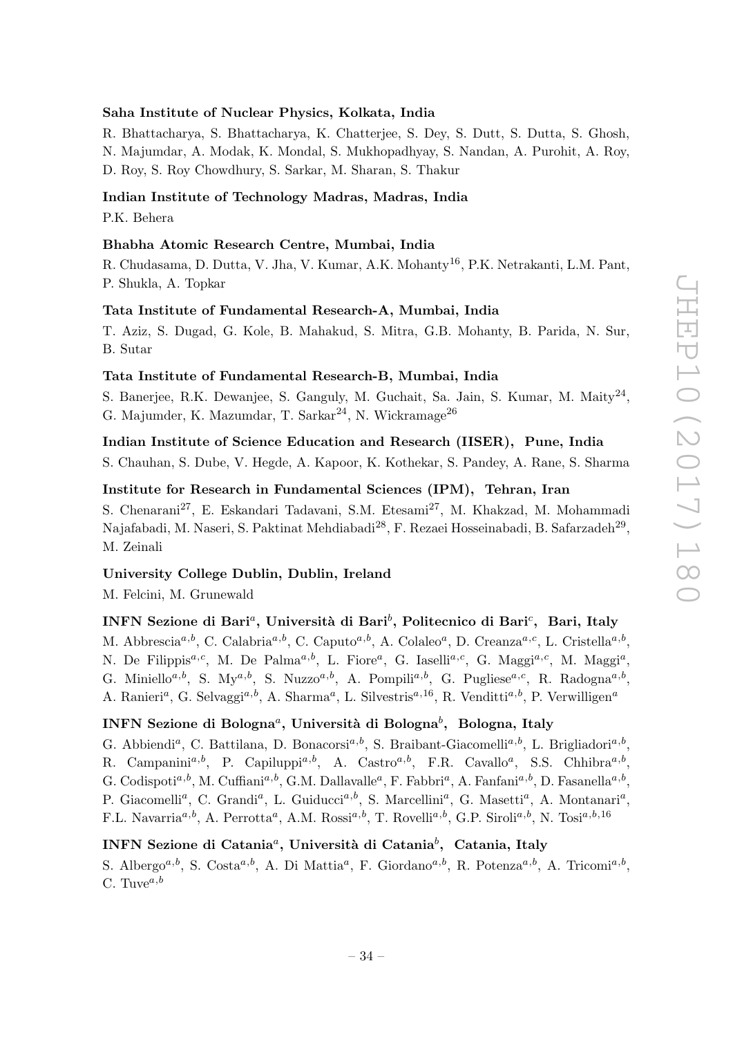**Saha Institute of Nuclear Physics, Kolkata, India**

R. Bhattacharya, S. Bhattacharya, K. Chatterjee, S. Dey, S. Dutt, S. Dutta, S. Ghosh, N. Majumdar, A. Modak, K. Mondal, S. Mukhopadhyay, S. Nandan, A. Purohit, A. Roy, D. Roy, S. Roy Chowdhury, S. Sarkar, M. Sharan, S. Thakur

**Indian Institute of Technology Madras, Madras, India**

P.K. Behera

**Bhabha Atomic Research Centre, Mumbai, India**

R. Chudasama, D. Dutta, V. Jha, V. Kumar, A.K. Mohanty[16], P.K. Netrakanti, L.M. Pant, P. Shukla, A. Topkar

**Tata Institute of Fundamental Research-A, Mumbai, India**

T. Aziz, S. Dugad, G. Kole, B. Mahakud, S. Mitra, G.B. Mohanty, B. Parida, N. Sur, B. Sutar

**Tata Institute of Fundamental Research-B, Mumbai, India**

S. Banerjee, R.K. Dewanjee, S. Ganguly, M. Guchait, Sa. Jain, S. Kumar, M. Maity[24], G. Majumder, K. Mazumdar, T. Sarkar[24], N. Wickramage[26]

**Indian Institute of Science Education and Research (IISER), Pune, India**

S. Chauhan, S. Dube, V. Hegde, A. Kapoor, K. Kothekar, S. Pandey, A. Rane, S. Sharma

**Institute for Research in Fundamental Sciences (IPM), Tehran, Iran**

S. Chenarani[27], E. Eskandari Tadavani, S.M. Etesami[27], M. Khakzad, M. Mohammadi Najafabadi, M. Naseri, S. Paktinat Mehdiabadi[28], F. Rezaei Hosseinabadi, B. Safarzadeh[29], M. Zeinali

**University College Dublin, Dublin, Ireland**

M. Felcini, M. Grunewald

**INFN Sezione di Bari[a], Università di Bari[b], Politecnico di Bari[c], Bari, Italy**

M. Abbrescia[a,b], C. Calabria[a,b], C. Caputo[a,b], A. Colaleo[a], D. Creanza[a,c], L. Cristella[a,b], N. De Filippis[a,c], M. De Palma[a,b], L. Fiore[a], G. Iaselli[a,c], G. Maggi[a,c], M. Maggi[a], G. Miniello[a,b], S. My[a,b], S. Nuzzo[a,b], A. Pompili[a,b], G. Pugliese[a,c], R. Radogna[a,b], A. Ranieri[a], G. Selvaggi[a,b], A. Sharma[a], L. Silvestris[a,16], R. Venditti[a,b], P. Verwilligen[a]

**INFN Sezione di Bologna[a], Università di Bologna[b], Bologna, Italy**

G. Abbiendi[a], C. Battilana, D. Bonacorsi[a,b], S. Braibant-Giacomelli[a,b], L. Brigliadori[a,b], R. Campanini[a,b], P. Capiluppi[a,b], A. Castro[a,b], F.R. Cavallo[a], S.S. Chhibra[a,b], G. Codispoti[a,b], M. Cuffiani[a,b], G.M. Dallavalle[a], F. Fabbri[a], A. Fanfani[a,b], D. Fasanella[a,b], P. Giacomelli[a], C. Grandi[a], L. Guiducci[a,b], S. Marcellini[a], G. Masetti[a], A. Montanari[a], F.L. Navarria[a,b], A. Perrotta[a], A.M. Rossi[a,b], T. Rovelli[a,b], G.P. Siroli[a,b], N. Tosi[a,b,16]

**INFN Sezione di Catania[a], Università di Catania[b], Catania, Italy**

S. Albergo[a,b], S. Costa[a,b], A. Di Mattia[a], F. Giordano[a,b], R. Potenza[a,b], A. Tricomi[a,b], C. Tuve[a,b]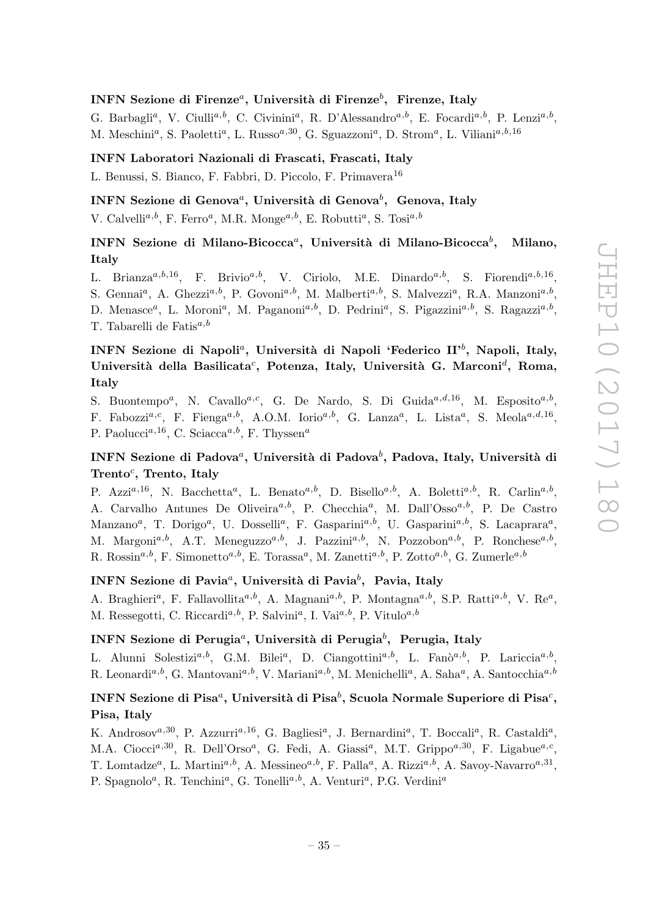### INFN Sezione di Firenze[a], Università di Firenze[b], Firenze, Italy

G. Barbagli[a], V. Ciulli[a,b], C. Civinini[a], R. D'Alessandro[a,b], E. Focardi[a,b], P. Lenzi[a,b], M. Meschini[a], S. Paoletti[a], L. Russo[a,30], G. Sguazzoni[a], D. Strom[a], L. Viliani[a,b,16]

### INFN Laboratori Nazionali di Frascati, Frascati, Italy

L. Benussi, S. Bianco, F. Fabbri, D. Piccolo, F. Primavera[16]

### INFN Sezione di Genova[a], Università di Genova[b], Genova, Italy

V. Calvelli[a,b], F. Ferro[a], M.R. Monge[a,b], E. Robutti[a], S. Tosi[a,b]

### INFN Sezione di Milano-Bicocca[a], Università di Milano-Bicocca[b], Milano, Italy

L. Brianza[a,b,16], F. Brivio[a,b], V. Ciriolo, M.E. Dinardo[a,b], S. Fiorendi[a,b,16], S. Gennai[a], A. Ghezzi[a,b], P. Govoni[a,b], M. Malberti[a,b], S. Malvezzi[a], R.A. Manzoni[a,b], D. Menasce[a], L. Moroni[a], M. Paganoni[a,b], D. Pedrini[a], S. Pigazzini[a,b], S. Ragazzi[a,b], T. Tabarelli de Fatis[a,b]

### INFN Sezione di Napoli[a], Università di Napoli 'Federico II'[b], Napoli, Italy, Università della Basilicata[c], Potenza, Italy, Università G. Marconi[d], Roma, Italy

S. Buontempo[a], N. Cavallo[a,c], G. De Nardo, S. Di Guida[a,d,16], M. Esposito[a,b], F. Fabozzi[a,c], F. Fienga[a,b], A.O.M. Iorio[a,b], G. Lanza[a], L. Lista[a], S. Meola[a,d,16], P. Paolucci[a,16], C. Sciacca[a,b], F. Thyssen[a]

### INFN Sezione di Padova[a], Università di Padova[b], Padova, Italy, Università di Trento[c], Trento, Italy

P. Azzi[a,16], N. Bacchetta[a], L. Benato[a,b], D. Bisello[a,b], A. Boletti[a,b], R. Carlin[a,b], A. Carvalho Antunes De Oliveira[a,b], P. Checchia[a], M. Dall'Osso[a,b], P. De Castro Manzano[a], T. Dorigo[a], U. Dosselli[a], F. Gasparini[a,b], U. Gasparini[a,b], S. Lacaprara[a], M. Margoni[a,b], A.T. Meneguzzo[a,b], J. Pazzini[a,b], N. Pozzobon[a,b], P. Ronchese[a,b], R. Rossin[a,b], F. Simonetto[a,b], E. Torassa[a], M. Zanetti[a,b], P. Zotto[a,b], G. Zumerle[a,b]

### INFN Sezione di Pavia[a], Università di Pavia[b], Pavia, Italy

A. Braghieri[a], F. Fallavollita[a,b], A. Magnani[a,b], P. Montagna[a,b], S.P. Ratti[a,b], V. Re[a], M. Ressegotti, C. Riccardi[a,b], P. Salvini[a], I. Vai[a,b], P. Vitulo[a,b]

### INFN Sezione di Perugia[a], Università di Perugia[b], Perugia, Italy

L. Alunni Solestizi[a,b], G.M. Bilei[a], D. Ciangottini[a,b], L. Fanò[a,b], P. Lariccia[a,b], R. Leonardi[a,b], G. Mantovani[a,b], V. Mariani[a,b], M. Menichelli[a], A. Saha[a], A. Santocchia[a,b]

### INFN Sezione di Pisa[a], Università di Pisa[b], Scuola Normale Superiore di Pisa[c], Pisa, Italy

K. Androsov[a,30], P. Azzurri[a,16], G. Bagliesi[a], J. Bernardini[a], T. Boccali[a], R. Castaldi[a], M.A. Ciocci[a,30], R. Dell'Orso[a], G. Fedi, A. Giassi[a], M.T. Grippo[a,30], F. Ligabue[a,c], T. Lomtadze[a], L. Martini[a,b], A. Messineo[a,b], F. Palla[a], A. Rizzi[a,b], A. Savoy-Navarro[a,31], P. Spagnolo[a], R. Tenchini[a], G. Tonelli[a,b], A. Venturi[a], P.G. Verdini[a]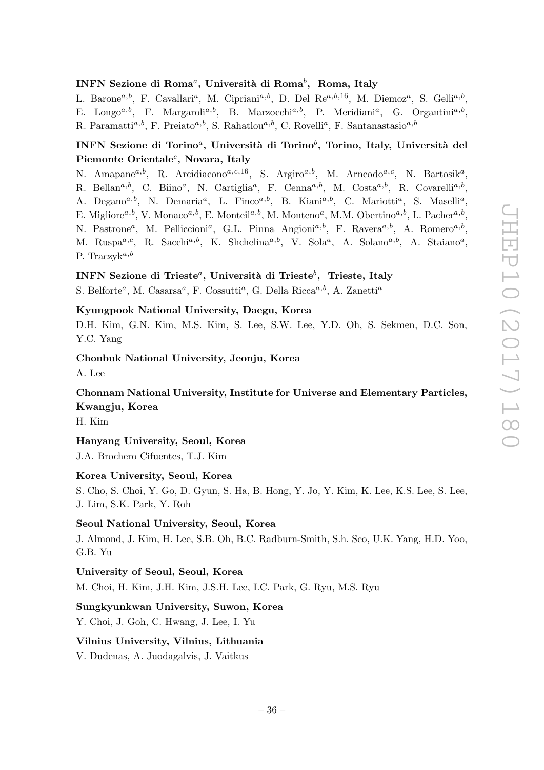### INFN Sezione di Roma[a], Università di Roma[b], Roma, Italy

L. Barone[a,b], F. Cavallari[a], M. Cipriani[a,b], D. Del Re[a,b,16], M. Diemoz[a], S. Gelli[a,b], E. Longo[a,b], F. Margaroli[a,b], B. Marzocchi[a,b], P. Meridiani[a], G. Organtini[a,b], R. Paramatti[a,b], F. Preiato[a,b], S. Rahatlou[a,b], C. Rovelli[a], F. Santanastasio[a,b]

### INFN Sezione di Torino[a], Università di Torino[b], Torino, Italy, Università del Piemonte Orientale[c], Novara, Italy

N. Amapane[a,b], R. Arcidiacono[a,c,16], S. Argiro[a,b], M. Arneodo[a,c], N. Bartosik[a], R. Bellan[a,b], C. Biino[a], N. Cartiglia[a], F. Cenna[a,b], M. Costa[a,b], R. Covarelli[a,b], A. Degano[a,b], N. Demaria[a], L. Finco[a,b], B. Kiani[a,b], C. Mariotti[a], S. Maselli[a], E. Migliore[a,b], V. Monaco[a,b], E. Monteil[a,b], M. Monteno[a], M.M. Obertino[a,b], L. Pacher[a,b], N. Pastrone[a], M. Pelliccioni[a], G.L. Pinna Angioni[a,b], F. Ravera[a,b], A. Romero[a,b], M. Ruspa[a,c], R. Sacchi[a,b], K. Shchelina[a,b], V. Sola[a], A. Solano[a,b], A. Staiano[a], P. Traczyk[a,b]

### INFN Sezione di Trieste[a], Università di Trieste[b], Trieste, Italy

S. Belforte[a], M. Casarsa[a], F. Cossutti[a], G. Della Ricca[a,b], A. Zanetti[a]

### Kyungpook National University, Daegu, Korea

D.H. Kim, G.N. Kim, M.S. Kim, S. Lee, S.W. Lee, Y.D. Oh, S. Sekmen, D.C. Son, Y.C. Yang

### Chonbuk National University, Jeonju, Korea

A. Lee

### Chonnam National University, Institute for Universe and Elementary Particles, Kwangju, Korea

H. Kim

### Hanyang University, Seoul, Korea

J.A. Brochero Cifuentes, T.J. Kim

### Korea University, Seoul, Korea

S. Cho, S. Choi, Y. Go, D. Gyun, S. Ha, B. Hong, Y. Jo, Y. Kim, K. Lee, K.S. Lee, S. Lee, J. Lim, S.K. Park, Y. Roh

### Seoul National University, Seoul, Korea

J. Almond, J. Kim, H. Lee, S.B. Oh, B.C. Radburn-Smith, S.h. Seo, U.K. Yang, H.D. Yoo, G.B. Yu

### University of Seoul, Seoul, Korea

M. Choi, H. Kim, J.H. Kim, J.S.H. Lee, I.C. Park, G. Ryu, M.S. Ryu

### Sungkyunkwan University, Suwon, Korea

Y. Choi, J. Goh, C. Hwang, J. Lee, I. Yu

### Vilnius University, Vilnius, Lithuania

V. Dudenas, A. Juodagalvis, J. Vaitkus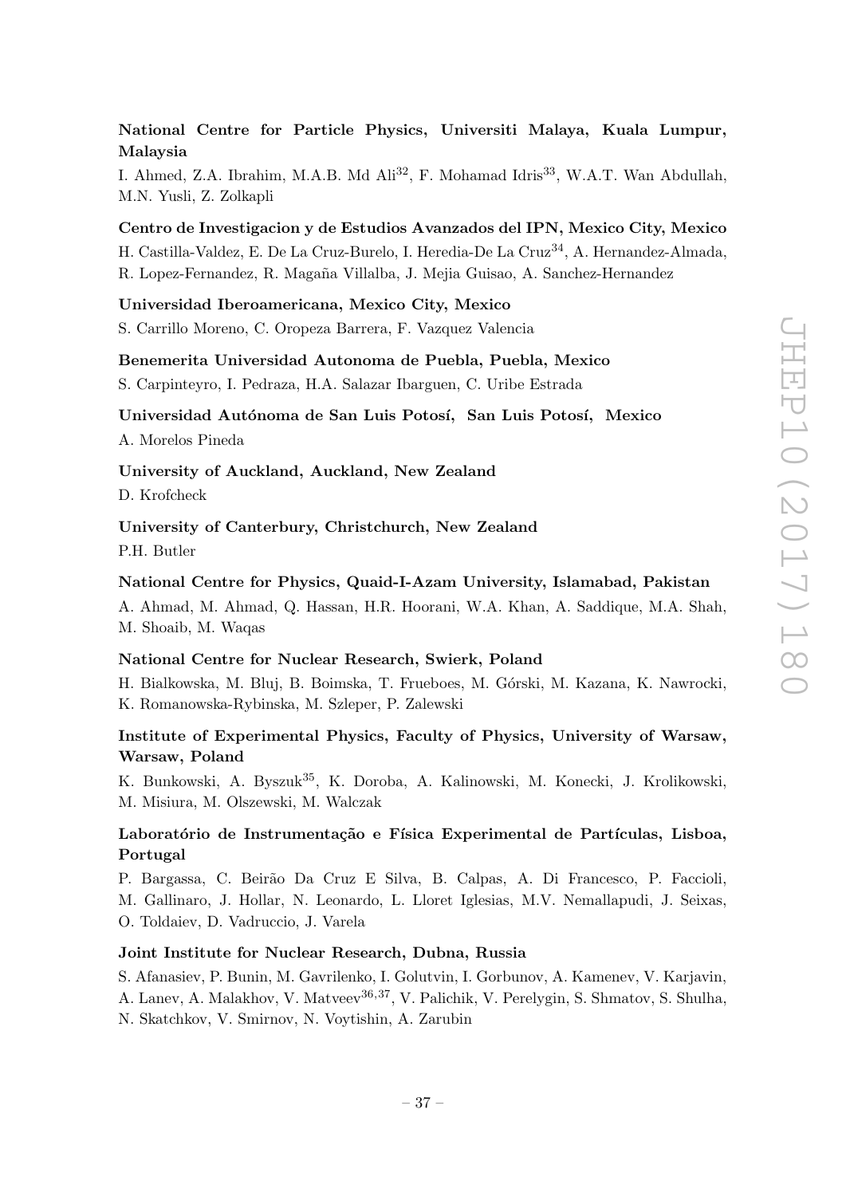**National Centre for Particle Physics, Universiti Malaya, Kuala Lumpur, Malaysia**

I. Ahmed, Z.A. Ibrahim, M.A.B. Md Ali[32], F. Mohamad Idris[33], W.A.T. Wan Abdullah, M.N. Yusli, Z. Zolkapli

**Centro de Investigacion y de Estudios Avanzados del IPN, Mexico City, Mexico**

H. Castilla-Valdez, E. De La Cruz-Burelo, I. Heredia-De La Cruz[34], A. Hernandez-Almada, R. Lopez-Fernandez, R. Magaña Villalba, J. Mejia Guisao, A. Sanchez-Hernandez

**Universidad Iberoamericana, Mexico City, Mexico**

S. Carrillo Moreno, C. Oropeza Barrera, F. Vazquez Valencia

**Benemerita Universidad Autonoma de Puebla, Puebla, Mexico**

S. Carpinteyro, I. Pedraza, H.A. Salazar Ibarguen, C. Uribe Estrada

**Universidad Autónoma de San Luis Potosí, San Luis Potosí, Mexico**

A. Morelos Pineda

**University of Auckland, Auckland, New Zealand**

D. Krofcheck

**University of Canterbury, Christchurch, New Zealand**

P.H. Butler

**National Centre for Physics, Quaid-I-Azam University, Islamabad, Pakistan**

A. Ahmad, M. Ahmad, Q. Hassan, H.R. Hoorani, W.A. Khan, A. Saddique, M.A. Shah, M. Shoaib, M. Waqas

**National Centre for Nuclear Research, Swierk, Poland**

H. Bialkowska, M. Bluj, B. Boimska, T. Frueboes, M. Górski, M. Kazana, K. Nawrocki, K. Romanowska-Rybinska, M. Szleper, P. Zalewski

**Institute of Experimental Physics, Faculty of Physics, University of Warsaw, Warsaw, Poland**

K. Bunkowski, A. Byszuk[35], K. Doroba, A. Kalinowski, M. Konecki, J. Krolikowski, M. Misiura, M. Olszewski, M. Walczak

**Laboratório de Instrumentação e Física Experimental de Partículas, Lisboa, Portugal**

P. Bargassa, C. Beirão Da Cruz E Silva, B. Calpas, A. Di Francesco, P. Faccioli, M. Gallinaro, J. Hollar, N. Leonardo, L. Lloret Iglesias, M.V. Nemallapudi, J. Seixas, O. Toldaiev, D. Vadruccio, J. Varela

**Joint Institute for Nuclear Research, Dubna, Russia**

S. Afanasiev, P. Bunin, M. Gavrilenko, I. Golutvin, I. Gorbunov, A. Kamenev, V. Karjavin, A. Lanev, A. Malakhov, V. Matveev[36,37], V. Palichik, V. Perelygin, S. Shmatov, S. Shulha, N. Skatchkov, V. Smirnov, N. Voytishin, A. Zarubin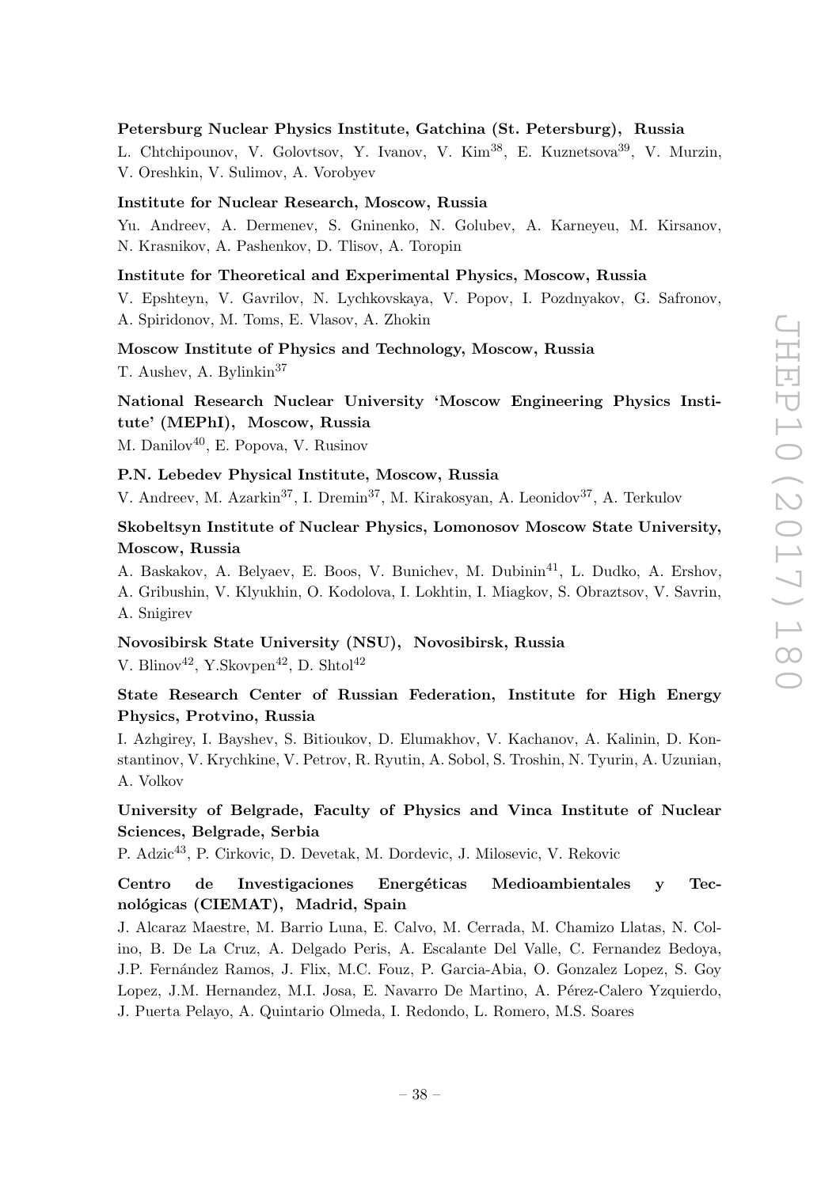**Petersburg Nuclear Physics Institute, Gatchina (St. Petersburg), Russia**

L. Chtchipounov, V. Golovtsov, Y. Ivanov, V. Kim[38], E. Kuznetsova[39], V. Murzin, V. Oreshkin, V. Sulimov, A. Vorobyev

**Institute for Nuclear Research, Moscow, Russia**

Yu. Andreev, A. Dermenev, S. Gninenko, N. Golubev, A. Karneyeu, M. Kirsanov, N. Krasnikov, A. Pashenkov, D. Tlisov, A. Toropin

**Institute for Theoretical and Experimental Physics, Moscow, Russia**

V. Epshteyn, V. Gavrilov, N. Lychkovskaya, V. Popov, I. Pozdnyakov, G. Safronov, A. Spiridonov, M. Toms, E. Vlasov, A. Zhokin

**Moscow Institute of Physics and Technology, Moscow, Russia**

T. Aushev, A. Bylinkin[37]

**National Research Nuclear University 'Moscow Engineering Physics Institute' (MEPhI), Moscow, Russia**

M. Danilov[40], E. Popova, V. Rusinov

**P.N. Lebedev Physical Institute, Moscow, Russia**

V. Andreev, M. Azarkin[37], I. Dremin[37], M. Kirakosyan, A. Leonidov[37], A. Terkulov

**Skobeltsyn Institute of Nuclear Physics, Lomonosov Moscow State University, Moscow, Russia**

A. Baskakov, A. Belyaev, E. Boos, V. Bunichev, M. Dubinin[41], L. Dudko, A. Ershov, A. Gribushin, V. Klyukhin, O. Kodolova, I. Lokhtin, I. Miagkov, S. Obraztsov, V. Savrin, A. Snigirev

**Novosibirsk State University (NSU), Novosibirsk, Russia**

V. Blinov[42], Y.Skovpen[42], D. Shtol[42]

**State Research Center of Russian Federation, Institute for High Energy Physics, Protvino, Russia**

I. Azhgirey, I. Bayshev, S. Bitioukov, D. Elumakhov, V. Kachanov, A. Kalinin, D. Konstantinov, V. Krychkine, V. Petrov, R. Ryutin, A. Sobol, S. Troshin, N. Tyurin, A. Uzunian, A. Volkov

**University of Belgrade, Faculty of Physics and Vinca Institute of Nuclear Sciences, Belgrade, Serbia**

P. Adzic[43], P. Cirkovic, D. Devetak, M. Dordevic, J. Milosevic, V. Rekovic

**Centro de Investigaciones Energéticas Medioambientales y Tecnológicas (CIEMAT), Madrid, Spain**

J. Alcaraz Maestre, M. Barrio Luna, E. Calvo, M. Cerrada, M. Chamizo Llatas, N. Colino, B. De La Cruz, A. Delgado Peris, A. Escalante Del Valle, C. Fernandez Bedoya, J.P. Fernández Ramos, J. Flix, M.C. Fouz, P. Garcia-Abia, O. Gonzalez Lopez, S. Goy Lopez, J.M. Hernandez, M.I. Josa, E. Navarro De Martino, A. Pérez-Calero Yzquierdo, J. Puerta Pelayo, A. Quintario Olmeda, I. Redondo, L. Romero, M.S. Soares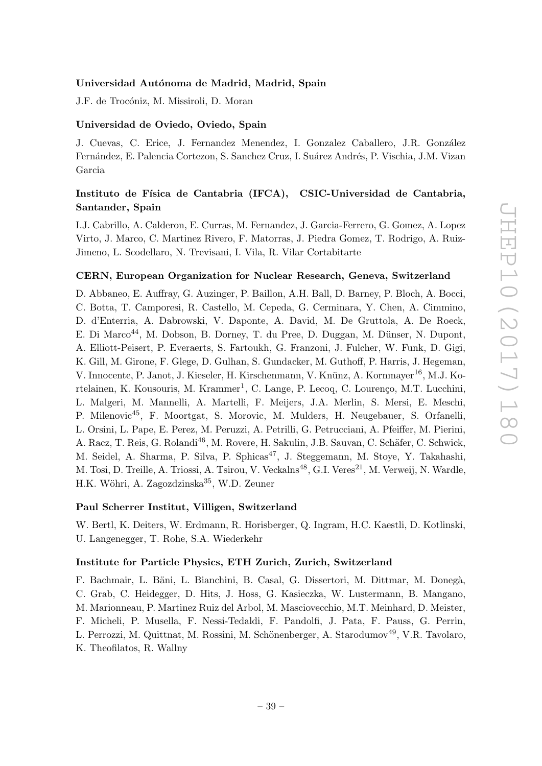### Universidad Autónoma de Madrid, Madrid, Spain

J.F. de Trocóniz, M. Missiroli, D. Moran

### Universidad de Oviedo, Oviedo, Spain

J. Cuevas, C. Erice, J. Fernandez Menendez, I. Gonzalez Caballero, J.R. González Fernández, E. Palencia Cortezon, S. Sanchez Cruz, I. Suárez Andrés, P. Vischia, J.M. Vizan Garcia

### Instituto de Física de Cantabria (IFCA), CSIC-Universidad de Cantabria, Santander, Spain

I.J. Cabrillo, A. Calderon, E. Curras, M. Fernandez, J. Garcia-Ferrero, G. Gomez, A. Lopez Virto, J. Marco, C. Martinez Rivero, F. Matorras, J. Piedra Gomez, T. Rodrigo, A. Ruiz-Jimeno, L. Scodellaro, N. Trevisani, I. Vila, R. Vilar Cortabitarte

### CERN, European Organization for Nuclear Research, Geneva, Switzerland

D. Abbaneo, E. Auffray, G. Auzinger, P. Baillon, A.H. Ball, D. Barney, P. Bloch, A. Bocci, C. Botta, T. Camporesi, R. Castello, M. Cepeda, G. Cerminara, Y. Chen, A. Cimmino, D. d'Enterria, A. Dabrowski, V. Daponte, A. David, M. De Gruttola, A. De Roeck, E. Di Marco[44], M. Dobson, B. Dorney, T. du Pree, D. Duggan, M. Dünser, N. Dupont, A. Elliott-Peisert, P. Everaerts, S. Fartoukh, G. Franzoni, J. Fulcher, W. Funk, D. Gigi, K. Gill, M. Girone, F. Glege, D. Gulhan, S. Gundacker, M. Guthoff, P. Harris, J. Hegeman, V. Innocente, P. Janot, J. Kieseler, H. Kirschenmann, V. Knünz, A. Kornmayer[16], M.J. Kortelainen, K. Kousouris, M. Krammer[1], C. Lange, P. Lecoq, C. Lourenço, M.T. Lucchini, L. Malgeri, M. Mannelli, A. Martelli, F. Meijers, J.A. Merlin, S. Mersi, E. Meschi, P. Milenovic[45], F. Moortgat, S. Morovic, M. Mulders, H. Neugebauer, S. Orfanelli, L. Orsini, L. Pape, E. Perez, M. Peruzzi, A. Petrilli, G. Petrucciani, A. Pfeiffer, M. Pierini, A. Racz, T. Reis, G. Rolandi[46], M. Rovere, H. Sakulin, J.B. Sauvan, C. Schäfer, C. Schwick, M. Seidel, A. Sharma, P. Silva, P. Sphicas[47], J. Steggemann, M. Stoye, Y. Takahashi, M. Tosi, D. Treille, A. Triossi, A. Tsirou, V. Veckalns[48], G.I. Veres[21], M. Verweij, N. Wardle, H.K. Wöhri, A. Zagozdzinska[35], W.D. Zeuner

### Paul Scherrer Institut, Villigen, Switzerland

W. Bertl, K. Deiters, W. Erdmann, R. Horisberger, Q. Ingram, H.C. Kaestli, D. Kotlinski, U. Langenegger, T. Rohe, S.A. Wiederkehr

### Institute for Particle Physics, ETH Zurich, Zurich, Switzerland

F. Bachmair, L. Bäni, L. Bianchini, B. Casal, G. Dissertori, M. Dittmar, M. Donegà, C. Grab, C. Heidegger, D. Hits, J. Hoss, G. Kasieczka, W. Lustermann, B. Mangano, M. Marionneau, P. Martinez Ruiz del Arbol, M. Masciovecchio, M.T. Meinhard, D. Meister, F. Micheli, P. Musella, F. Nessi-Tedaldi, F. Pandolfi, J. Pata, F. Pauss, G. Perrin, L. Perrozzi, M. Quittnat, M. Rossini, M. Schönenberger, A. Starodumov[49], V.R. Tavolaro, K. Theofilatos, R. Wallny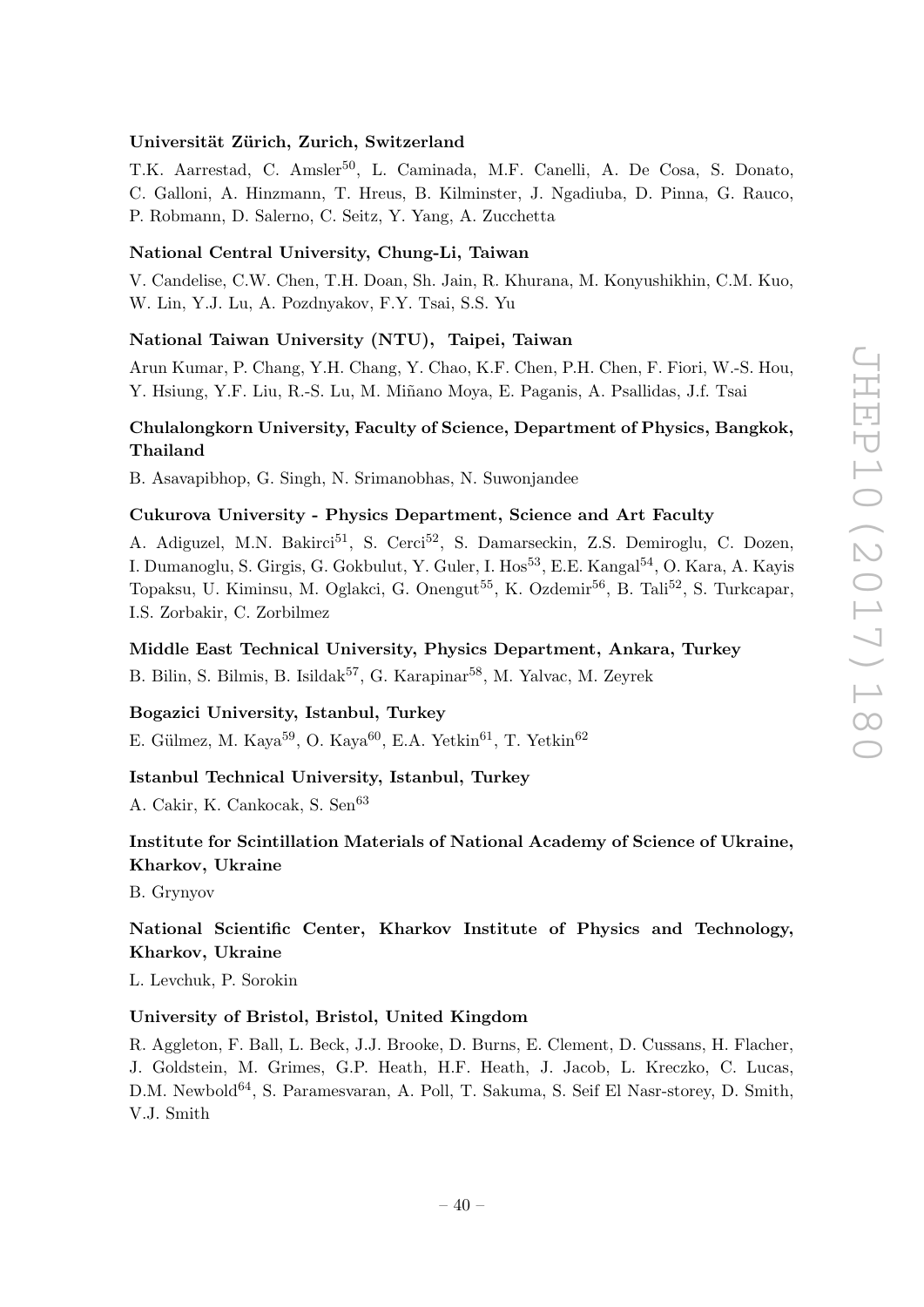**Universität Zürich, Zurich, Switzerland**

T.K. Aarrestad, C. Amsler[50], L. Caminada, M.F. Canelli, A. De Cosa, S. Donato, C. Galloni, A. Hinzmann, T. Hreus, B. Kilminster, J. Ngadiuba, D. Pinna, G. Rauco, P. Robmann, D. Salerno, C. Seitz, Y. Yang, A. Zucchetta

**National Central University, Chung-Li, Taiwan**

V. Candelise, C.W. Chen, T.H. Doan, Sh. Jain, R. Khurana, M. Konyushikhin, C.M. Kuo, W. Lin, Y.J. Lu, A. Pozdnyakov, F.Y. Tsai, S.S. Yu

**National Taiwan University (NTU), Taipei, Taiwan**

Arun Kumar, P. Chang, Y.H. Chang, Y. Chao, K.F. Chen, P.H. Chen, F. Fiori, W.-S. Hou, Y. Hsiung, Y.F. Liu, R.-S. Lu, M. Miñano Moya, E. Paganis, A. Psallidas, J.f. Tsai

**Chulalongkorn University, Faculty of Science, Department of Physics, Bangkok, Thailand**

B. Asavapibhop, G. Singh, N. Srimanobhas, N. Suwonjandee

**Cukurova University - Physics Department, Science and Art Faculty**

A. Adiguzel, M.N. Bakirci[51], S. Cerci[52], S. Damarseckin, Z.S. Demiroglu, C. Dozen, I. Dumanoglu, S. Girgis, G. Gokbulut, Y. Guler, I. Hos[53], E.E. Kangal[54], O. Kara, A. Kayis Topaksu, U. Kiminsu, M. Oglakci, G. Onengut[55], K. Ozdemir[56], B. Tali[52], S. Turkcapar, I.S. Zorbakir, C. Zorbilmez

**Middle East Technical University, Physics Department, Ankara, Turkey**

B. Bilin, S. Bilmis, B. Isildak[57], G. Karapinar[58], M. Yalvac, M. Zeyrek

**Bogazici University, Istanbul, Turkey**

E. Gülmez, M. Kaya[59], O. Kaya[60], E.A. Yetkin[61], T. Yetkin[62]

**Istanbul Technical University, Istanbul, Turkey**

A. Cakir, K. Cankocak, S. Sen[63]

**Institute for Scintillation Materials of National Academy of Science of Ukraine, Kharkov, Ukraine**

B. Grynyov

**National Scientific Center, Kharkov Institute of Physics and Technology, Kharkov, Ukraine**

L. Levchuk, P. Sorokin

**University of Bristol, Bristol, United Kingdom**

R. Aggleton, F. Ball, L. Beck, J.J. Brooke, D. Burns, E. Clement, D. Cussans, H. Flacher, J. Goldstein, M. Grimes, G.P. Heath, H.F. Heath, J. Jacob, L. Kreczko, C. Lucas, D.M. Newbold[64], S. Paramesvaran, A. Poll, T. Sakuma, S. Seif El Nasr-storey, D. Smith, V.J. Smith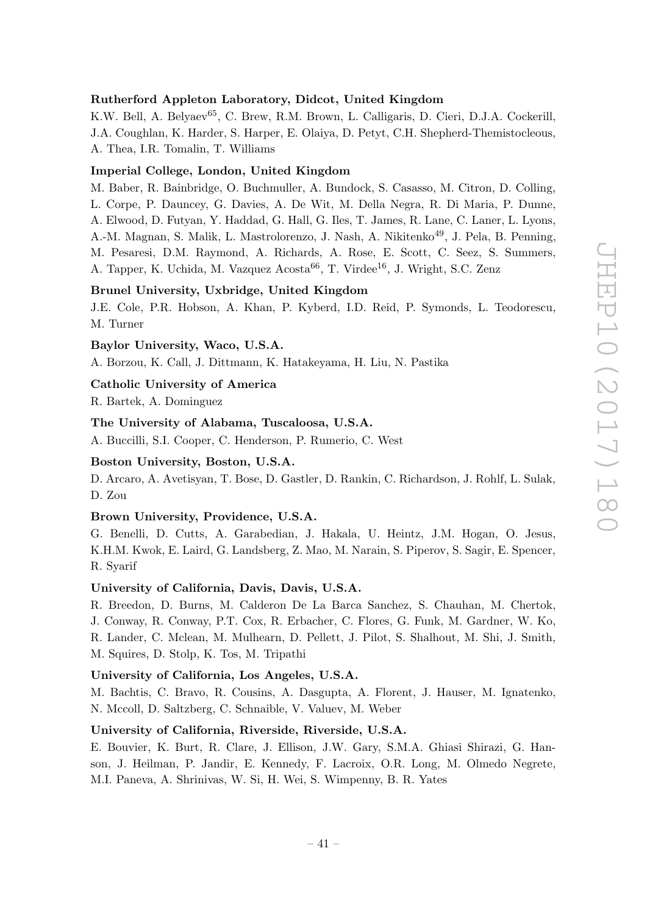**Rutherford Appleton Laboratory, Didcot, United Kingdom**

K.W. Bell, A. Belyaev[65], C. Brew, R.M. Brown, L. Calligaris, D. Cieri, D.J.A. Cockerill, J.A. Coughlan, K. Harder, S. Harper, E. Olaiya, D. Petyt, C.H. Shepherd-Themistocleous, A. Thea, I.R. Tomalin, T. Williams

**Imperial College, London, United Kingdom**

M. Baber, R. Bainbridge, O. Buchmuller, A. Bundock, S. Casasso, M. Citron, D. Colling, L. Corpe, P. Dauncey, G. Davies, A. De Wit, M. Della Negra, R. Di Maria, P. Dunne, A. Elwood, D. Futyan, Y. Haddad, G. Hall, G. Iles, T. James, R. Lane, C. Laner, L. Lyons, A.-M. Magnan, S. Malik, L. Mastrolorenzo, J. Nash, A. Nikitenko[49], J. Pela, B. Penning, M. Pesaresi, D.M. Raymond, A. Richards, A. Rose, E. Scott, C. Seez, S. Summers, A. Tapper, K. Uchida, M. Vazquez Acosta[66], T. Virdee[16], J. Wright, S.C. Zenz

**Brunel University, Uxbridge, United Kingdom**

J.E. Cole, P.R. Hobson, A. Khan, P. Kyberd, I.D. Reid, P. Symonds, L. Teodorescu, M. Turner

**Baylor University, Waco, U.S.A.**

A. Borzou, K. Call, J. Dittmann, K. Hatakeyama, H. Liu, N. Pastika

**Catholic University of America**

R. Bartek, A. Dominguez

**The University of Alabama, Tuscaloosa, U.S.A.**

A. Buccilli, S.I. Cooper, C. Henderson, P. Rumerio, C. West

**Boston University, Boston, U.S.A.**

D. Arcaro, A. Avetisyan, T. Bose, D. Gastler, D. Rankin, C. Richardson, J. Rohlf, L. Sulak, D. Zou

**Brown University, Providence, U.S.A.**

G. Benelli, D. Cutts, A. Garabedian, J. Hakala, U. Heintz, J.M. Hogan, O. Jesus, K.H.M. Kwok, E. Laird, G. Landsberg, Z. Mao, M. Narain, S. Piperov, S. Sagir, E. Spencer, R. Syarif

**University of California, Davis, Davis, U.S.A.**

R. Breedon, D. Burns, M. Calderon De La Barca Sanchez, S. Chauhan, M. Chertok, J. Conway, R. Conway, P.T. Cox, R. Erbacher, C. Flores, G. Funk, M. Gardner, W. Ko, R. Lander, C. Mclean, M. Mulhearn, D. Pellett, J. Pilot, S. Shalhout, M. Shi, J. Smith, M. Squires, D. Stolp, K. Tos, M. Tripathi

**University of California, Los Angeles, U.S.A.**

M. Bachtis, C. Bravo, R. Cousins, A. Dasgupta, A. Florent, J. Hauser, M. Ignatenko, N. Mccoll, D. Saltzberg, C. Schnaible, V. Valuev, M. Weber

**University of California, Riverside, Riverside, U.S.A.**

E. Bouvier, K. Burt, R. Clare, J. Ellison, J.W. Gary, S.M.A. Ghiasi Shirazi, G. Hanson, J. Heilman, P. Jandir, E. Kennedy, F. Lacroix, O.R. Long, M. Olmedo Negrete, M.I. Paneva, A. Shrinivas, W. Si, H. Wei, S. Wimpenny, B. R. Yates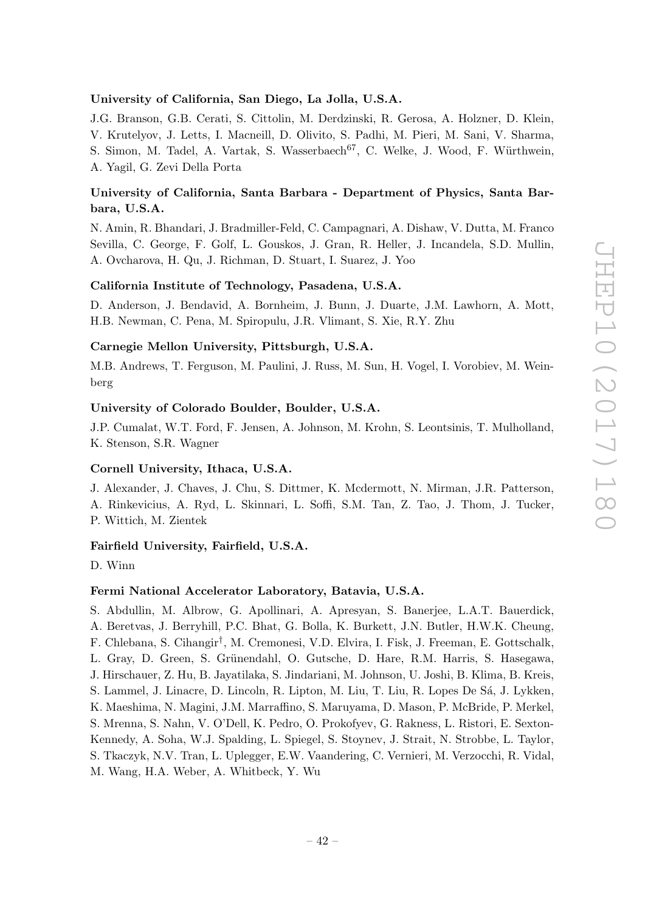### University of California, San Diego, La Jolla, U.S.A.

J.G. Branson, G.B. Cerati, S. Cittolin, M. Derdzinski, R. Gerosa, A. Holzner, D. Klein, V. Krutelyov, J. Letts, I. Macneill, D. Olivito, S. Padhi, M. Pieri, M. Sani, V. Sharma, S. Simon, M. Tadel, A. Vartak, S. Wasserbaech[67], C. Welke, J. Wood, F. Würthwein, A. Yagil, G. Zevi Della Porta

### University of California, Santa Barbara - Department of Physics, Santa Barbara, U.S.A.

N. Amin, R. Bhandari, J. Bradmiller-Feld, C. Campagnari, A. Dishaw, V. Dutta, M. Franco Sevilla, C. George, F. Golf, L. Gouskos, J. Gran, R. Heller, J. Incandela, S.D. Mullin, A. Ovcharova, H. Qu, J. Richman, D. Stuart, I. Suarez, J. Yoo

### California Institute of Technology, Pasadena, U.S.A.

D. Anderson, J. Bendavid, A. Bornheim, J. Bunn, J. Duarte, J.M. Lawhorn, A. Mott, H.B. Newman, C. Pena, M. Spiropulu, J.R. Vlimant, S. Xie, R.Y. Zhu

### Carnegie Mellon University, Pittsburgh, U.S.A.

M.B. Andrews, T. Ferguson, M. Paulini, J. Russ, M. Sun, H. Vogel, I. Vorobiev, M. Weinberg

### University of Colorado Boulder, Boulder, U.S.A.

J.P. Cumalat, W.T. Ford, F. Jensen, A. Johnson, M. Krohn, S. Leontsinis, T. Mulholland, K. Stenson, S.R. Wagner

### Cornell University, Ithaca, U.S.A.

J. Alexander, J. Chaves, J. Chu, S. Dittmer, K. Mcdermott, N. Mirman, J.R. Patterson, A. Rinkevicius, A. Ryd, L. Skinnari, L. Soffi, S.M. Tan, Z. Tao, J. Thom, J. Tucker, P. Wittich, M. Zientek

### Fairfield University, Fairfield, U.S.A.

D. Winn

### Fermi National Accelerator Laboratory, Batavia, U.S.A.

S. Abdullin, M. Albrow, G. Apollinari, A. Apresyan, S. Banerjee, L.A.T. Bauerdick, A. Beretvas, J. Berryhill, P.C. Bhat, G. Bolla, K. Burkett, J.N. Butler, H.W.K. Cheung, F. Chlebana, S. Cihangir[†], M. Cremonesi, V.D. Elvira, I. Fisk, J. Freeman, E. Gottschalk, L. Gray, D. Green, S. Grünendahl, O. Gutsche, D. Hare, R.M. Harris, S. Hasegawa, J. Hirschauer, Z. Hu, B. Jayatilaka, S. Jindariani, M. Johnson, U. Joshi, B. Klima, B. Kreis, S. Lammel, J. Linacre, D. Lincoln, R. Lipton, M. Liu, T. Liu, R. Lopes De Sá, J. Lykken, K. Maeshima, N. Magini, J.M. Marraffino, S. Maruyama, D. Mason, P. McBride, P. Merkel, S. Mrenna, S. Nahn, V. O'Dell, K. Pedro, O. Prokofyev, G. Rakness, L. Ristori, E. Sexton-Kennedy, A. Soha, W.J. Spalding, L. Spiegel, S. Stoynev, J. Strait, N. Strobbe, L. Taylor, S. Tkaczyk, N.V. Tran, L. Uplegger, E.W. Vaandering, C. Vernieri, M. Verzocchi, R. Vidal, M. Wang, H.A. Weber, A. Whitbeck, Y. Wu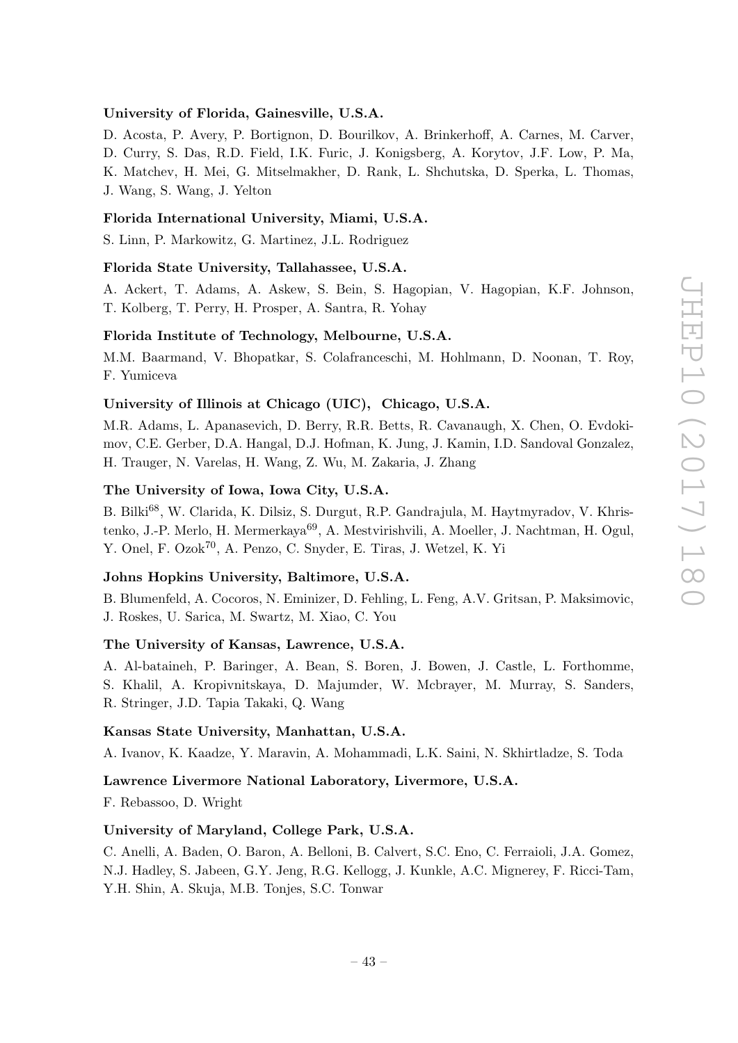**University of Florida, Gainesville, U.S.A.**

D. Acosta, P. Avery, P. Bortignon, D. Bourilkov, A. Brinkerhoff, A. Carnes, M. Carver, D. Curry, S. Das, R.D. Field, I.K. Furic, J. Konigsberg, A. Korytov, J.F. Low, P. Ma, K. Matchev, H. Mei, G. Mitselmakher, D. Rank, L. Shchutska, D. Sperka, L. Thomas, J. Wang, S. Wang, J. Yelton

**Florida International University, Miami, U.S.A.**

S. Linn, P. Markowitz, G. Martinez, J.L. Rodriguez

**Florida State University, Tallahassee, U.S.A.**

A. Ackert, T. Adams, A. Askew, S. Bein, S. Hagopian, V. Hagopian, K.F. Johnson, T. Kolberg, T. Perry, H. Prosper, A. Santra, R. Yohay

**Florida Institute of Technology, Melbourne, U.S.A.**

M.M. Baarmand, V. Bhopatkar, S. Colafranceschi, M. Hohlmann, D. Noonan, T. Roy, F. Yumiceva

**University of Illinois at Chicago (UIC), Chicago, U.S.A.**

M.R. Adams, L. Apanasevich, D. Berry, R.R. Betts, R. Cavanaugh, X. Chen, O. Evdokimov, C.E. Gerber, D.A. Hangal, D.J. Hofman, K. Jung, J. Kamin, I.D. Sandoval Gonzalez, H. Trauger, N. Varelas, H. Wang, Z. Wu, M. Zakaria, J. Zhang

**The University of Iowa, Iowa City, U.S.A.**

B. Bilki[68], W. Clarida, K. Dilsiz, S. Durgut, R.P. Gandrajula, M. Haytmyradov, V. Khristenko, J.-P. Merlo, H. Mermerkaya[69], A. Mestvirishvili, A. Moeller, J. Nachtman, H. Ogul, Y. Onel, F. Ozok[70], A. Penzo, C. Snyder, E. Tiras, J. Wetzel, K. Yi

**Johns Hopkins University, Baltimore, U.S.A.**

B. Blumenfeld, A. Cocoros, N. Eminizer, D. Fehling, L. Feng, A.V. Gritsan, P. Maksimovic, J. Roskes, U. Sarica, M. Swartz, M. Xiao, C. You

**The University of Kansas, Lawrence, U.S.A.**

A. Al-bataineh, P. Baringer, A. Bean, S. Boren, J. Bowen, J. Castle, L. Forthomme, S. Khalil, A. Kropivnitskaya, D. Majumder, W. Mcbrayer, M. Murray, S. Sanders, R. Stringer, J.D. Tapia Takaki, Q. Wang

**Kansas State University, Manhattan, U.S.A.**

A. Ivanov, K. Kaadze, Y. Maravin, A. Mohammadi, L.K. Saini, N. Skhirtladze, S. Toda

**Lawrence Livermore National Laboratory, Livermore, U.S.A.**

F. Rebassoo, D. Wright

**University of Maryland, College Park, U.S.A.**

C. Anelli, A. Baden, O. Baron, A. Belloni, B. Calvert, S.C. Eno, C. Ferraioli, J.A. Gomez, N.J. Hadley, S. Jabeen, G.Y. Jeng, R.G. Kellogg, J. Kunkle, A.C. Mignerey, F. Ricci-Tam, Y.H. Shin, A. Skuja, M.B. Tonjes, S.C. Tonwar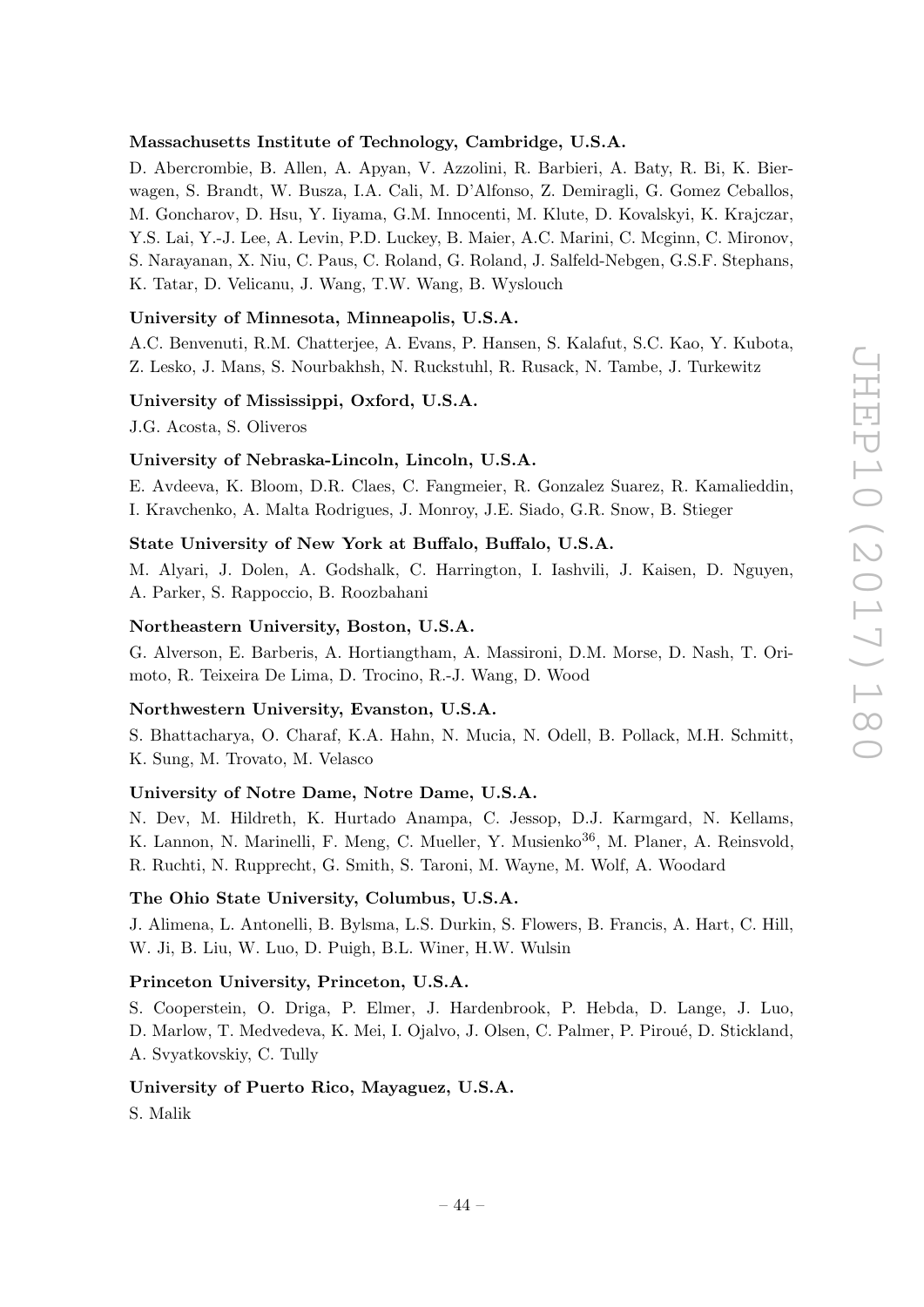**Massachusetts Institute of Technology, Cambridge, U.S.A.**

D. Abercrombie, B. Allen, A. Apyan, V. Azzolini, R. Barbieri, A. Baty, R. Bi, K. Bierwagen, S. Brandt, W. Busza, I.A. Cali, M. D'Alfonso, Z. Demiragli, G. Gomez Ceballos, M. Goncharov, D. Hsu, Y. Iiyama, G.M. Innocenti, M. Klute, D. Kovalskyi, K. Krajczar, Y.S. Lai, Y.-J. Lee, A. Levin, P.D. Luckey, B. Maier, A.C. Marini, C. Mcginn, C. Mironov, S. Narayanan, X. Niu, C. Paus, C. Roland, G. Roland, J. Salfeld-Nebgen, G.S.F. Stephans, K. Tatar, D. Velicanu, J. Wang, T.W. Wang, B. Wyslouch

**University of Minnesota, Minneapolis, U.S.A.**

A.C. Benvenuti, R.M. Chatterjee, A. Evans, P. Hansen, S. Kalafut, S.C. Kao, Y. Kubota, Z. Lesko, J. Mans, S. Nourbakhsh, N. Ruckstuhl, R. Rusack, N. Tambe, J. Turkewitz

**University of Mississippi, Oxford, U.S.A.**

J.G. Acosta, S. Oliveros

**University of Nebraska-Lincoln, Lincoln, U.S.A.**

E. Avdeeva, K. Bloom, D.R. Claes, C. Fangmeier, R. Gonzalez Suarez, R. Kamalieddin, I. Kravchenko, A. Malta Rodrigues, J. Monroy, J.E. Siado, G.R. Snow, B. Stieger

**State University of New York at Buffalo, Buffalo, U.S.A.**

M. Alyari, J. Dolen, A. Godshalk, C. Harrington, I. Iashvili, J. Kaisen, D. Nguyen, A. Parker, S. Rappoccio, B. Roozbahani

**Northeastern University, Boston, U.S.A.**

G. Alverson, E. Barberis, A. Hortiangtham, A. Massironi, D.M. Morse, D. Nash, T. Orimoto, R. Teixeira De Lima, D. Trocino, R.-J. Wang, D. Wood

**Northwestern University, Evanston, U.S.A.**

S. Bhattacharya, O. Charaf, K.A. Hahn, N. Mucia, N. Odell, B. Pollack, M.H. Schmitt, K. Sung, M. Trovato, M. Velasco

**University of Notre Dame, Notre Dame, U.S.A.**

N. Dev, M. Hildreth, K. Hurtado Anampa, C. Jessop, D.J. Karmgard, N. Kellams, K. Lannon, N. Marinelli, F. Meng, C. Mueller, Y. Musienko[36], M. Planer, A. Reinsvold, R. Ruchti, N. Rupprecht, G. Smith, S. Taroni, M. Wayne, M. Wolf, A. Woodard

**The Ohio State University, Columbus, U.S.A.**

J. Alimena, L. Antonelli, B. Bylsma, L.S. Durkin, S. Flowers, B. Francis, A. Hart, C. Hill, W. Ji, B. Liu, W. Luo, D. Puigh, B.L. Winer, H.W. Wulsin

**Princeton University, Princeton, U.S.A.**

S. Cooperstein, O. Driga, P. Elmer, J. Hardenbrook, P. Hebda, D. Lange, J. Luo, D. Marlow, T. Medvedeva, K. Mei, I. Ojalvo, J. Olsen, C. Palmer, P. Piroué, D. Stickland, A. Svyatkovskiy, C. Tully

**University of Puerto Rico, Mayaguez, U.S.A.**

S. Malik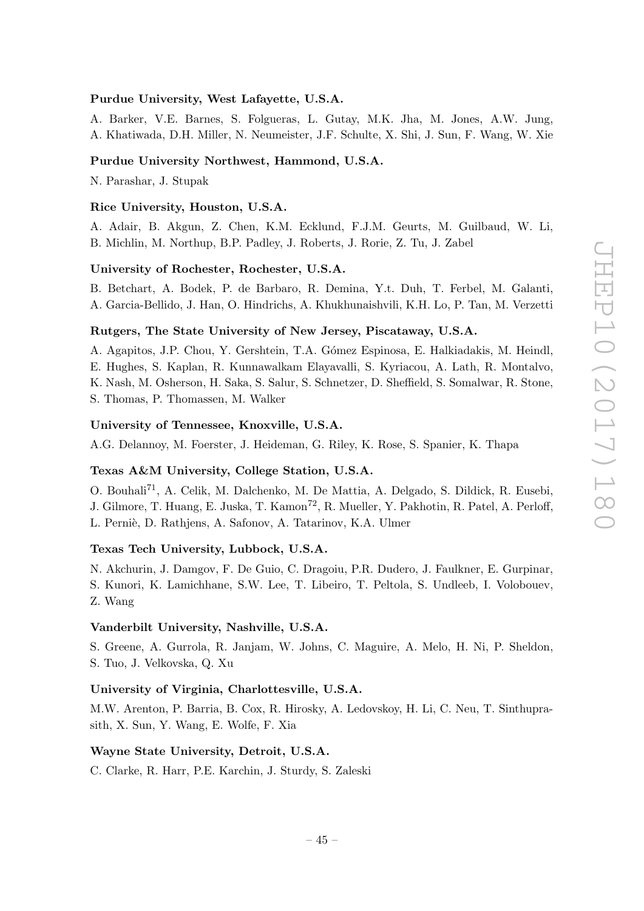**Purdue University, West Lafayette, U.S.A.**

A. Barker, V.E. Barnes, S. Folgueras, L. Gutay, M.K. Jha, M. Jones, A.W. Jung, A. Khatiwada, D.H. Miller, N. Neumeister, J.F. Schulte, X. Shi, J. Sun, F. Wang, W. Xie

**Purdue University Northwest, Hammond, U.S.A.**

N. Parashar, J. Stupak

**Rice University, Houston, U.S.A.**

A. Adair, B. Akgun, Z. Chen, K.M. Ecklund, F.J.M. Geurts, M. Guilbaud, W. Li, B. Michlin, M. Northup, B.P. Padley, J. Roberts, J. Rorie, Z. Tu, J. Zabel

**University of Rochester, Rochester, U.S.A.**

B. Betchart, A. Bodek, P. de Barbaro, R. Demina, Y.t. Duh, T. Ferbel, M. Galanti, A. Garcia-Bellido, J. Han, O. Hindrichs, A. Khukhunaishvili, K.H. Lo, P. Tan, M. Verzetti

**Rutgers, The State University of New Jersey, Piscataway, U.S.A.**

A. Agapitos, J.P. Chou, Y. Gershtein, T.A. Gómez Espinosa, E. Halkiadakis, M. Heindl, E. Hughes, S. Kaplan, R. Kunnawalkam Elayavalli, S. Kyriacou, A. Lath, R. Montalvo, K. Nash, M. Osherson, H. Saka, S. Salur, S. Schnetzer, D. Sheffield, S. Somalwar, R. Stone, S. Thomas, P. Thomassen, M. Walker

**University of Tennessee, Knoxville, U.S.A.**

A.G. Delannoy, M. Foerster, J. Heideman, G. Riley, K. Rose, S. Spanier, K. Thapa

**Texas A&M University, College Station, U.S.A.**

O. Bouhali[71], A. Celik, M. Dalchenko, M. De Mattia, A. Delgado, S. Dildick, R. Eusebi, J. Gilmore, T. Huang, E. Juska, T. Kamon[72], R. Mueller, Y. Pakhotin, R. Patel, A. Perloff, L. Perniè, D. Rathjens, A. Safonov, A. Tatarinov, K.A. Ulmer

**Texas Tech University, Lubbock, U.S.A.**

N. Akchurin, J. Damgov, F. De Guio, C. Dragoiu, P.R. Dudero, J. Faulkner, E. Gurpinar, S. Kunori, K. Lamichhane, S.W. Lee, T. Libeiro, T. Peltola, S. Undleeb, I. Volobouev, Z. Wang

**Vanderbilt University, Nashville, U.S.A.**

S. Greene, A. Gurrola, R. Janjam, W. Johns, C. Maguire, A. Melo, H. Ni, P. Sheldon, S. Tuo, J. Velkovska, Q. Xu

**University of Virginia, Charlottesville, U.S.A.**

M.W. Arenton, P. Barria, B. Cox, R. Hirosky, A. Ledovskoy, H. Li, C. Neu, T. Sinthuprasith, X. Sun, Y. Wang, E. Wolfe, F. Xia

**Wayne State University, Detroit, U.S.A.**

C. Clarke, R. Harr, P.E. Karchin, J. Sturdy, S. Zaleski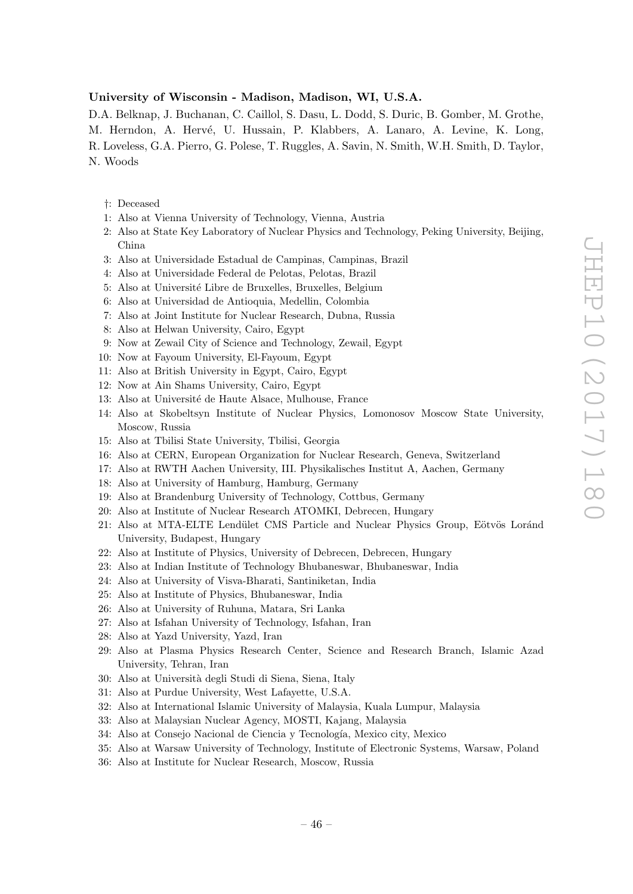**University of Wisconsin - Madison, Madison, WI, U.S.A.**

D.A. Belknap, J. Buchanan, C. Caillol, S. Dasu, L. Dodd, S. Duric, B. Gomber, M. Grothe, M. Herndon, A. Hervé, U. Hussain, P. Klabbers, A. Lanaro, A. Levine, K. Long, R. Loveless, G.A. Pierro, G. Polese, T. Ruggles, A. Savin, N. Smith, W.H. Smith, D. Taylor, N. Woods

†: Deceased

1: Also at Vienna University of Technology, Vienna, Austria

2: Also at State Key Laboratory of Nuclear Physics and Technology, Peking University, Beijing, China

3: Also at Universidade Estadual de Campinas, Campinas, Brazil

4: Also at Universidade Federal de Pelotas, Pelotas, Brazil

5: Also at Université Libre de Bruxelles, Bruxelles, Belgium

6: Also at Universidad de Antioquia, Medellin, Colombia

7: Also at Joint Institute for Nuclear Research, Dubna, Russia

8: Also at Helwan University, Cairo, Egypt

9: Now at Zewail City of Science and Technology, Zewail, Egypt

10: Now at Fayoum University, El-Fayoum, Egypt

11: Also at British University in Egypt, Cairo, Egypt

12: Now at Ain Shams University, Cairo, Egypt

13: Also at Université de Haute Alsace, Mulhouse, France

14: Also at Skobeltsyn Institute of Nuclear Physics, Lomonosov Moscow State University, Moscow, Russia

15: Also at Tbilisi State University, Tbilisi, Georgia

16: Also at CERN, European Organization for Nuclear Research, Geneva, Switzerland

17: Also at RWTH Aachen University, III. Physikalisches Institut A, Aachen, Germany

18: Also at University of Hamburg, Hamburg, Germany

19: Also at Brandenburg University of Technology, Cottbus, Germany

20: Also at Institute of Nuclear Research ATOMKI, Debrecen, Hungary

21: Also at MTA-ELTE Lendület CMS Particle and Nuclear Physics Group, Eötvös Loránd University, Budapest, Hungary

22: Also at Institute of Physics, University of Debrecen, Debrecen, Hungary

23: Also at Indian Institute of Technology Bhubaneswar, Bhubaneswar, India

24: Also at University of Visva-Bharati, Santiniketan, India

25: Also at Institute of Physics, Bhubaneswar, India

26: Also at University of Ruhuna, Matara, Sri Lanka

27: Also at Isfahan University of Technology, Isfahan, Iran

28: Also at Yazd University, Yazd, Iran

29: Also at Plasma Physics Research Center, Science and Research Branch, Islamic Azad University, Tehran, Iran

30: Also at Università degli Studi di Siena, Siena, Italy

31: Also at Purdue University, West Lafayette, U.S.A.

32: Also at International Islamic University of Malaysia, Kuala Lumpur, Malaysia

33: Also at Malaysian Nuclear Agency, MOSTI, Kajang, Malaysia

34: Also at Consejo Nacional de Ciencia y Tecnología, Mexico city, Mexico

35: Also at Warsaw University of Technology, Institute of Electronic Systems, Warsaw, Poland

36: Also at Institute for Nuclear Research, Moscow, Russia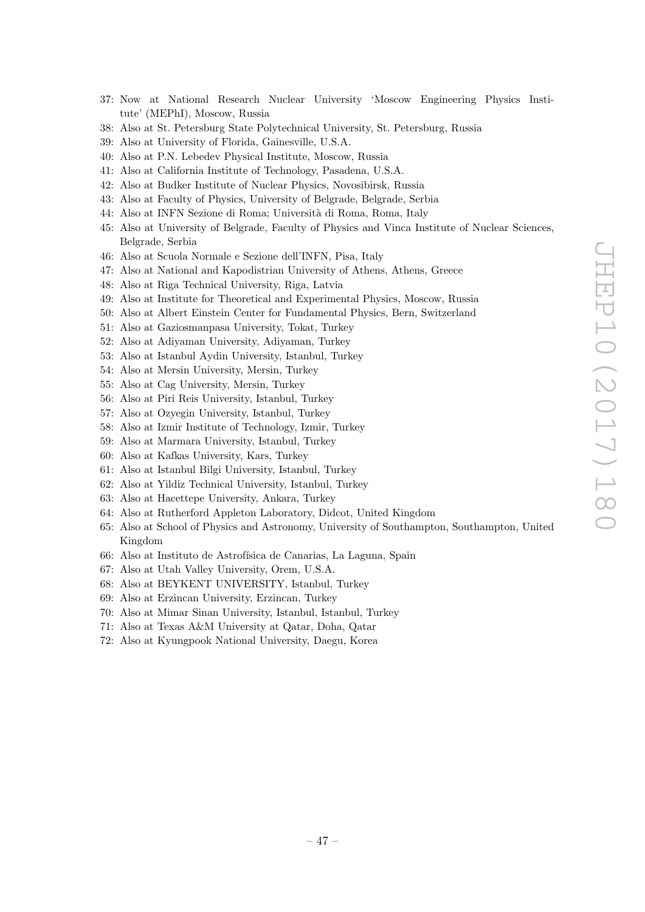37: Now at National Research Nuclear University 'Moscow Engineering Physics Institute' (MEPhI), Moscow, Russia
38: Also at St. Petersburg State Polytechnical University, St. Petersburg, Russia
39: Also at University of Florida, Gainesville, U.S.A.
40: Also at P.N. Lebedev Physical Institute, Moscow, Russia
41: Also at California Institute of Technology, Pasadena, U.S.A.
42: Also at Budker Institute of Nuclear Physics, Novosibirsk, Russia
43: Also at Faculty of Physics, University of Belgrade, Belgrade, Serbia
44: Also at INFN Sezione di Roma; Università di Roma, Roma, Italy
45: Also at University of Belgrade, Faculty of Physics and Vinca Institute of Nuclear Sciences, Belgrade, Serbia
46: Also at Scuola Normale e Sezione dell'INFN, Pisa, Italy
47: Also at National and Kapodistrian University of Athens, Athens, Greece
48: Also at Riga Technical University, Riga, Latvia
49: Also at Institute for Theoretical and Experimental Physics, Moscow, Russia
50: Also at Albert Einstein Center for Fundamental Physics, Bern, Switzerland
51: Also at Gaziosmanpasa University, Tokat, Turkey
52: Also at Adiyaman University, Adiyaman, Turkey
53: Also at Istanbul Aydin University, Istanbul, Turkey
54: Also at Mersin University, Mersin, Turkey
55: Also at Cag University, Mersin, Turkey
56: Also at Piri Reis University, Istanbul, Turkey
57: Also at Ozyegin University, Istanbul, Turkey
58: Also at Izmir Institute of Technology, Izmir, Turkey
59: Also at Marmara University, Istanbul, Turkey
60: Also at Kafkas University, Kars, Turkey
61: Also at Istanbul Bilgi University, Istanbul, Turkey
62: Also at Yildiz Technical University, Istanbul, Turkey
63: Also at Hacettepe University, Ankara, Turkey
64: Also at Rutherford Appleton Laboratory, Didcot, United Kingdom
65: Also at School of Physics and Astronomy, University of Southampton, Southampton, United Kingdom
66: Also at Instituto de Astrofísica de Canarias, La Laguna, Spain
67: Also at Utah Valley University, Orem, U.S.A.
68: Also at BEYKENT UNIVERSITY, Istanbul, Turkey
69: Also at Erzincan University, Erzincan, Turkey
70: Also at Mimar Sinan University, Istanbul, Istanbul, Turkey
71: Also at Texas A&M University at Qatar, Doha, Qatar
72: Also at Kyungpook National University, Daegu, Korea